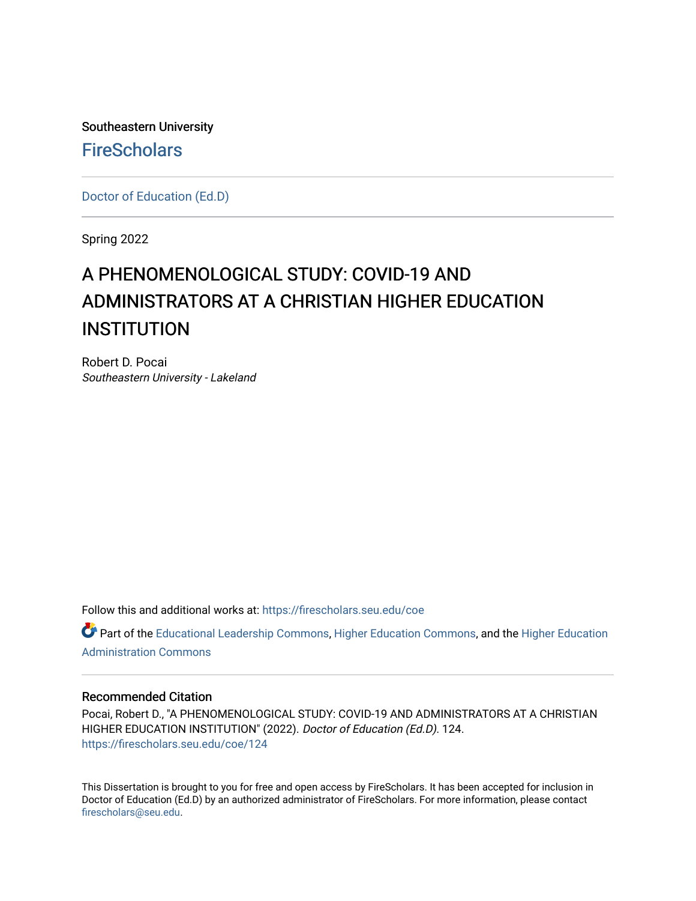Southeastern University

FireScholars

Doctor of Education (Ed.D)

Spring 2022

# A PHENOMENOLOGICAL STUDY: COVID-19 AND ADMINISTRATORS AT A CHRISTIAN HIGHER EDUCATION INSTITUTION

Robert D. Pocai
*Southeastern University - Lakeland*

Follow this and additional works at: https://firescholars.seu.edu/coe

Part of the Educational Leadership Commons, Higher Education Commons, and the Higher Education Administration Commons

## Recommended Citation

Pocai, Robert D., "A PHENOMENOLOGICAL STUDY: COVID-19 AND ADMINISTRATORS AT A CHRISTIAN HIGHER EDUCATION INSTITUTION" (2022). *Doctor of Education (Ed.D)*. 124.
https://firescholars.seu.edu/coe/124

This Dissertation is brought to you for free and open access by FireScholars. It has been accepted for inclusion in Doctor of Education (Ed.D) by an authorized administrator of FireScholars. For more information, please contact firescholars@seu.edu.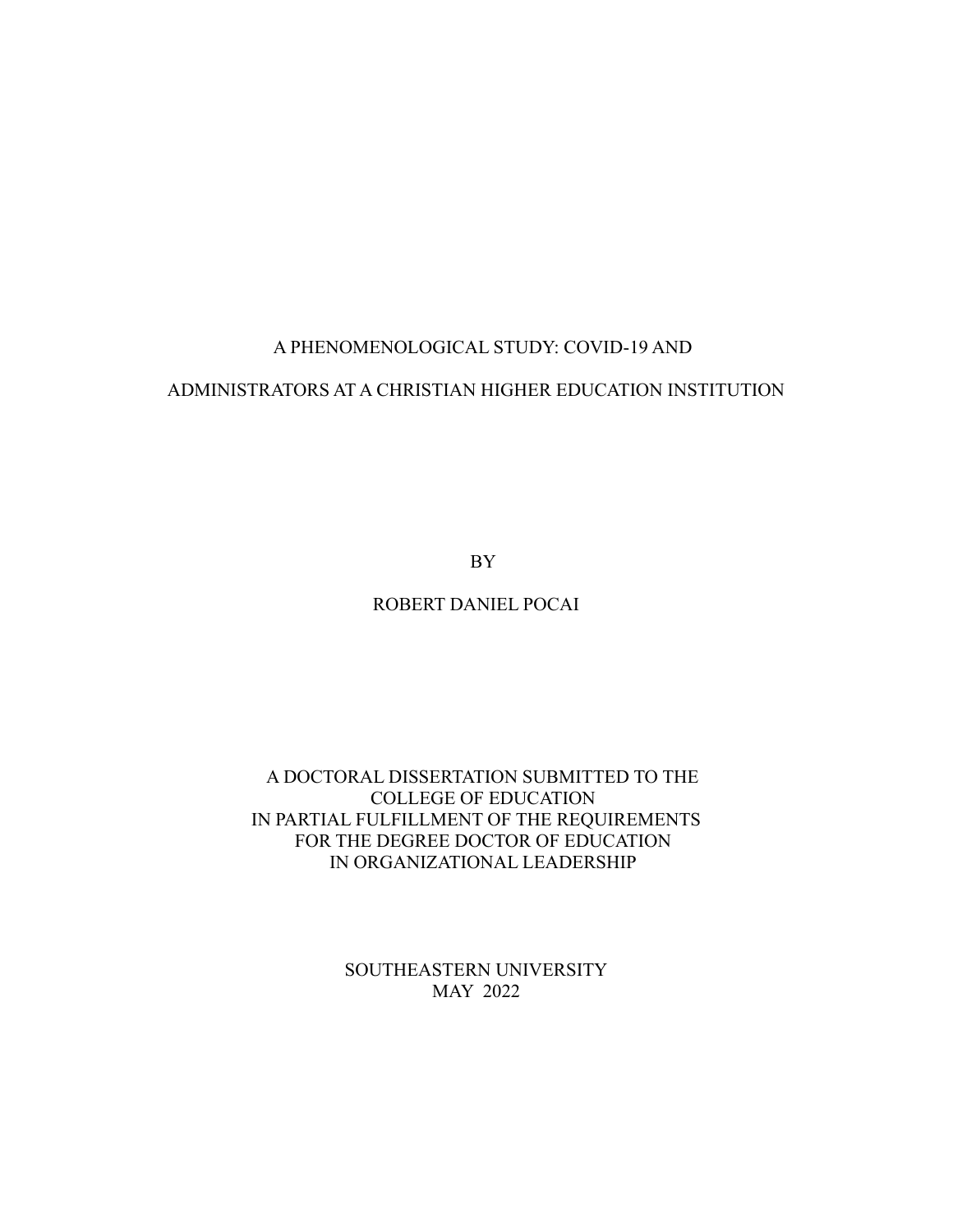# A PHENOMENOLOGICAL STUDY: COVID-19 AND ADMINISTRATORS AT A CHRISTIAN HIGHER EDUCATION INSTITUTION

BY

ROBERT DANIEL POCAI

A DOCTORAL DISSERTATION SUBMITTED TO THE
COLLEGE OF EDUCATION
IN PARTIAL FULFILLMENT OF THE REQUIREMENTS
FOR THE DEGREE DOCTOR OF EDUCATION
IN ORGANIZATIONAL LEADERSHIP

SOUTHEASTERN UNIVERSITY
MAY 2022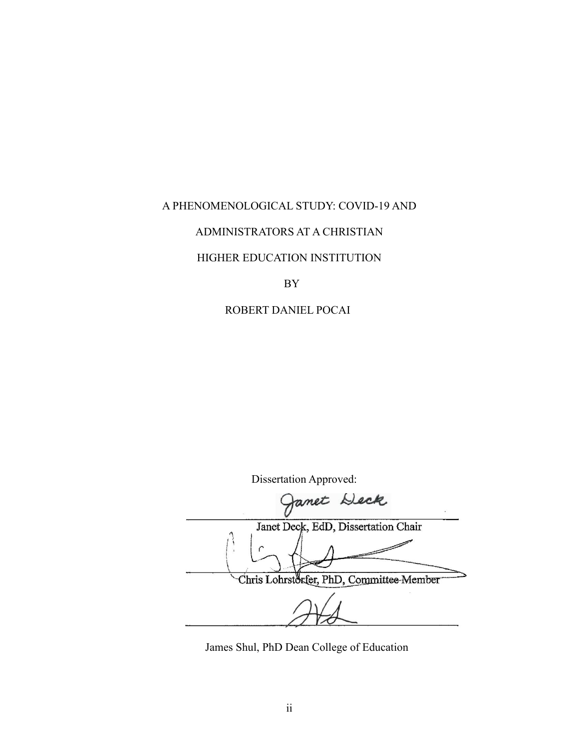A PHENOMENOLOGICAL STUDY: COVID-19 AND

ADMINISTRATORS AT A CHRISTIAN

HIGHER EDUCATION INSTITUTION

BY

ROBERT DANIEL POCAI

Dissertation Approved:

Janet Deck, EdD, Dissertation Chair

Chris Lohrstorfer, PhD, Committee Member

James Shul, PhD Dean College of Education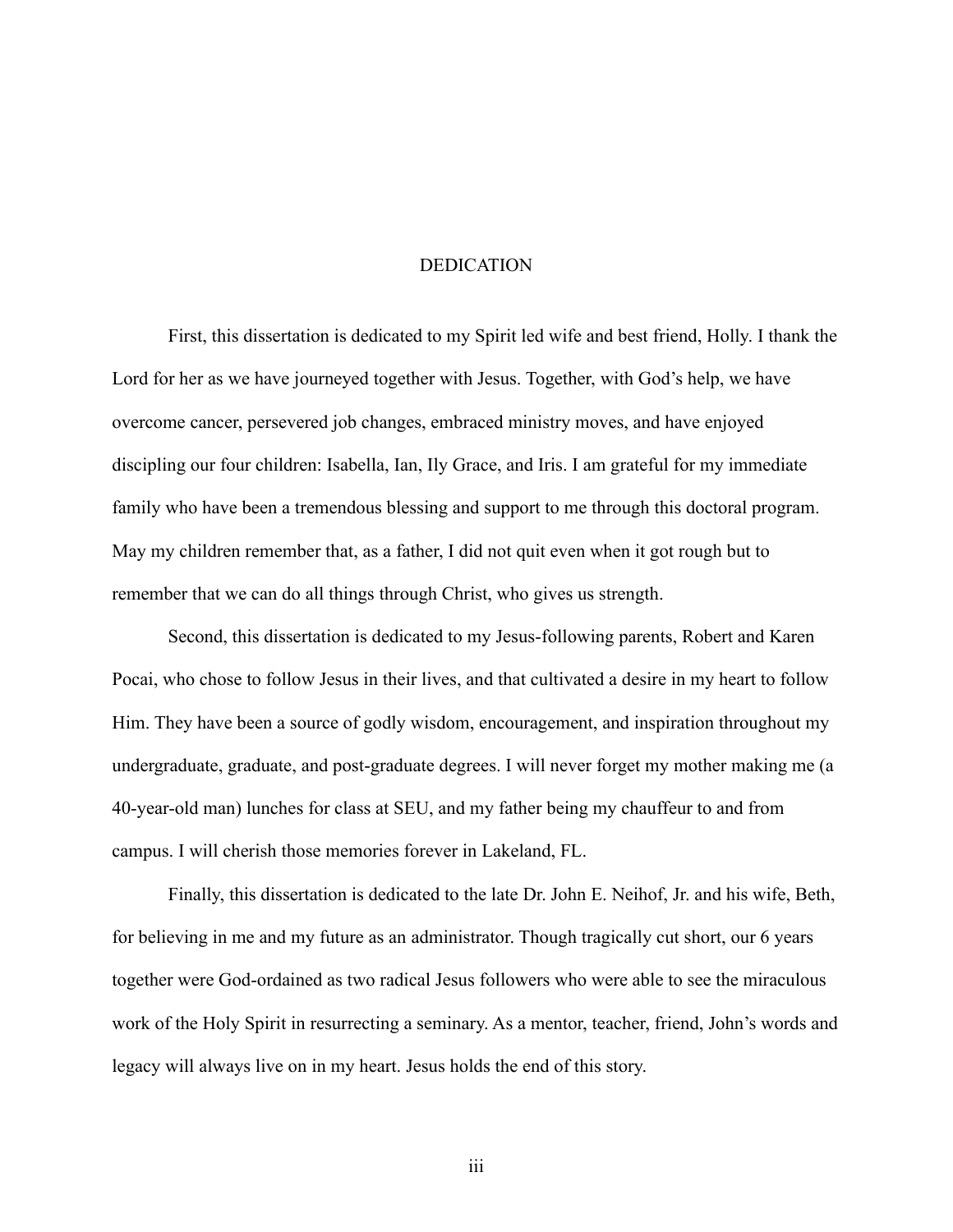# DEDICATION

First, this dissertation is dedicated to my Spirit led wife and best friend, Holly. I thank the Lord for her as we have journeyed together with Jesus. Together, with God's help, we have overcome cancer, persevered job changes, embraced ministry moves, and have enjoyed discipling our four children: Isabella, Ian, Ily Grace, and Iris. I am grateful for my immediate family who have been a tremendous blessing and support to me through this doctoral program. May my children remember that, as a father, I did not quit even when it got rough but to remember that we can do all things through Christ, who gives us strength.

Second, this dissertation is dedicated to my Jesus-following parents, Robert and Karen Pocai, who chose to follow Jesus in their lives, and that cultivated a desire in my heart to follow Him. They have been a source of godly wisdom, encouragement, and inspiration throughout my undergraduate, graduate, and post-graduate degrees. I will never forget my mother making me (a 40-year-old man) lunches for class at SEU, and my father being my chauffeur to and from campus. I will cherish those memories forever in Lakeland, FL.

Finally, this dissertation is dedicated to the late Dr. John E. Neihof, Jr. and his wife, Beth, for believing in me and my future as an administrator. Though tragically cut short, our 6 years together were God-ordained as two radical Jesus followers who were able to see the miraculous work of the Holy Spirit in resurrecting a seminary. As a mentor, teacher, friend, John's words and legacy will always live on in my heart. Jesus holds the end of this story.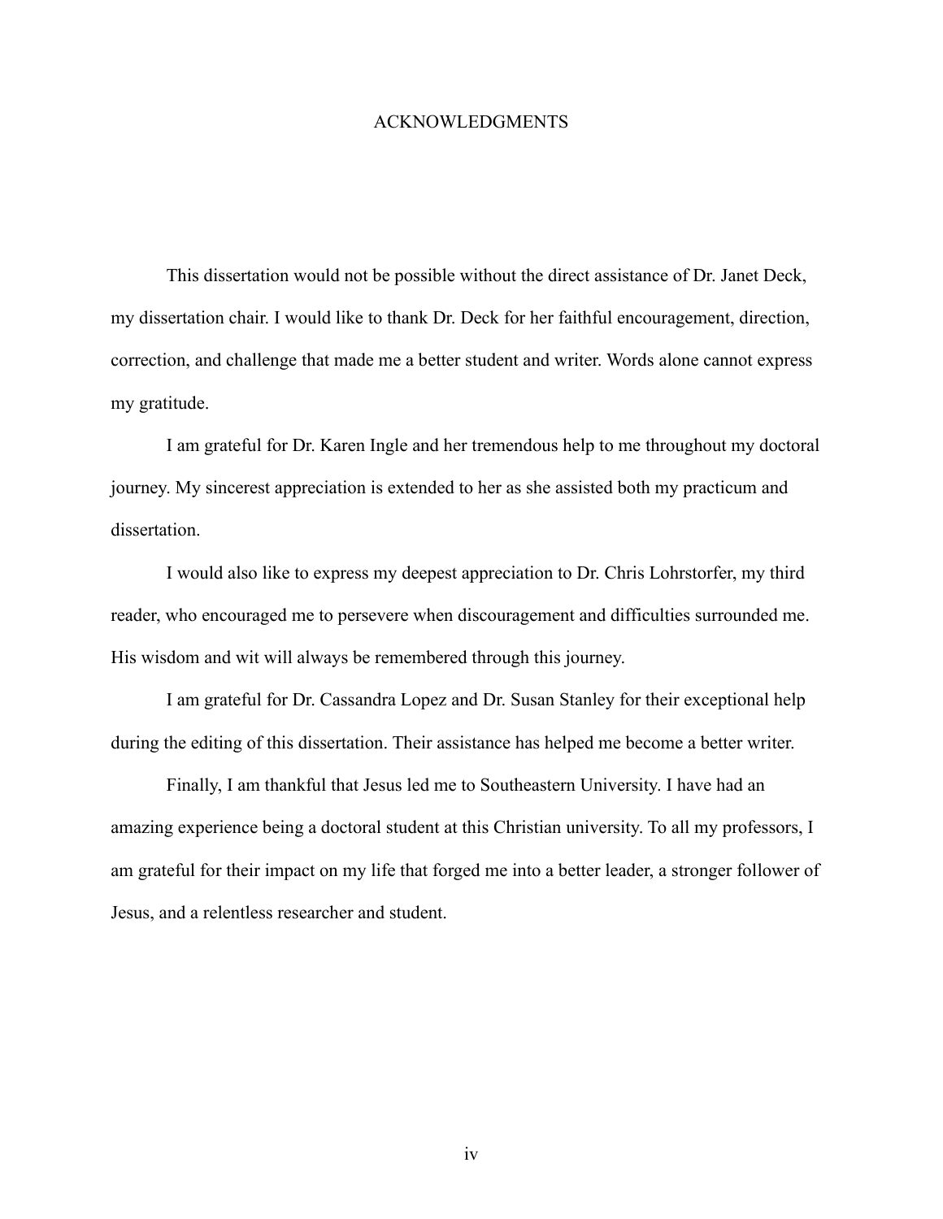# ACKNOWLEDGMENTS

This dissertation would not be possible without the direct assistance of Dr. Janet Deck, my dissertation chair. I would like to thank Dr. Deck for her faithful encouragement, direction, correction, and challenge that made me a better student and writer. Words alone cannot express my gratitude.

I am grateful for Dr. Karen Ingle and her tremendous help to me throughout my doctoral journey. My sincerest appreciation is extended to her as she assisted both my practicum and dissertation.

I would also like to express my deepest appreciation to Dr. Chris Lohrstorfer, my third reader, who encouraged me to persevere when discouragement and difficulties surrounded me. His wisdom and wit will always be remembered through this journey.

I am grateful for Dr. Cassandra Lopez and Dr. Susan Stanley for their exceptional help during the editing of this dissertation. Their assistance has helped me become a better writer.

Finally, I am thankful that Jesus led me to Southeastern University. I have had an amazing experience being a doctoral student at this Christian university. To all my professors, I am grateful for their impact on my life that forged me into a better leader, a stronger follower of Jesus, and a relentless researcher and student.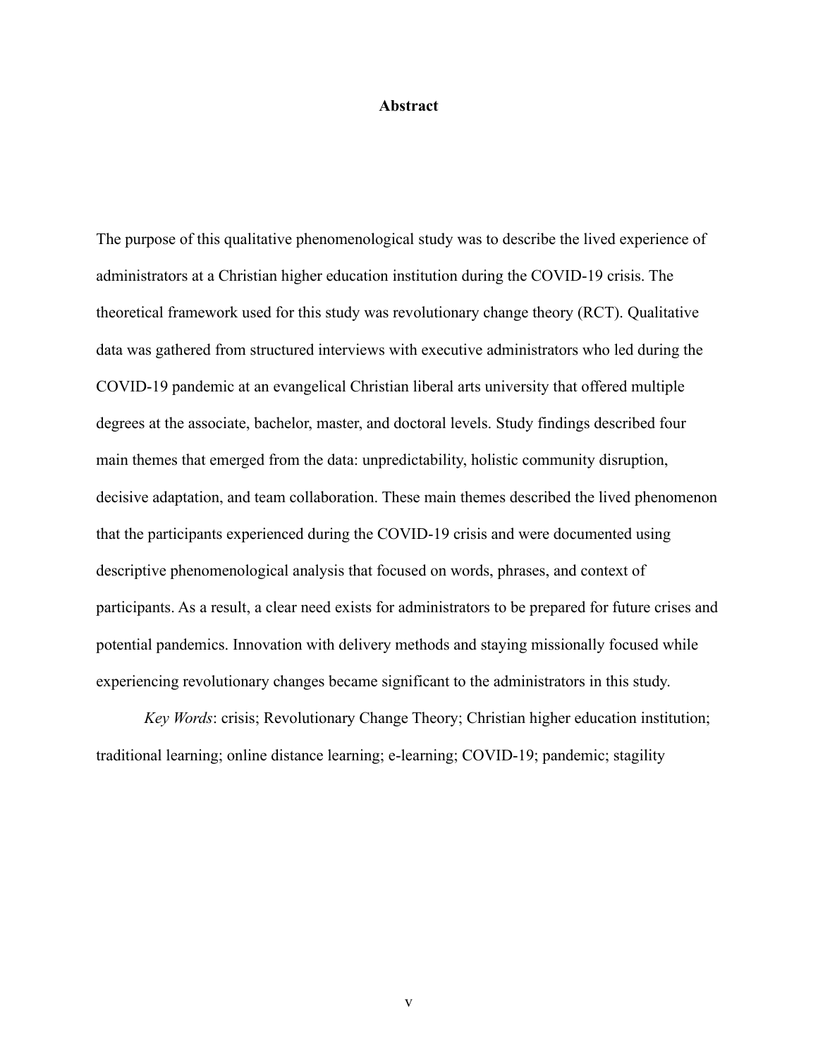# Abstract

The purpose of this qualitative phenomenological study was to describe the lived experience of administrators at a Christian higher education institution during the COVID-19 crisis. The theoretical framework used for this study was revolutionary change theory (RCT). Qualitative data was gathered from structured interviews with executive administrators who led during the COVID-19 pandemic at an evangelical Christian liberal arts university that offered multiple degrees at the associate, bachelor, master, and doctoral levels. Study findings described four main themes that emerged from the data: unpredictability, holistic community disruption, decisive adaptation, and team collaboration. These main themes described the lived phenomenon that the participants experienced during the COVID-19 crisis and were documented using descriptive phenomenological analysis that focused on words, phrases, and context of participants. As a result, a clear need exists for administrators to be prepared for future crises and potential pandemics. Innovation with delivery methods and staying missionally focused while experiencing revolutionary changes became significant to the administrators in this study.

*Key Words*: crisis; Revolutionary Change Theory; Christian higher education institution; traditional learning; online distance learning; e-learning; COVID-19; pandemic; stagility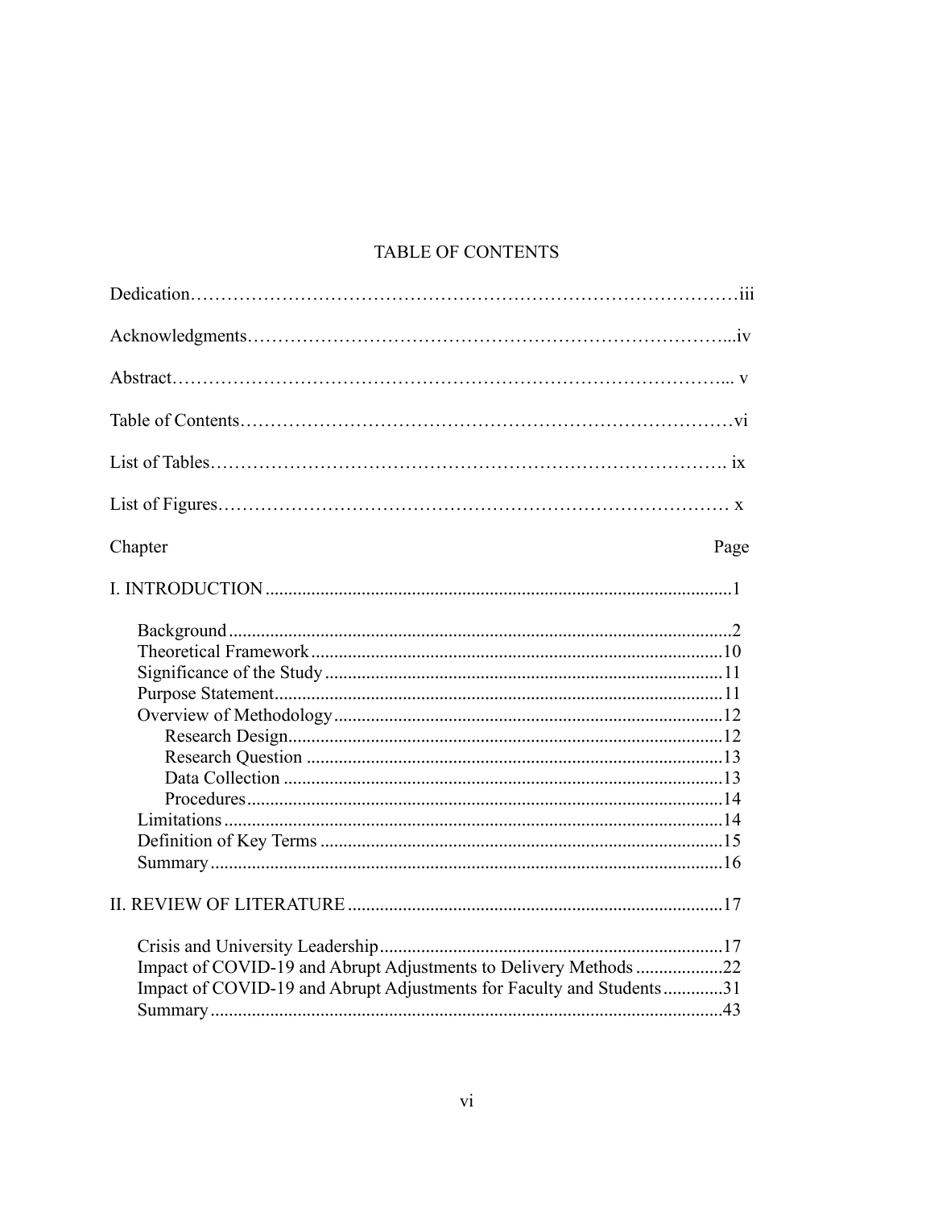# TABLE OF CONTENTS

Dedication……………………………………………………………………………iii

Acknowledgments…………………………………………………………………...iv

Abstract………………………………………………………………………….... v

Table of Contents……………………………………………………………………vi

List of Tables………………………………………………………………………. ix

List of Figures……………………………………………………………………… x

Chapter Page

I. INTRODUCTION ....................................................................................................1

- Background ...........................................................................................................2
- Theoretical Framework ........................................................................................10
- Significance of the Study .....................................................................................11
- Purpose Statement................................................................................................11
- Overview of Methodology ...................................................................................12
  - Research Design.............................................................................................12
  - Research Question .........................................................................................13
  - Data Collection ..............................................................................................13
  - Procedures......................................................................................................14
- Limitations ...........................................................................................................14
- Definition of Key Terms ......................................................................................15
- Summary ..............................................................................................................16

II. REVIEW OF LITERATURE ................................................................................17

- Crisis and University Leadership.........................................................................17
- Impact of COVID-19 and Abrupt Adjustments to Delivery Methods ..................22
- Impact of COVID-19 and Abrupt Adjustments for Faculty and Students.............31
- Summary ..............................................................................................................43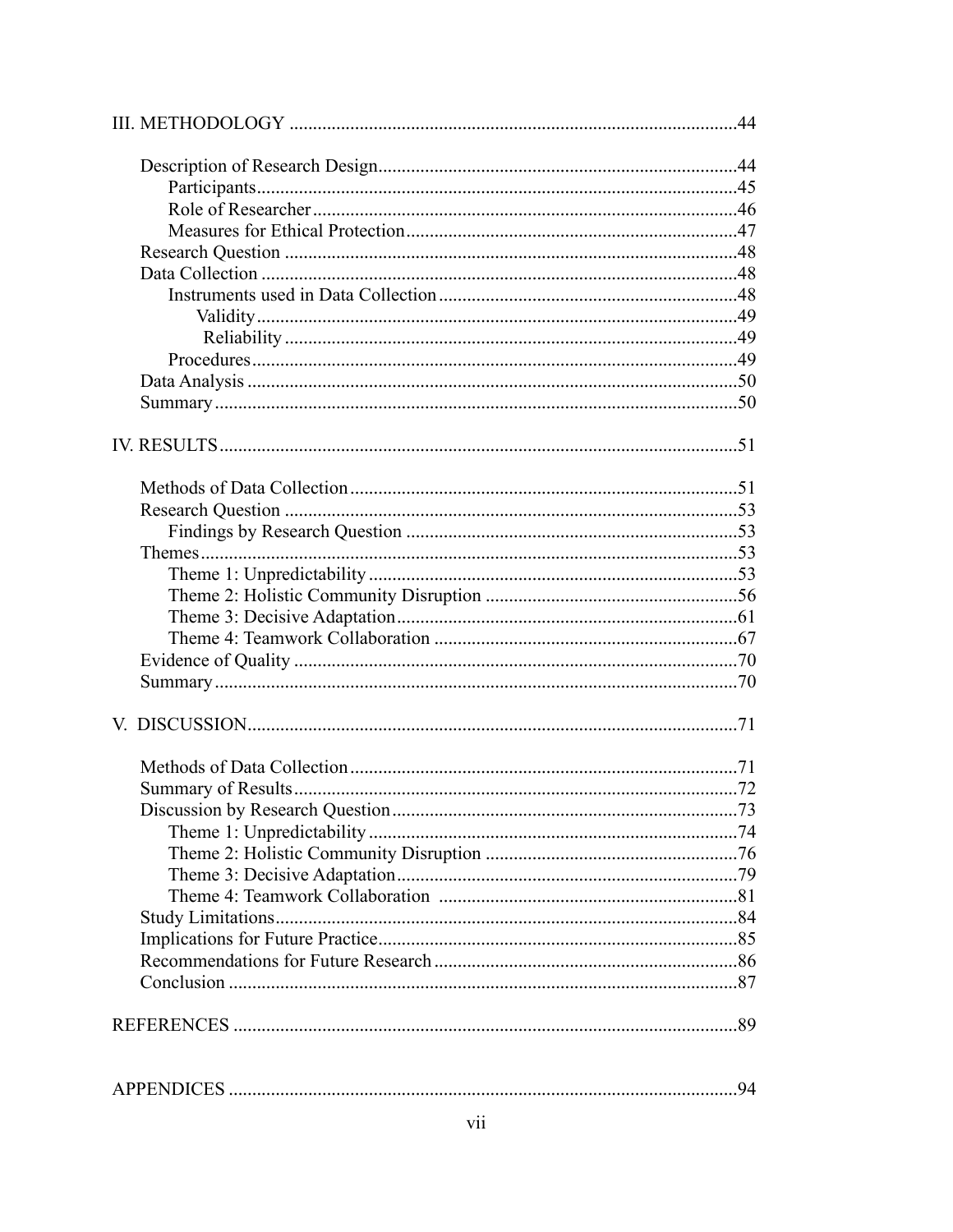III. METHODOLOGY .......................................................................................44

- Description of Research Design.............................................................................44
  - Participants........................................................................................................45
  - Role of Researcher...........................................................................................46
  - Measures for Ethical Protection.......................................................................47
- Research Question ...................................................................................................48
- Data Collection ........................................................................................................48
  - Instruments used in Data Collection................................................................48
    - Validity...........................................................................................................49
    - Reliability .......................................................................................................49
  - Procedures........................................................................................................49
- Data Analysis ...........................................................................................................50
- Summary..................................................................................................................50

IV. RESULTS...................................................................................................51

- Methods of Data Collection.....................................................................................51
- Research Question ...................................................................................................53
  - Findings by Research Question .......................................................................53
- Themes.....................................................................................................................53
  - Theme 1: Unpredictability ...............................................................................53
  - Theme 2: Holistic Community Disruption .......................................................56
  - Theme 3: Decisive Adaptation.........................................................................61
  - Theme 4: Teamwork Collaboration .................................................................67
- Evidence of Quality .................................................................................................70
- Summary..................................................................................................................70

V. DISCUSSION.............................................................................................71

- Methods of Data Collection.....................................................................................71
- Summary of Results.................................................................................................72
- Discussion by Research Question............................................................................73
  - Theme 1: Unpredictability ...............................................................................74
  - Theme 2: Holistic Community Disruption .......................................................76
  - Theme 3: Decisive Adaptation.........................................................................79
  - Theme 4: Teamwork Collaboration ................................................................81
- Study Limitations.....................................................................................................84
- Implications for Future Practice...............................................................................85
- Recommendations for Future Research ...................................................................86
- Conclusion ...............................................................................................................87

REFERENCES ...............................................................................................89

APPENDICES ................................................................................................94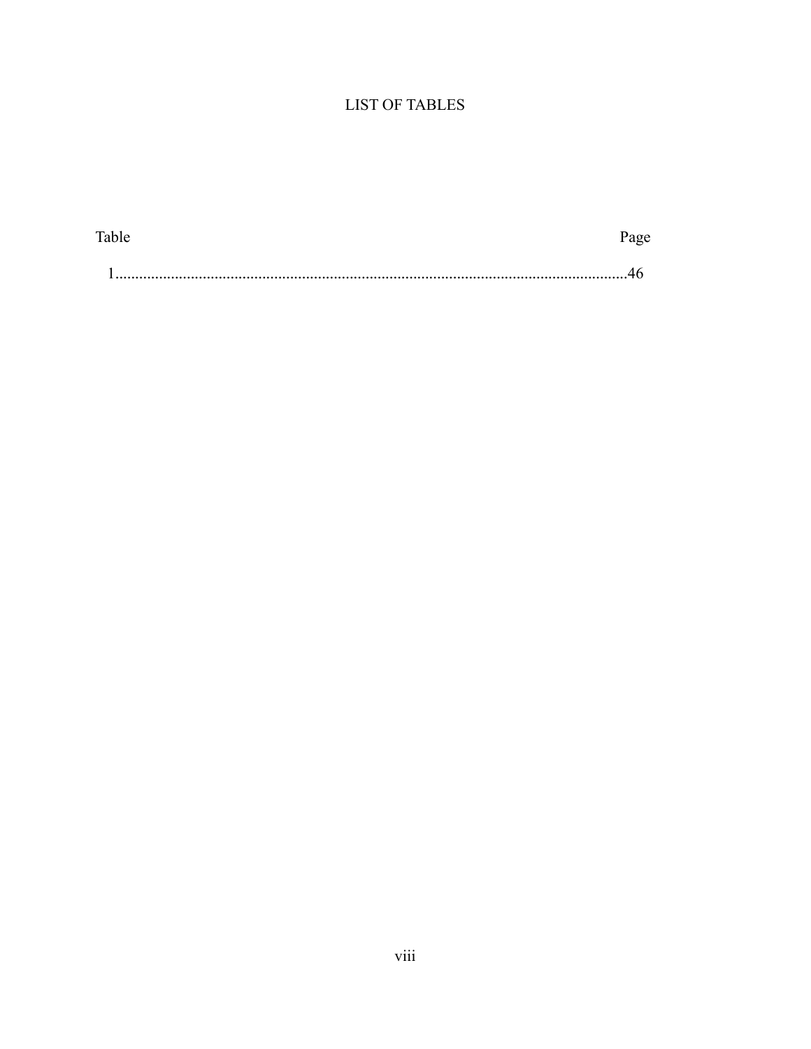# LIST OF TABLES

Table                                                                                                    Page

1...............................................................................................................................46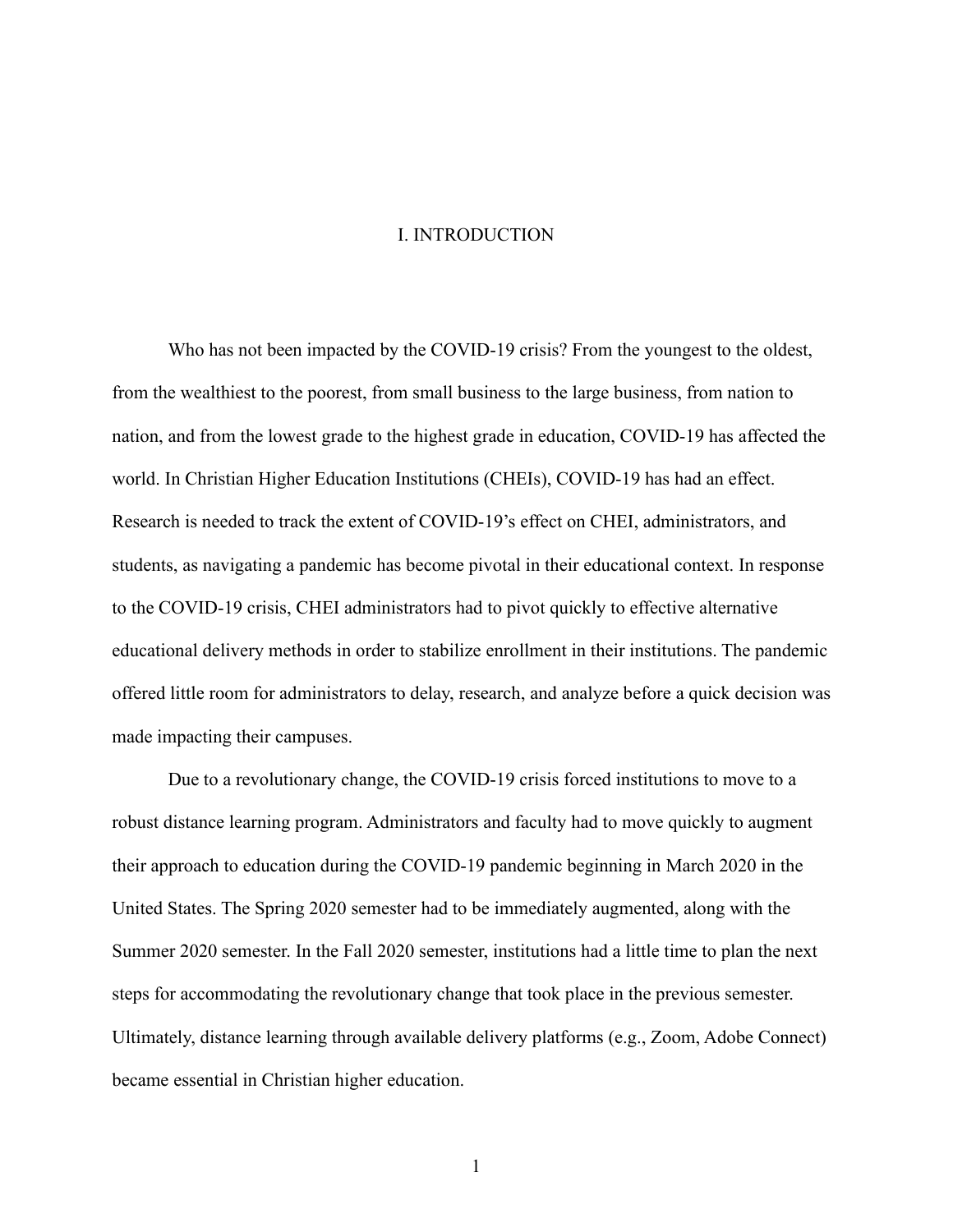# I. INTRODUCTION

Who has not been impacted by the COVID-19 crisis? From the youngest to the oldest, from the wealthiest to the poorest, from small business to the large business, from nation to nation, and from the lowest grade to the highest grade in education, COVID-19 has affected the world. In Christian Higher Education Institutions (CHEIs), COVID-19 has had an effect. Research is needed to track the extent of COVID-19's effect on CHEI, administrators, and students, as navigating a pandemic has become pivotal in their educational context. In response to the COVID-19 crisis, CHEI administrators had to pivot quickly to effective alternative educational delivery methods in order to stabilize enrollment in their institutions. The pandemic offered little room for administrators to delay, research, and analyze before a quick decision was made impacting their campuses.

Due to a revolutionary change, the COVID-19 crisis forced institutions to move to a robust distance learning program. Administrators and faculty had to move quickly to augment their approach to education during the COVID-19 pandemic beginning in March 2020 in the United States. The Spring 2020 semester had to be immediately augmented, along with the Summer 2020 semester. In the Fall 2020 semester, institutions had a little time to plan the next steps for accommodating the revolutionary change that took place in the previous semester. Ultimately, distance learning through available delivery platforms (e.g., Zoom, Adobe Connect) became essential in Christian higher education.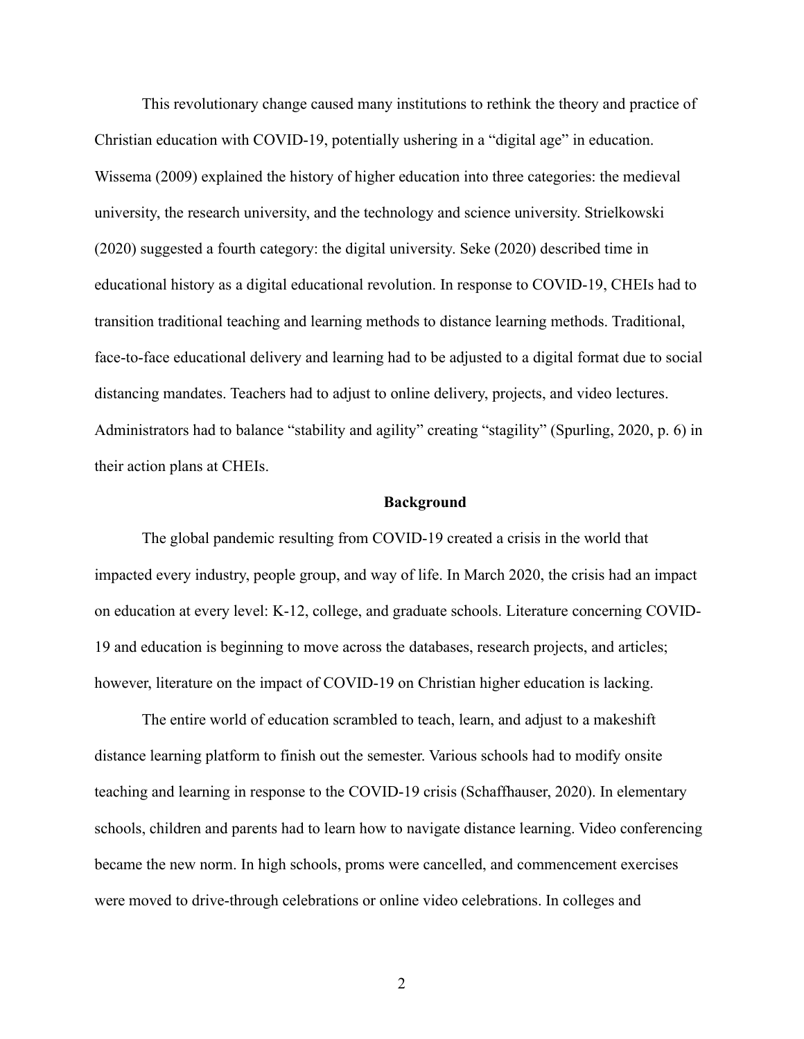This revolutionary change caused many institutions to rethink the theory and practice of Christian education with COVID-19, potentially ushering in a "digital age" in education. Wissema (2009) explained the history of higher education into three categories: the medieval university, the research university, and the technology and science university. Strielkowski (2020) suggested a fourth category: the digital university. Seke (2020) described time in educational history as a digital educational revolution. In response to COVID-19, CHEIs had to transition traditional teaching and learning methods to distance learning methods. Traditional, face-to-face educational delivery and learning had to be adjusted to a digital format due to social distancing mandates. Teachers had to adjust to online delivery, projects, and video lectures. Administrators had to balance "stability and agility" creating "stagility" (Spurling, 2020, p. 6) in their action plans at CHEIs.

## Background

The global pandemic resulting from COVID-19 created a crisis in the world that impacted every industry, people group, and way of life. In March 2020, the crisis had an impact on education at every level: K-12, college, and graduate schools. Literature concerning COVID-19 and education is beginning to move across the databases, research projects, and articles; however, literature on the impact of COVID-19 on Christian higher education is lacking.

The entire world of education scrambled to teach, learn, and adjust to a makeshift distance learning platform to finish out the semester. Various schools had to modify onsite teaching and learning in response to the COVID-19 crisis (Schaffhauser, 2020). In elementary schools, children and parents had to learn how to navigate distance learning. Video conferencing became the new norm. In high schools, proms were cancelled, and commencement exercises were moved to drive-through celebrations or online video celebrations. In colleges and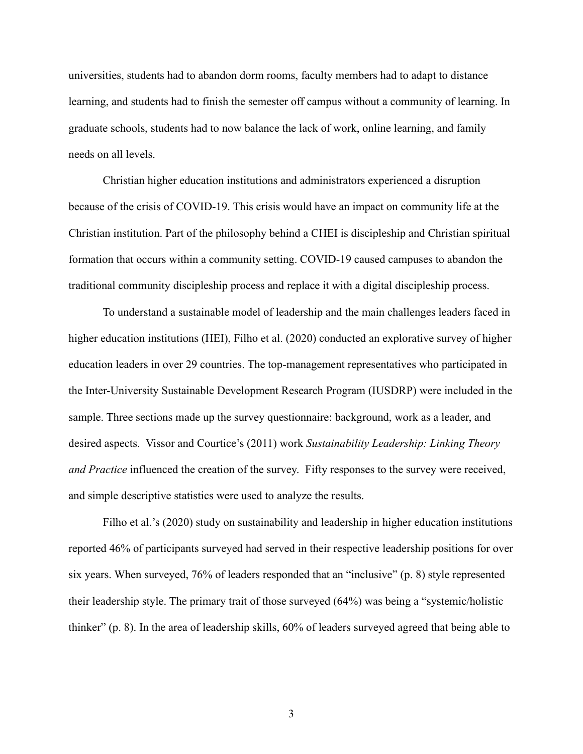universities, students had to abandon dorm rooms, faculty members had to adapt to distance learning, and students had to finish the semester off campus without a community of learning. In graduate schools, students had to now balance the lack of work, online learning, and family needs on all levels.

Christian higher education institutions and administrators experienced a disruption because of the crisis of COVID-19. This crisis would have an impact on community life at the Christian institution. Part of the philosophy behind a CHEI is discipleship and Christian spiritual formation that occurs within a community setting. COVID-19 caused campuses to abandon the traditional community discipleship process and replace it with a digital discipleship process.

To understand a sustainable model of leadership and the main challenges leaders faced in higher education institutions (HEI), Filho et al. (2020) conducted an explorative survey of higher education leaders in over 29 countries. The top-management representatives who participated in the Inter-University Sustainable Development Research Program (IUSDRP) were included in the sample. Three sections made up the survey questionnaire: background, work as a leader, and desired aspects. Vissor and Courtice's (2011) work *Sustainability Leadership: Linking Theory and Practice* influenced the creation of the survey. Fifty responses to the survey were received, and simple descriptive statistics were used to analyze the results.

Filho et al.'s (2020) study on sustainability and leadership in higher education institutions reported 46% of participants surveyed had served in their respective leadership positions for over six years. When surveyed, 76% of leaders responded that an "inclusive" (p. 8) style represented their leadership style. The primary trait of those surveyed (64%) was being a "systemic/holistic thinker" (p. 8). In the area of leadership skills, 60% of leaders surveyed agreed that being able to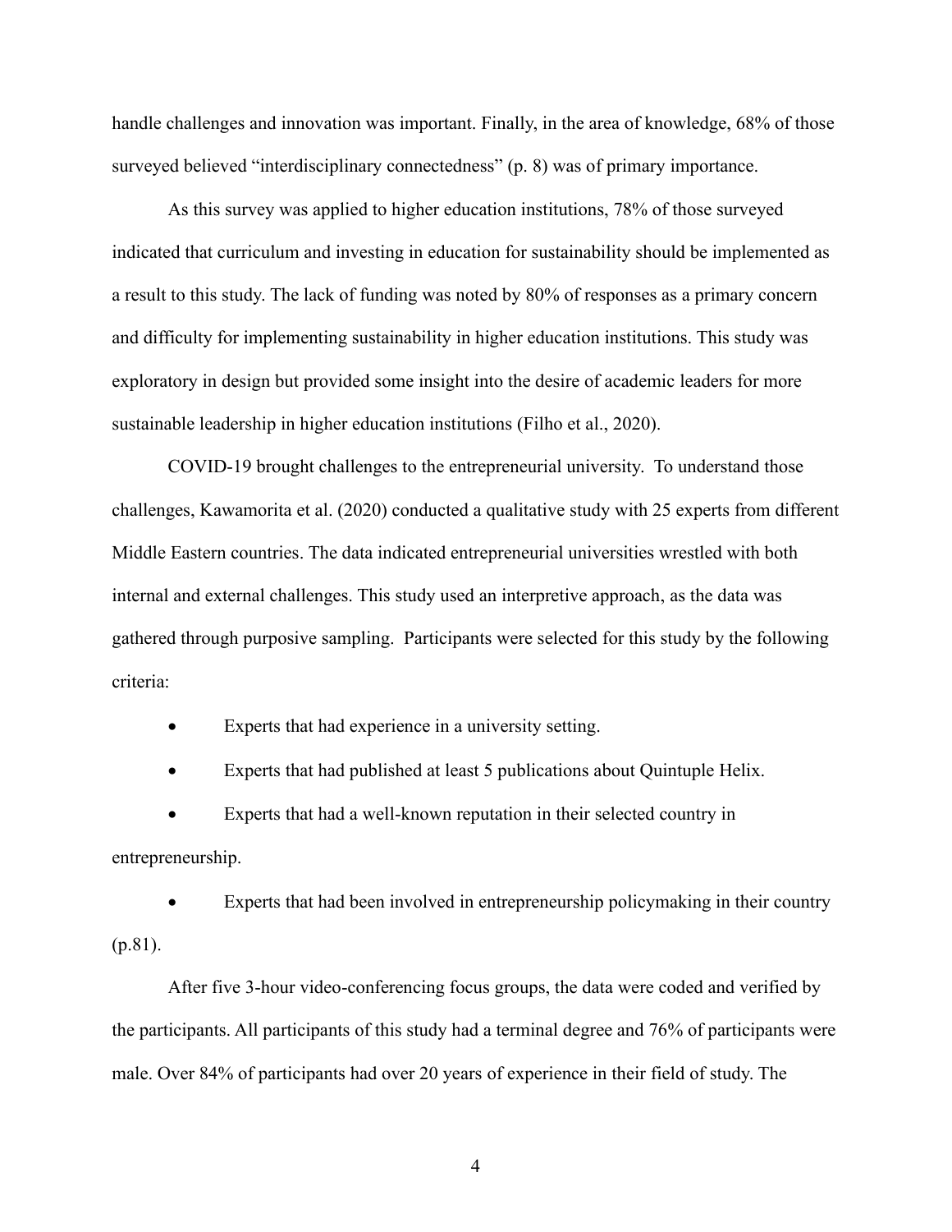handle challenges and innovation was important. Finally, in the area of knowledge, 68% of those surveyed believed "interdisciplinary connectedness" (p. 8) was of primary importance.

As this survey was applied to higher education institutions, 78% of those surveyed indicated that curriculum and investing in education for sustainability should be implemented as a result to this study. The lack of funding was noted by 80% of responses as a primary concern and difficulty for implementing sustainability in higher education institutions. This study was exploratory in design but provided some insight into the desire of academic leaders for more sustainable leadership in higher education institutions (Filho et al., 2020).

COVID-19 brought challenges to the entrepreneurial university. To understand those challenges, Kawamorita et al. (2020) conducted a qualitative study with 25 experts from different Middle Eastern countries. The data indicated entrepreneurial universities wrestled with both internal and external challenges. This study used an interpretive approach, as the data was gathered through purposive sampling. Participants were selected for this study by the following criteria:

- Experts that had experience in a university setting.
- Experts that had published at least 5 publications about Quintuple Helix.
- Experts that had a well-known reputation in their selected country in entrepreneurship.
- Experts that had been involved in entrepreneurship policymaking in their country (p.81).

After five 3-hour video-conferencing focus groups, the data were coded and verified by the participants. All participants of this study had a terminal degree and 76% of participants were male. Over 84% of participants had over 20 years of experience in their field of study. The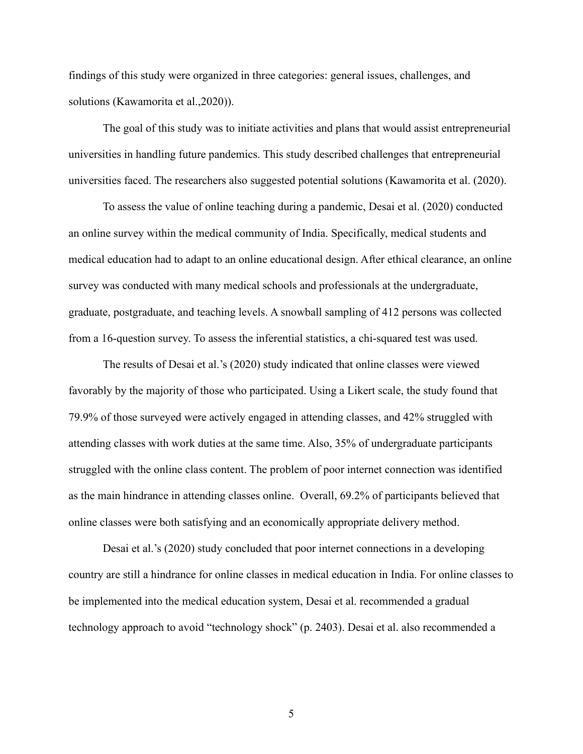findings of this study were organized in three categories: general issues, challenges, and solutions (Kawamorita et al.,2020)).

The goal of this study was to initiate activities and plans that would assist entrepreneurial universities in handling future pandemics. This study described challenges that entrepreneurial universities faced. The researchers also suggested potential solutions (Kawamorita et al. (2020).

To assess the value of online teaching during a pandemic, Desai et al. (2020) conducted an online survey within the medical community of India. Specifically, medical students and medical education had to adapt to an online educational design. After ethical clearance, an online survey was conducted with many medical schools and professionals at the undergraduate, graduate, postgraduate, and teaching levels. A snowball sampling of 412 persons was collected from a 16-question survey. To assess the inferential statistics, a chi-squared test was used.

The results of Desai et al.'s (2020) study indicated that online classes were viewed favorably by the majority of those who participated. Using a Likert scale, the study found that 79.9% of those surveyed were actively engaged in attending classes, and 42% struggled with attending classes with work duties at the same time. Also, 35% of undergraduate participants struggled with the online class content. The problem of poor internet connection was identified as the main hindrance in attending classes online. Overall, 69.2% of participants believed that online classes were both satisfying and an economically appropriate delivery method.

Desai et al.'s (2020) study concluded that poor internet connections in a developing country are still a hindrance for online classes in medical education in India. For online classes to be implemented into the medical education system, Desai et al. recommended a gradual technology approach to avoid "technology shock" (p. 2403). Desai et al. also recommended a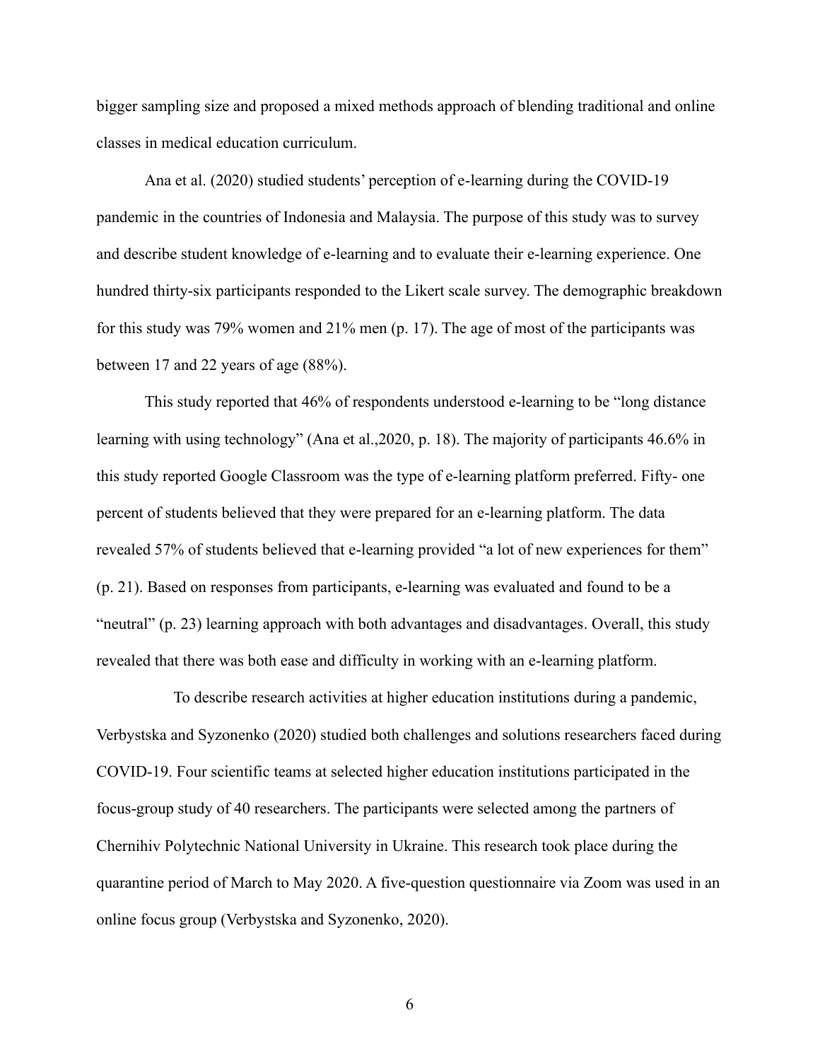bigger sampling size and proposed a mixed methods approach of blending traditional and online classes in medical education curriculum.

Ana et al. (2020) studied students' perception of e-learning during the COVID-19 pandemic in the countries of Indonesia and Malaysia. The purpose of this study was to survey and describe student knowledge of e-learning and to evaluate their e-learning experience. One hundred thirty-six participants responded to the Likert scale survey. The demographic breakdown for this study was 79% women and 21% men (p. 17). The age of most of the participants was between 17 and 22 years of age (88%).

This study reported that 46% of respondents understood e-learning to be "long distance learning with using technology" (Ana et al.,2020, p. 18). The majority of participants 46.6% in this study reported Google Classroom was the type of e-learning platform preferred. Fifty- one percent of students believed that they were prepared for an e-learning platform. The data revealed 57% of students believed that e-learning provided "a lot of new experiences for them" (p. 21). Based on responses from participants, e-learning was evaluated and found to be a "neutral" (p. 23) learning approach with both advantages and disadvantages. Overall, this study revealed that there was both ease and difficulty in working with an e-learning platform.

To describe research activities at higher education institutions during a pandemic, Verbystska and Syzonenko (2020) studied both challenges and solutions researchers faced during COVID-19. Four scientific teams at selected higher education institutions participated in the focus-group study of 40 researchers. The participants were selected among the partners of Chernihiv Polytechnic National University in Ukraine. This research took place during the quarantine period of March to May 2020. A five-question questionnaire via Zoom was used in an online focus group (Verbystska and Syzonenko, 2020).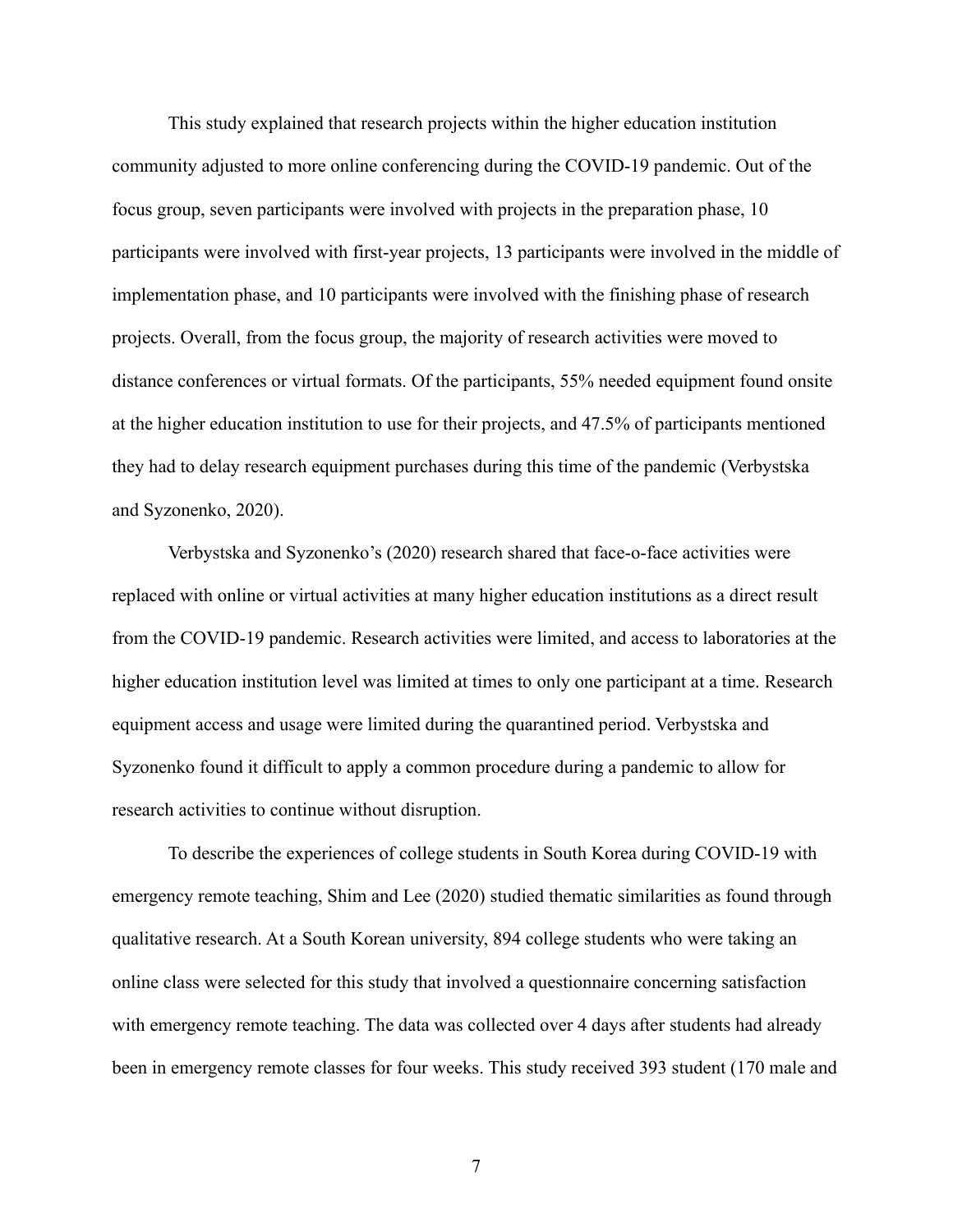This study explained that research projects within the higher education institution community adjusted to more online conferencing during the COVID-19 pandemic. Out of the focus group, seven participants were involved with projects in the preparation phase, 10 participants were involved with first-year projects, 13 participants were involved in the middle of implementation phase, and 10 participants were involved with the finishing phase of research projects. Overall, from the focus group, the majority of research activities were moved to distance conferences or virtual formats. Of the participants, 55% needed equipment found onsite at the higher education institution to use for their projects, and 47.5% of participants mentioned they had to delay research equipment purchases during this time of the pandemic (Verbystska and Syzonenko, 2020).

Verbystska and Syzonenko's (2020) research shared that face-o-face activities were replaced with online or virtual activities at many higher education institutions as a direct result from the COVID-19 pandemic. Research activities were limited, and access to laboratories at the higher education institution level was limited at times to only one participant at a time. Research equipment access and usage were limited during the quarantined period. Verbystska and Syzonenko found it difficult to apply a common procedure during a pandemic to allow for research activities to continue without disruption.

To describe the experiences of college students in South Korea during COVID-19 with emergency remote teaching, Shim and Lee (2020) studied thematic similarities as found through qualitative research. At a South Korean university, 894 college students who were taking an online class were selected for this study that involved a questionnaire concerning satisfaction with emergency remote teaching. The data was collected over 4 days after students had already been in emergency remote classes for four weeks. This study received 393 student (170 male and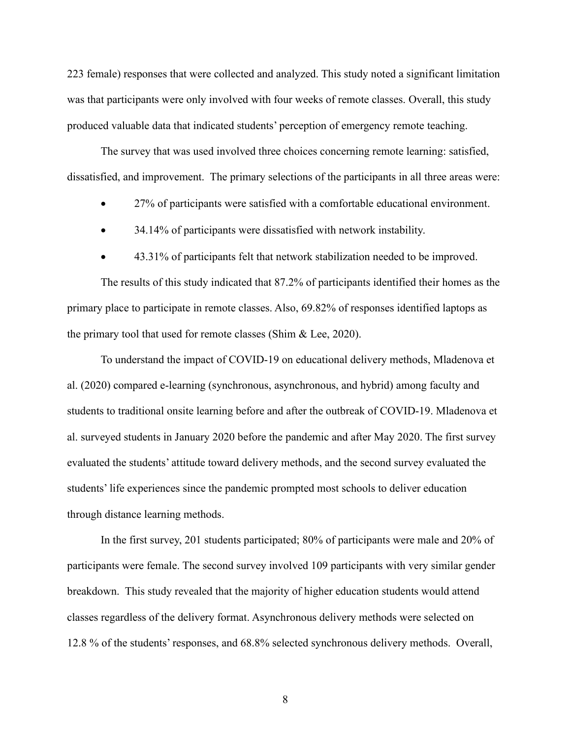223 female) responses that were collected and analyzed. This study noted a significant limitation was that participants were only involved with four weeks of remote classes. Overall, this study produced valuable data that indicated students' perception of emergency remote teaching.

The survey that was used involved three choices concerning remote learning: satisfied, dissatisfied, and improvement. The primary selections of the participants in all three areas were:

- 27% of participants were satisfied with a comfortable educational environment.
- 34.14% of participants were dissatisfied with network instability.
- 43.31% of participants felt that network stabilization needed to be improved.

The results of this study indicated that 87.2% of participants identified their homes as the primary place to participate in remote classes. Also, 69.82% of responses identified laptops as the primary tool that used for remote classes (Shim & Lee, 2020).

To understand the impact of COVID-19 on educational delivery methods, Mladenova et al. (2020) compared e-learning (synchronous, asynchronous, and hybrid) among faculty and students to traditional onsite learning before and after the outbreak of COVID-19. Mladenova et al. surveyed students in January 2020 before the pandemic and after May 2020. The first survey evaluated the students' attitude toward delivery methods, and the second survey evaluated the students' life experiences since the pandemic prompted most schools to deliver education through distance learning methods.

In the first survey, 201 students participated; 80% of participants were male and 20% of participants were female. The second survey involved 109 participants with very similar gender breakdown. This study revealed that the majority of higher education students would attend classes regardless of the delivery format. Asynchronous delivery methods were selected on 12.8 % of the students' responses, and 68.8% selected synchronous delivery methods. Overall,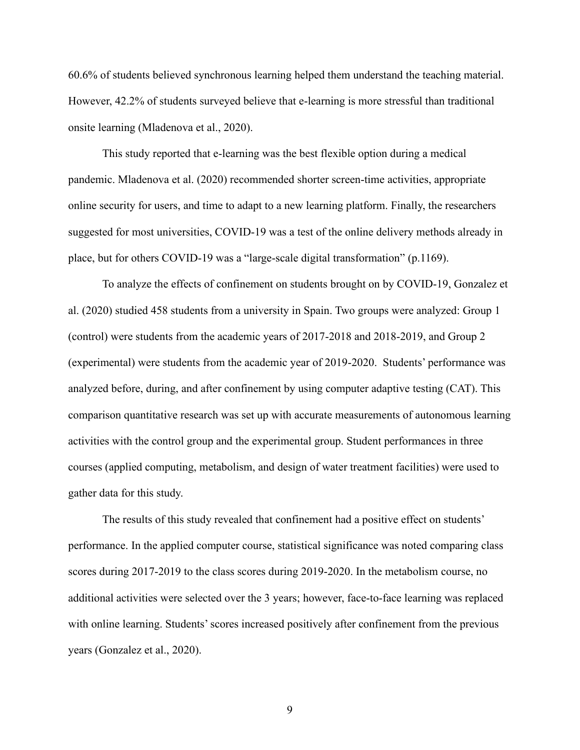60.6% of students believed synchronous learning helped them understand the teaching material. However, 42.2% of students surveyed believe that e-learning is more stressful than traditional onsite learning (Mladenova et al., 2020).

This study reported that e-learning was the best flexible option during a medical pandemic. Mladenova et al. (2020) recommended shorter screen-time activities, appropriate online security for users, and time to adapt to a new learning platform. Finally, the researchers suggested for most universities, COVID-19 was a test of the online delivery methods already in place, but for others COVID-19 was a "large-scale digital transformation" (p.1169).

To analyze the effects of confinement on students brought on by COVID-19, Gonzalez et al. (2020) studied 458 students from a university in Spain. Two groups were analyzed: Group 1 (control) were students from the academic years of 2017-2018 and 2018-2019, and Group 2 (experimental) were students from the academic year of 2019-2020. Students' performance was analyzed before, during, and after confinement by using computer adaptive testing (CAT). This comparison quantitative research was set up with accurate measurements of autonomous learning activities with the control group and the experimental group. Student performances in three courses (applied computing, metabolism, and design of water treatment facilities) were used to gather data for this study.

The results of this study revealed that confinement had a positive effect on students' performance. In the applied computer course, statistical significance was noted comparing class scores during 2017-2019 to the class scores during 2019-2020. In the metabolism course, no additional activities were selected over the 3 years; however, face-to-face learning was replaced with online learning. Students' scores increased positively after confinement from the previous years (Gonzalez et al., 2020).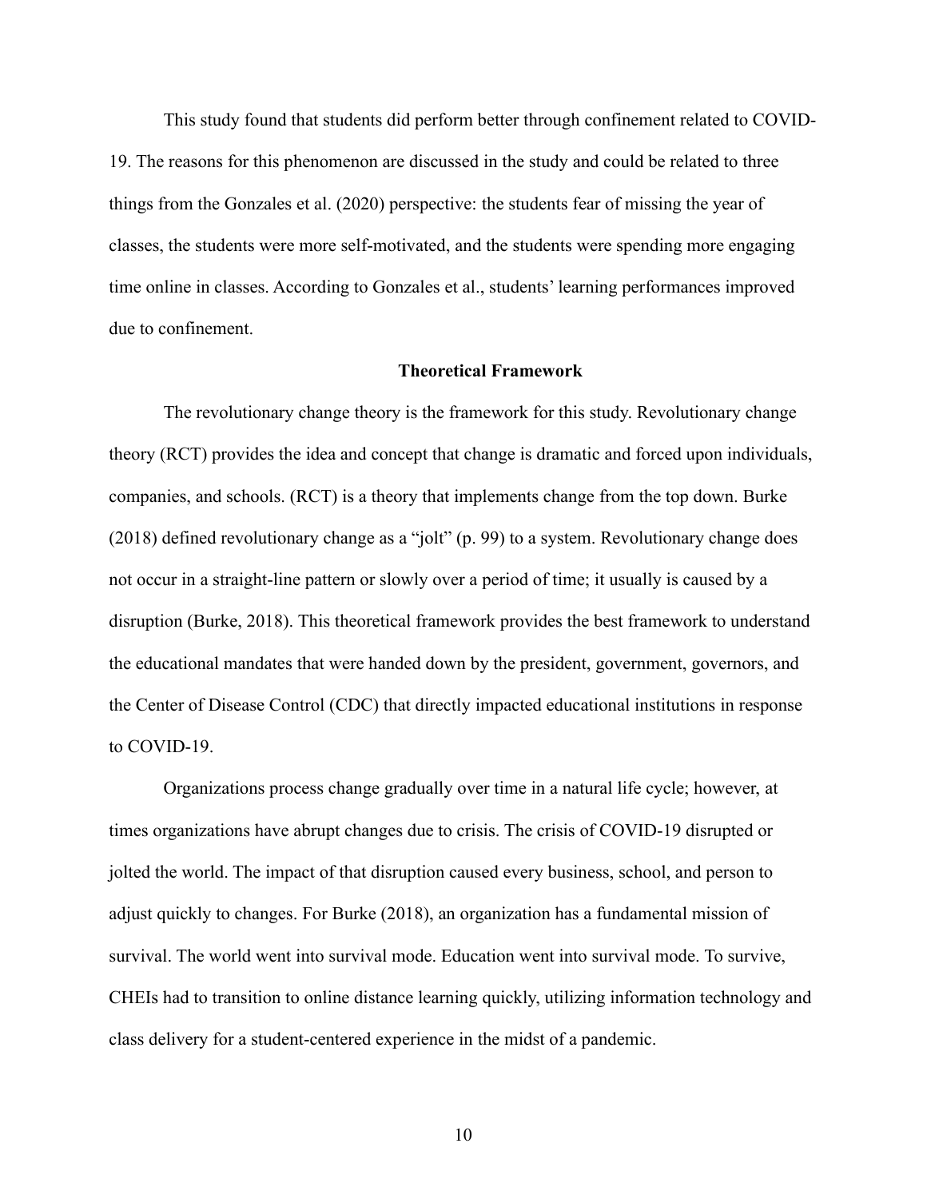This study found that students did perform better through confinement related to COVID-19. The reasons for this phenomenon are discussed in the study and could be related to three things from the Gonzales et al. (2020) perspective: the students fear of missing the year of classes, the students were more self-motivated, and the students were spending more engaging time online in classes. According to Gonzales et al., students' learning performances improved due to confinement.

## Theoretical Framework

The revolutionary change theory is the framework for this study. Revolutionary change theory (RCT) provides the idea and concept that change is dramatic and forced upon individuals, companies, and schools. (RCT) is a theory that implements change from the top down. Burke (2018) defined revolutionary change as a "jolt" (p. 99) to a system. Revolutionary change does not occur in a straight-line pattern or slowly over a period of time; it usually is caused by a disruption (Burke, 2018). This theoretical framework provides the best framework to understand the educational mandates that were handed down by the president, government, governors, and the Center of Disease Control (CDC) that directly impacted educational institutions in response to COVID-19.

Organizations process change gradually over time in a natural life cycle; however, at times organizations have abrupt changes due to crisis. The crisis of COVID-19 disrupted or jolted the world. The impact of that disruption caused every business, school, and person to adjust quickly to changes. For Burke (2018), an organization has a fundamental mission of survival. The world went into survival mode. Education went into survival mode. To survive, CHEIs had to transition to online distance learning quickly, utilizing information technology and class delivery for a student-centered experience in the midst of a pandemic.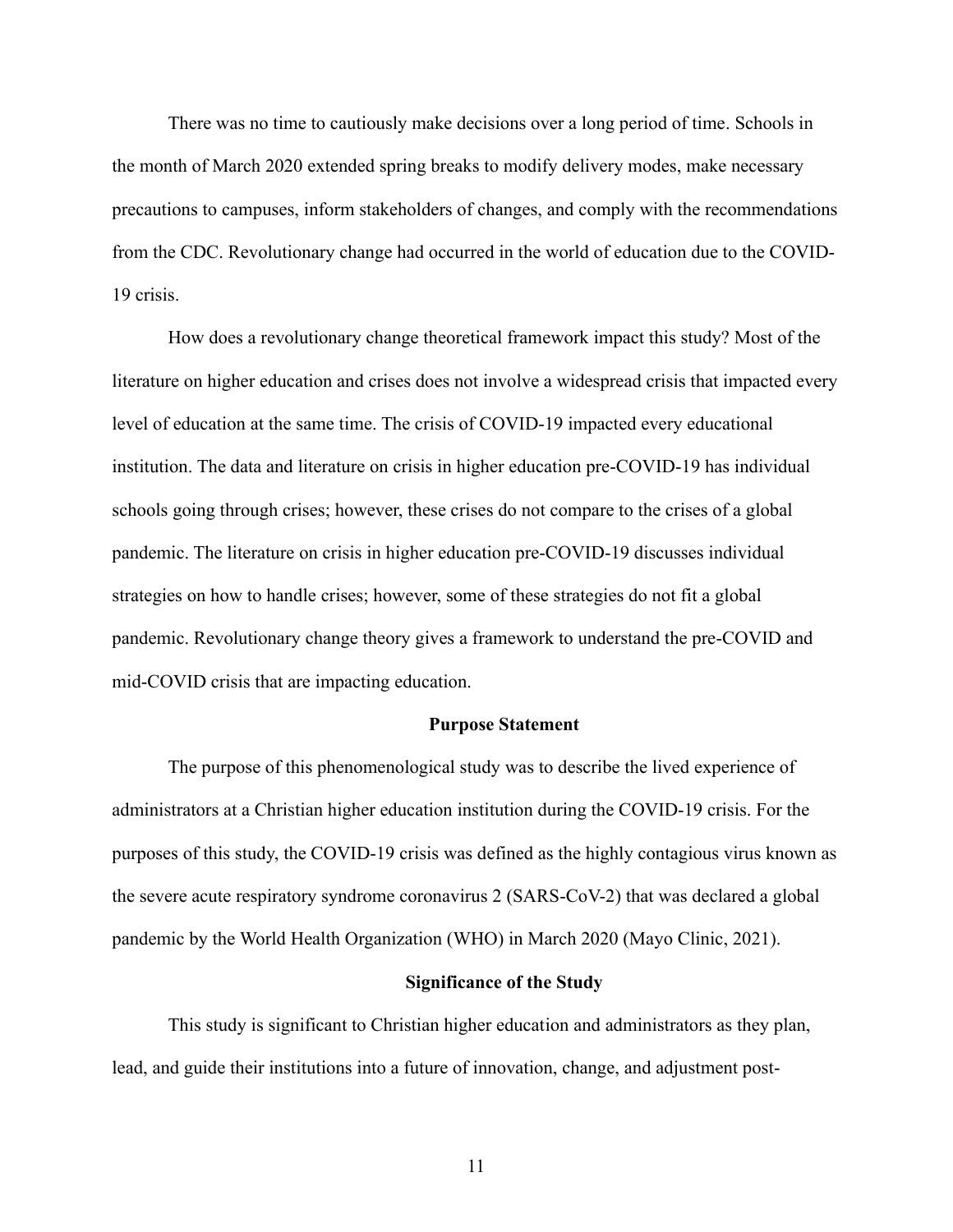There was no time to cautiously make decisions over a long period of time. Schools in the month of March 2020 extended spring breaks to modify delivery modes, make necessary precautions to campuses, inform stakeholders of changes, and comply with the recommendations from the CDC. Revolutionary change had occurred in the world of education due to the COVID-19 crisis.

How does a revolutionary change theoretical framework impact this study? Most of the literature on higher education and crises does not involve a widespread crisis that impacted every level of education at the same time. The crisis of COVID-19 impacted every educational institution. The data and literature on crisis in higher education pre-COVID-19 has individual schools going through crises; however, these crises do not compare to the crises of a global pandemic. The literature on crisis in higher education pre-COVID-19 discusses individual strategies on how to handle crises; however, some of these strategies do not fit a global pandemic. Revolutionary change theory gives a framework to understand the pre-COVID and mid-COVID crisis that are impacting education.

## Purpose Statement

The purpose of this phenomenological study was to describe the lived experience of administrators at a Christian higher education institution during the COVID-19 crisis. For the purposes of this study, the COVID-19 crisis was defined as the highly contagious virus known as the severe acute respiratory syndrome coronavirus 2 (SARS-CoV-2) that was declared a global pandemic by the World Health Organization (WHO) in March 2020 (Mayo Clinic, 2021).

## Significance of the Study

This study is significant to Christian higher education and administrators as they plan, lead, and guide their institutions into a future of innovation, change, and adjustment post-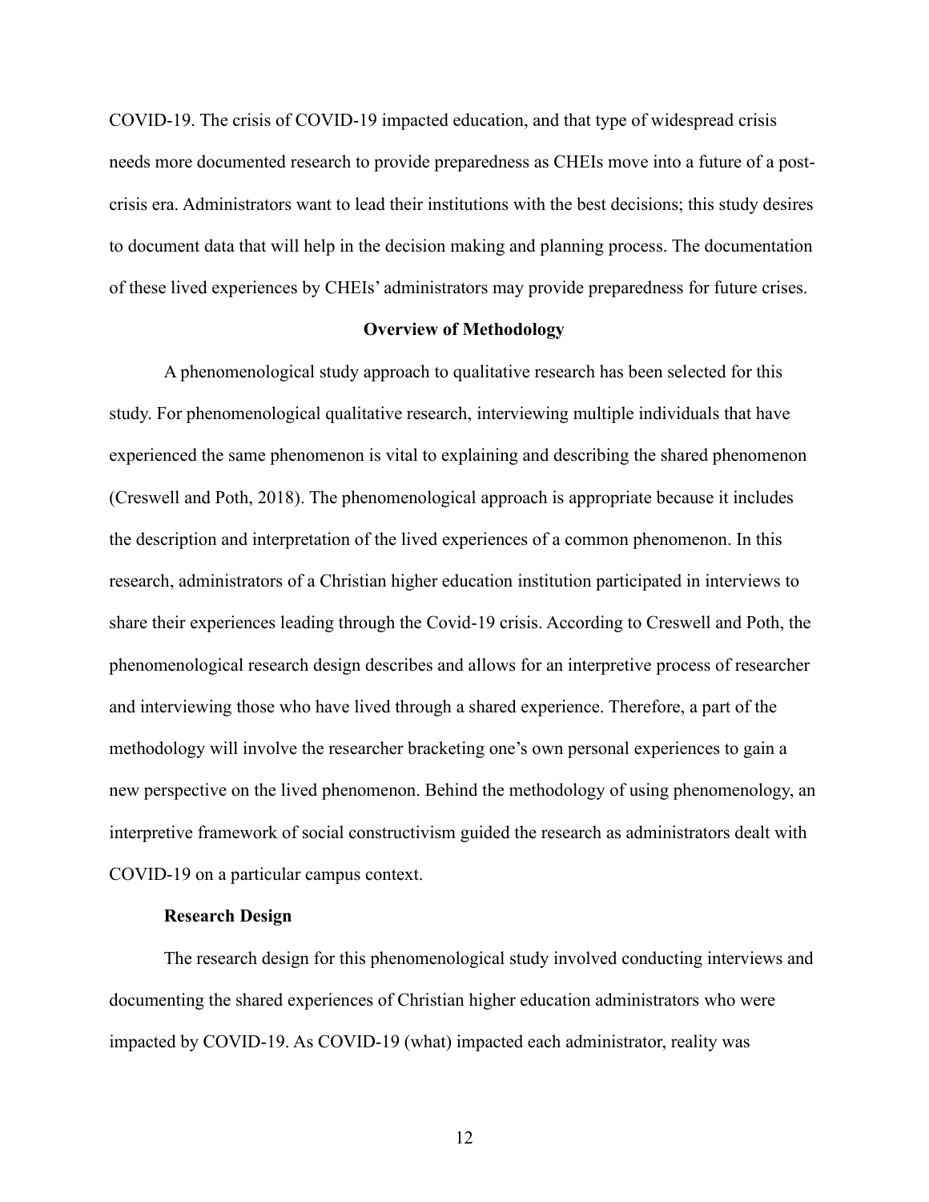COVID-19. The crisis of COVID-19 impacted education, and that type of widespread crisis needs more documented research to provide preparedness as CHEIs move into a future of a post-crisis era. Administrators want to lead their institutions with the best decisions; this study desires to document data that will help in the decision making and planning process. The documentation of these lived experiences by CHEIs' administrators may provide preparedness for future crises.

## Overview of Methodology

A phenomenological study approach to qualitative research has been selected for this study. For phenomenological qualitative research, interviewing multiple individuals that have experienced the same phenomenon is vital to explaining and describing the shared phenomenon (Creswell and Poth, 2018). The phenomenological approach is appropriate because it includes the description and interpretation of the lived experiences of a common phenomenon. In this research, administrators of a Christian higher education institution participated in interviews to share their experiences leading through the Covid-19 crisis. According to Creswell and Poth, the phenomenological research design describes and allows for an interpretive process of researcher and interviewing those who have lived through a shared experience. Therefore, a part of the methodology will involve the researcher bracketing one's own personal experiences to gain a new perspective on the lived phenomenon. Behind the methodology of using phenomenology, an interpretive framework of social constructivism guided the research as administrators dealt with COVID-19 on a particular campus context.

### Research Design

The research design for this phenomenological study involved conducting interviews and documenting the shared experiences of Christian higher education administrators who were impacted by COVID-19. As COVID-19 (what) impacted each administrator, reality was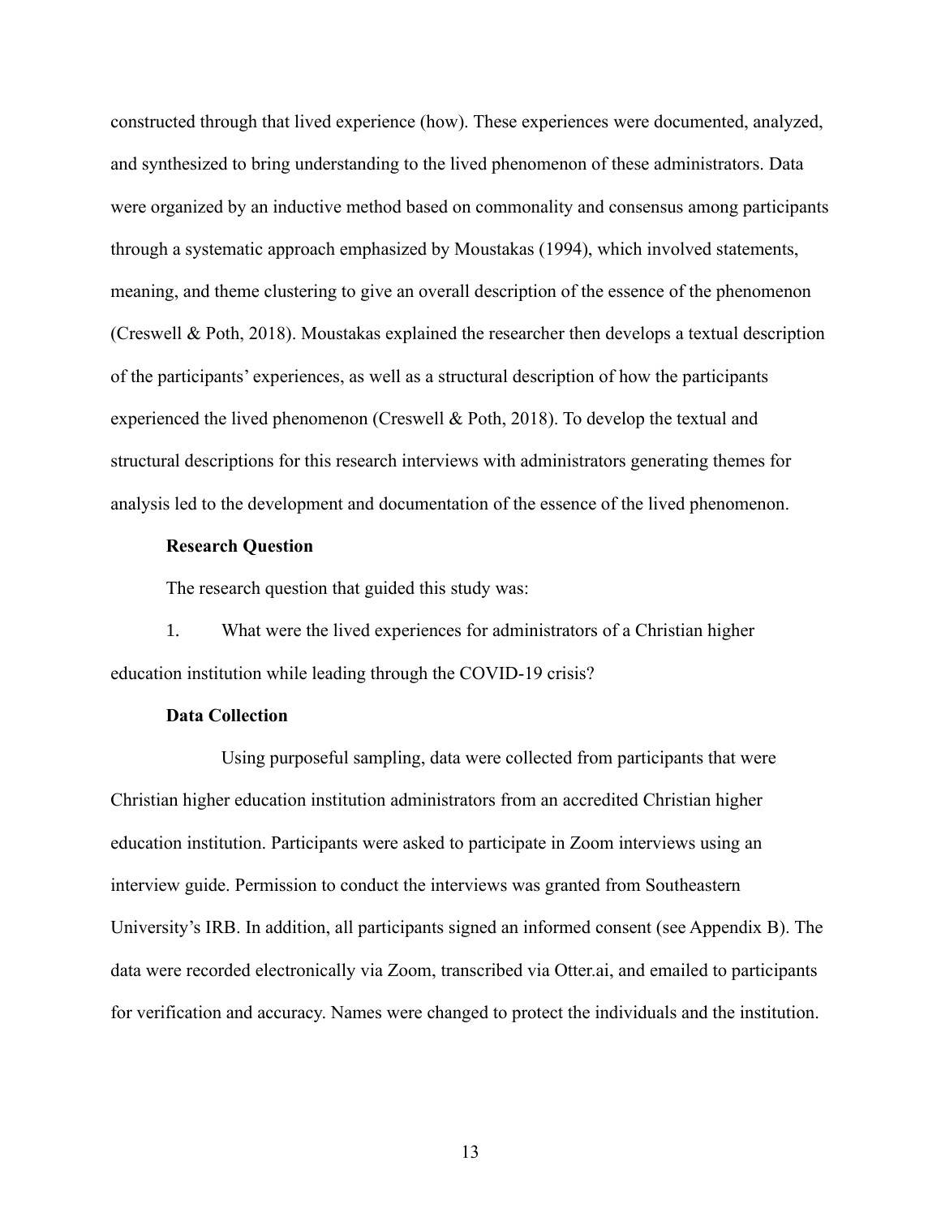constructed through that lived experience (how). These experiences were documented, analyzed, and synthesized to bring understanding to the lived phenomenon of these administrators. Data were organized by an inductive method based on commonality and consensus among participants through a systematic approach emphasized by Moustakas (1994), which involved statements, meaning, and theme clustering to give an overall description of the essence of the phenomenon (Creswell & Poth, 2018). Moustakas explained the researcher then develops a textual description of the participants' experiences, as well as a structural description of how the participants experienced the lived phenomenon (Creswell & Poth, 2018). To develop the textual and structural descriptions for this research interviews with administrators generating themes for analysis led to the development and documentation of the essence of the lived phenomenon.

### Research Question

The research question that guided this study was:

1. What were the lived experiences for administrators of a Christian higher education institution while leading through the COVID-19 crisis?

### Data Collection

Using purposeful sampling, data were collected from participants that were Christian higher education institution administrators from an accredited Christian higher education institution. Participants were asked to participate in Zoom interviews using an interview guide. Permission to conduct the interviews was granted from Southeastern University's IRB. In addition, all participants signed an informed consent (see Appendix B). The data were recorded electronically via Zoom, transcribed via Otter.ai, and emailed to participants for verification and accuracy. Names were changed to protect the individuals and the institution.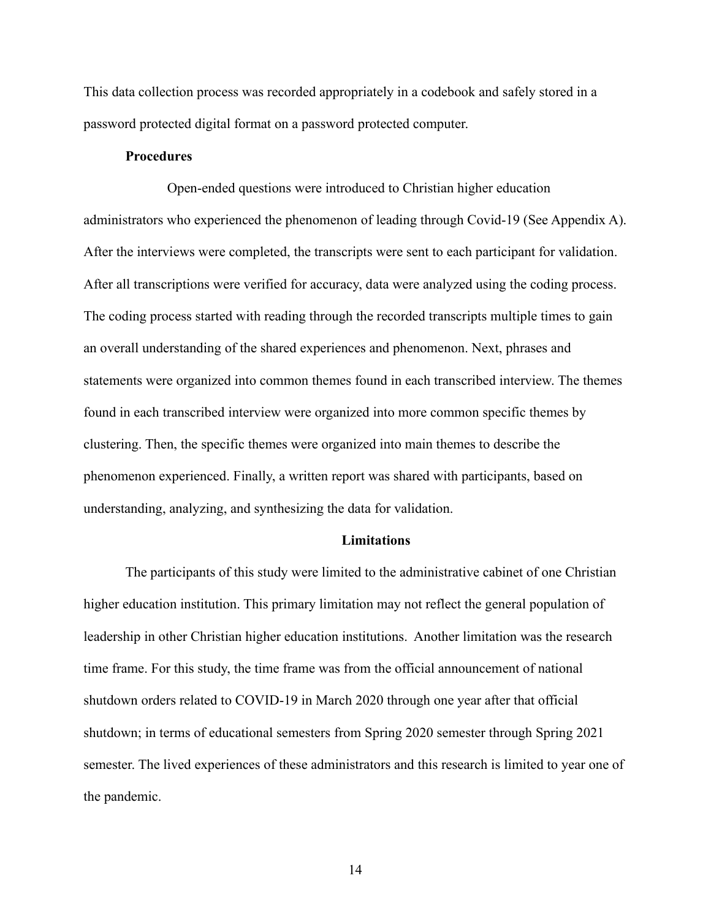This data collection process was recorded appropriately in a codebook and safely stored in a password protected digital format on a password protected computer.

### Procedures

Open-ended questions were introduced to Christian higher education administrators who experienced the phenomenon of leading through Covid-19 (See Appendix A). After the interviews were completed, the transcripts were sent to each participant for validation. After all transcriptions were verified for accuracy, data were analyzed using the coding process. The coding process started with reading through the recorded transcripts multiple times to gain an overall understanding of the shared experiences and phenomenon. Next, phrases and statements were organized into common themes found in each transcribed interview. The themes found in each transcribed interview were organized into more common specific themes by clustering. Then, the specific themes were organized into main themes to describe the phenomenon experienced. Finally, a written report was shared with participants, based on understanding, analyzing, and synthesizing the data for validation.

## Limitations

The participants of this study were limited to the administrative cabinet of one Christian higher education institution. This primary limitation may not reflect the general population of leadership in other Christian higher education institutions. Another limitation was the research time frame. For this study, the time frame was from the official announcement of national shutdown orders related to COVID-19 in March 2020 through one year after that official shutdown; in terms of educational semesters from Spring 2020 semester through Spring 2021 semester. The lived experiences of these administrators and this research is limited to year one of the pandemic.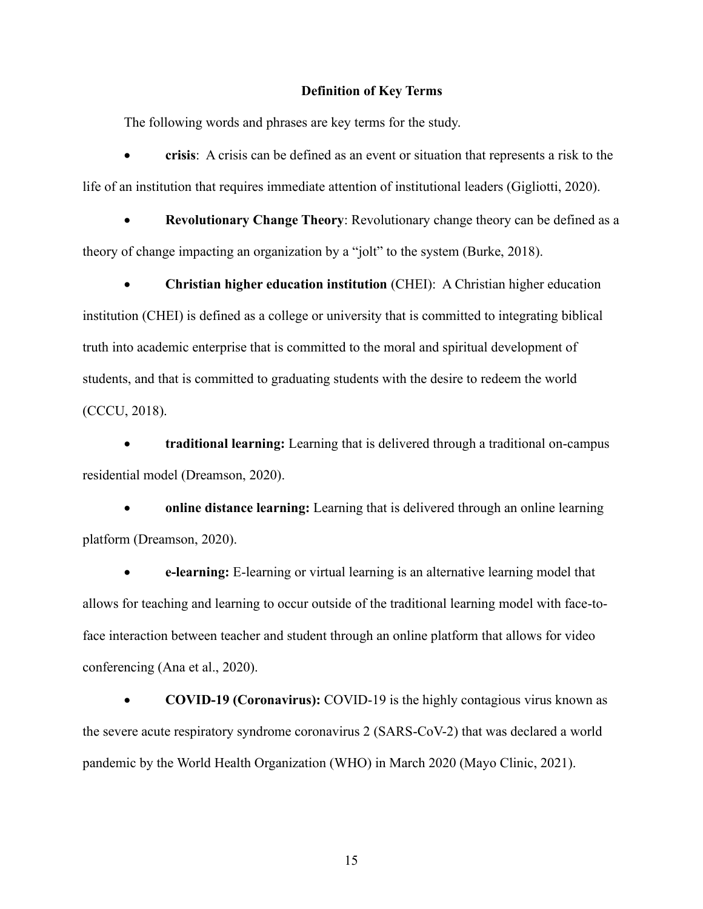## Definition of Key Terms

The following words and phrases are key terms for the study.

- **crisis**: A crisis can be defined as an event or situation that represents a risk to the life of an institution that requires immediate attention of institutional leaders (Gigliotti, 2020).
- **Revolutionary Change Theory**: Revolutionary change theory can be defined as a theory of change impacting an organization by a "jolt" to the system (Burke, 2018).
- **Christian higher education institution** (CHEI): A Christian higher education institution (CHEI) is defined as a college or university that is committed to integrating biblical truth into academic enterprise that is committed to the moral and spiritual development of students, and that is committed to graduating students with the desire to redeem the world (CCCU, 2018).
- **traditional learning:** Learning that is delivered through a traditional on-campus residential model (Dreamson, 2020).
- **online distance learning:** Learning that is delivered through an online learning platform (Dreamson, 2020).
- **e-learning:** E-learning or virtual learning is an alternative learning model that allows for teaching and learning to occur outside of the traditional learning model with face-to-face interaction between teacher and student through an online platform that allows for video conferencing (Ana et al., 2020).
- **COVID-19 (Coronavirus):** COVID-19 is the highly contagious virus known as the severe acute respiratory syndrome coronavirus 2 (SARS-CoV-2) that was declared a world pandemic by the World Health Organization (WHO) in March 2020 (Mayo Clinic, 2021).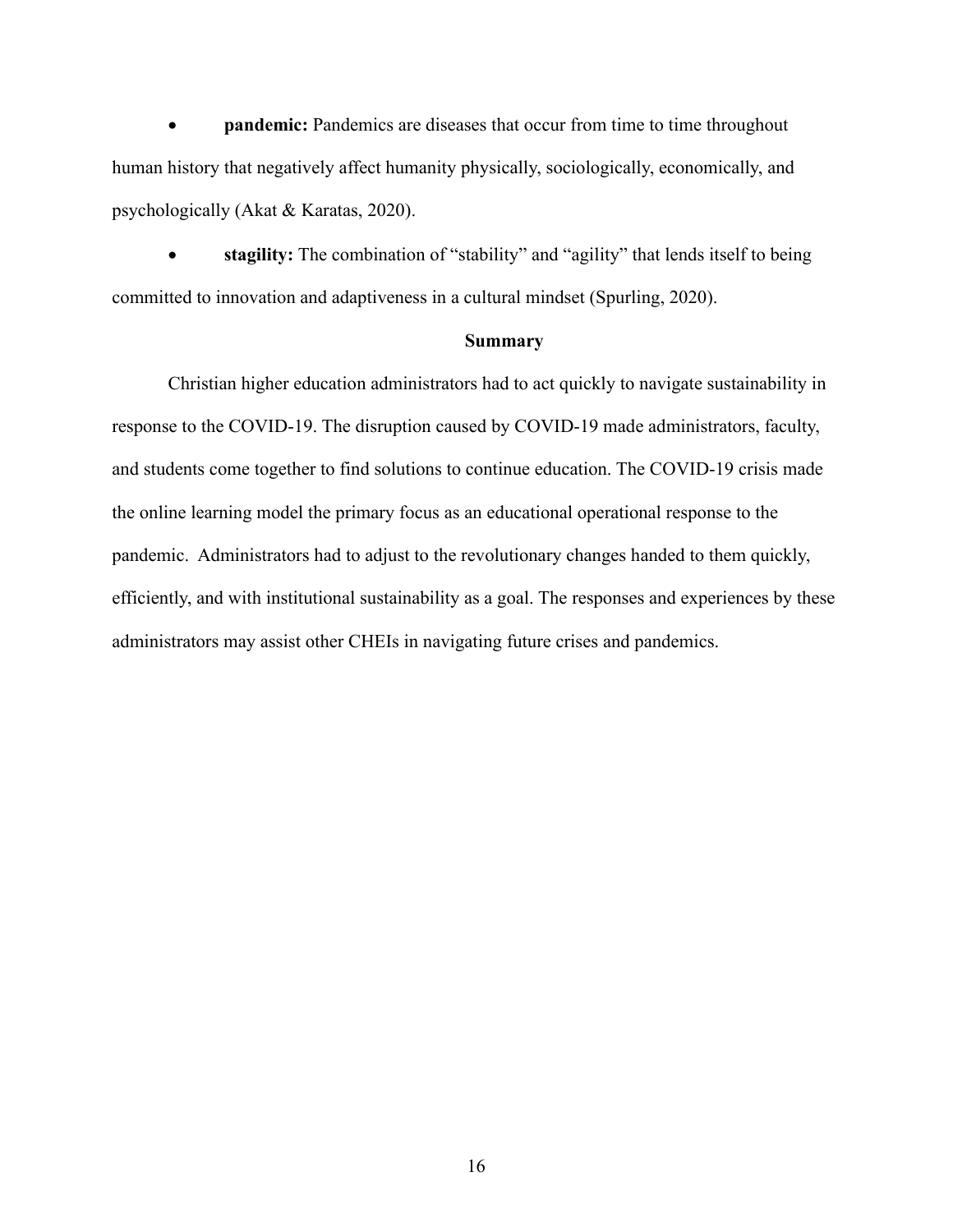- **pandemic:** Pandemics are diseases that occur from time to time throughout human history that negatively affect humanity physically, sociologically, economically, and psychologically (Akat & Karatas, 2020).

- **stagility:** The combination of "stability" and "agility" that lends itself to being committed to innovation and adaptiveness in a cultural mindset (Spurling, 2020).

## Summary

Christian higher education administrators had to act quickly to navigate sustainability in response to the COVID-19. The disruption caused by COVID-19 made administrators, faculty, and students come together to find solutions to continue education. The COVID-19 crisis made the online learning model the primary focus as an educational operational response to the pandemic. Administrators had to adjust to the revolutionary changes handed to them quickly, efficiently, and with institutional sustainability as a goal. The responses and experiences by these administrators may assist other CHEIs in navigating future crises and pandemics.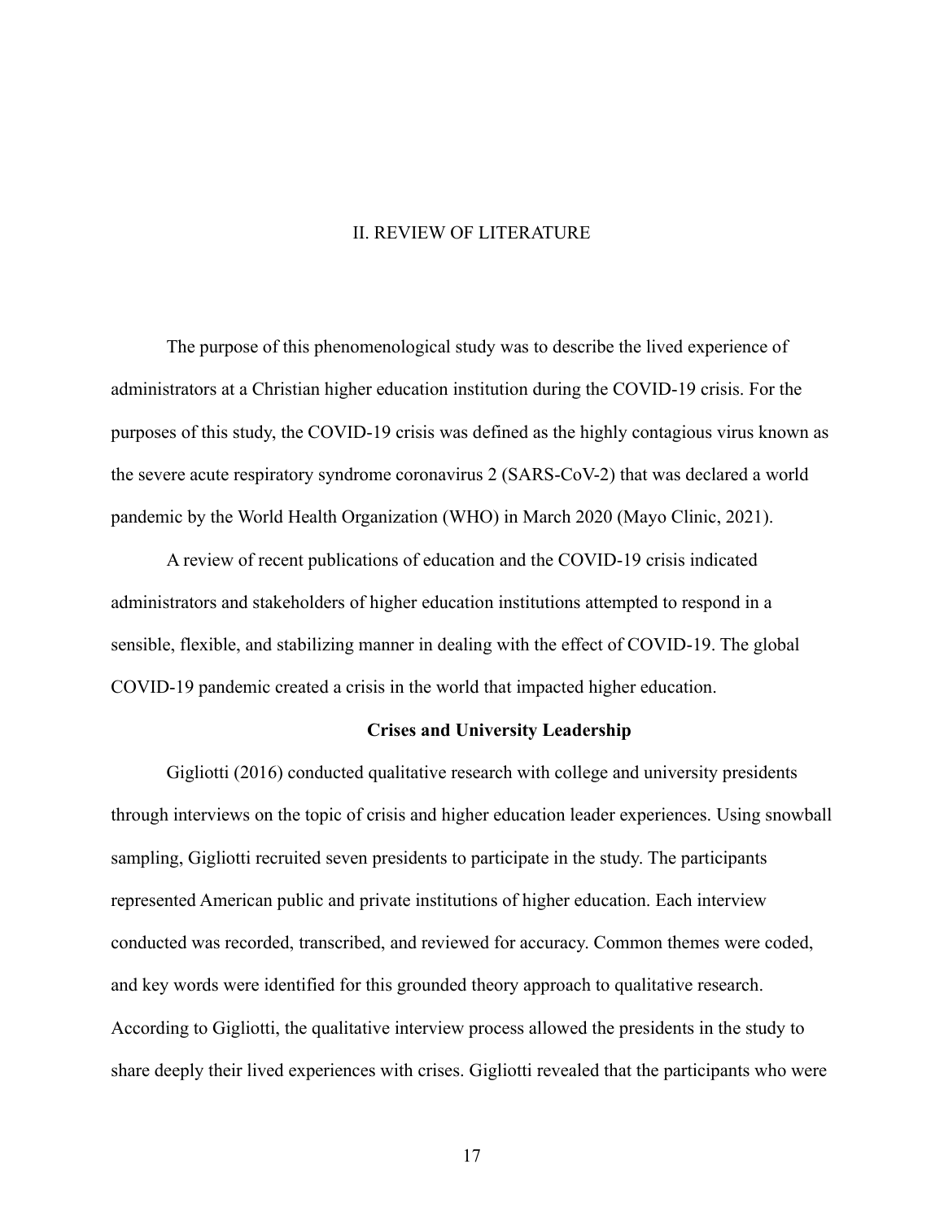# II. REVIEW OF LITERATURE

The purpose of this phenomenological study was to describe the lived experience of administrators at a Christian higher education institution during the COVID-19 crisis. For the purposes of this study, the COVID-19 crisis was defined as the highly contagious virus known as the severe acute respiratory syndrome coronavirus 2 (SARS-CoV-2) that was declared a world pandemic by the World Health Organization (WHO) in March 2020 (Mayo Clinic, 2021).

A review of recent publications of education and the COVID-19 crisis indicated administrators and stakeholders of higher education institutions attempted to respond in a sensible, flexible, and stabilizing manner in dealing with the effect of COVID-19. The global COVID-19 pandemic created a crisis in the world that impacted higher education.

## Crises and University Leadership

Gigliotti (2016) conducted qualitative research with college and university presidents through interviews on the topic of crisis and higher education leader experiences. Using snowball sampling, Gigliotti recruited seven presidents to participate in the study. The participants represented American public and private institutions of higher education. Each interview conducted was recorded, transcribed, and reviewed for accuracy. Common themes were coded, and key words were identified for this grounded theory approach to qualitative research. According to Gigliotti, the qualitative interview process allowed the presidents in the study to share deeply their lived experiences with crises. Gigliotti revealed that the participants who were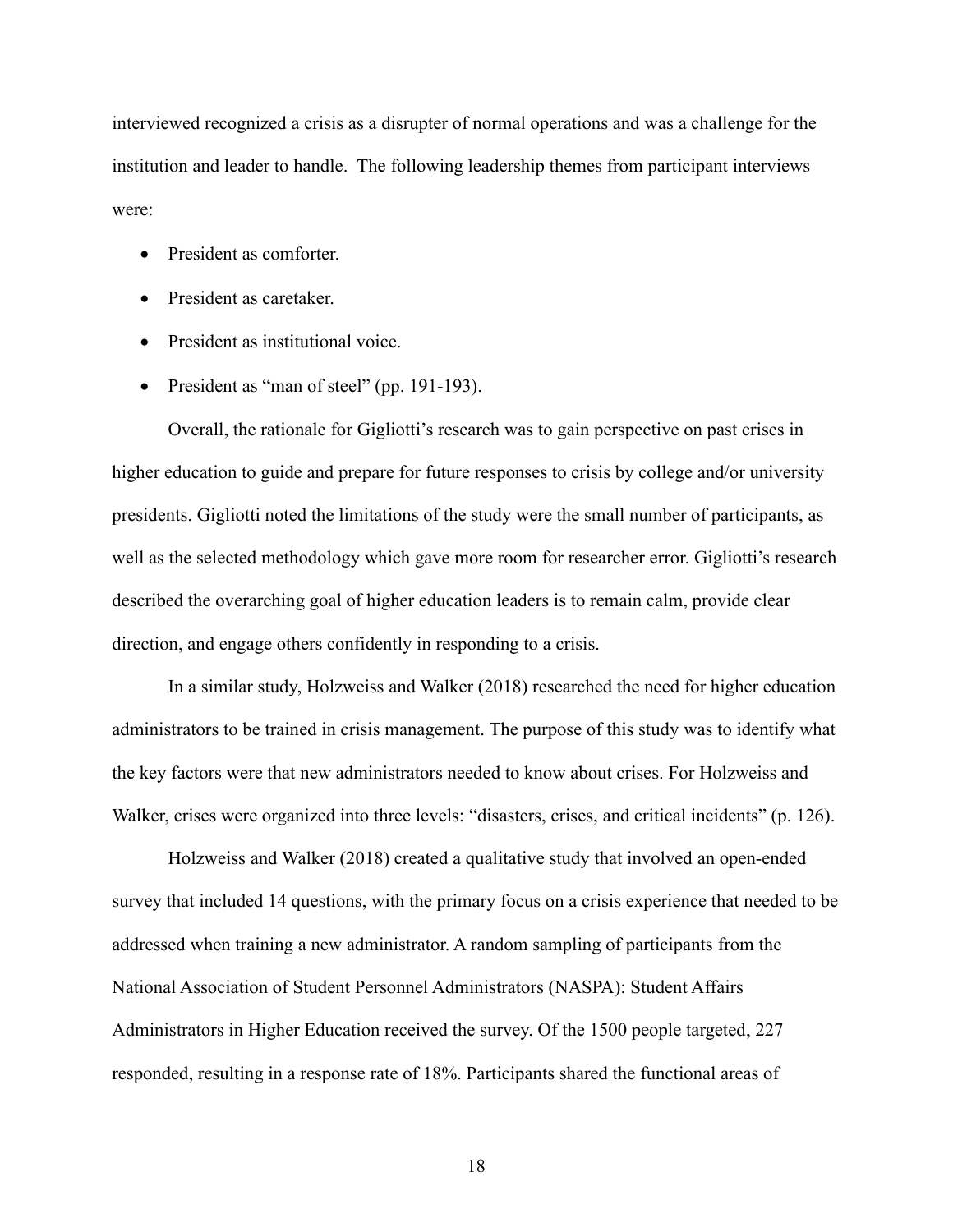interviewed recognized a crisis as a disrupter of normal operations and was a challenge for the institution and leader to handle. The following leadership themes from participant interviews were:

- President as comforter.
- President as caretaker.
- President as institutional voice.
- President as "man of steel" (pp. 191-193).

Overall, the rationale for Gigliotti's research was to gain perspective on past crises in higher education to guide and prepare for future responses to crisis by college and/or university presidents. Gigliotti noted the limitations of the study were the small number of participants, as well as the selected methodology which gave more room for researcher error. Gigliotti's research described the overarching goal of higher education leaders is to remain calm, provide clear direction, and engage others confidently in responding to a crisis.

In a similar study, Holzweiss and Walker (2018) researched the need for higher education administrators to be trained in crisis management. The purpose of this study was to identify what the key factors were that new administrators needed to know about crises. For Holzweiss and Walker, crises were organized into three levels: "disasters, crises, and critical incidents" (p. 126).

Holzweiss and Walker (2018) created a qualitative study that involved an open-ended survey that included 14 questions, with the primary focus on a crisis experience that needed to be addressed when training a new administrator. A random sampling of participants from the National Association of Student Personnel Administrators (NASPA): Student Affairs Administrators in Higher Education received the survey. Of the 1500 people targeted, 227 responded, resulting in a response rate of 18%. Participants shared the functional areas of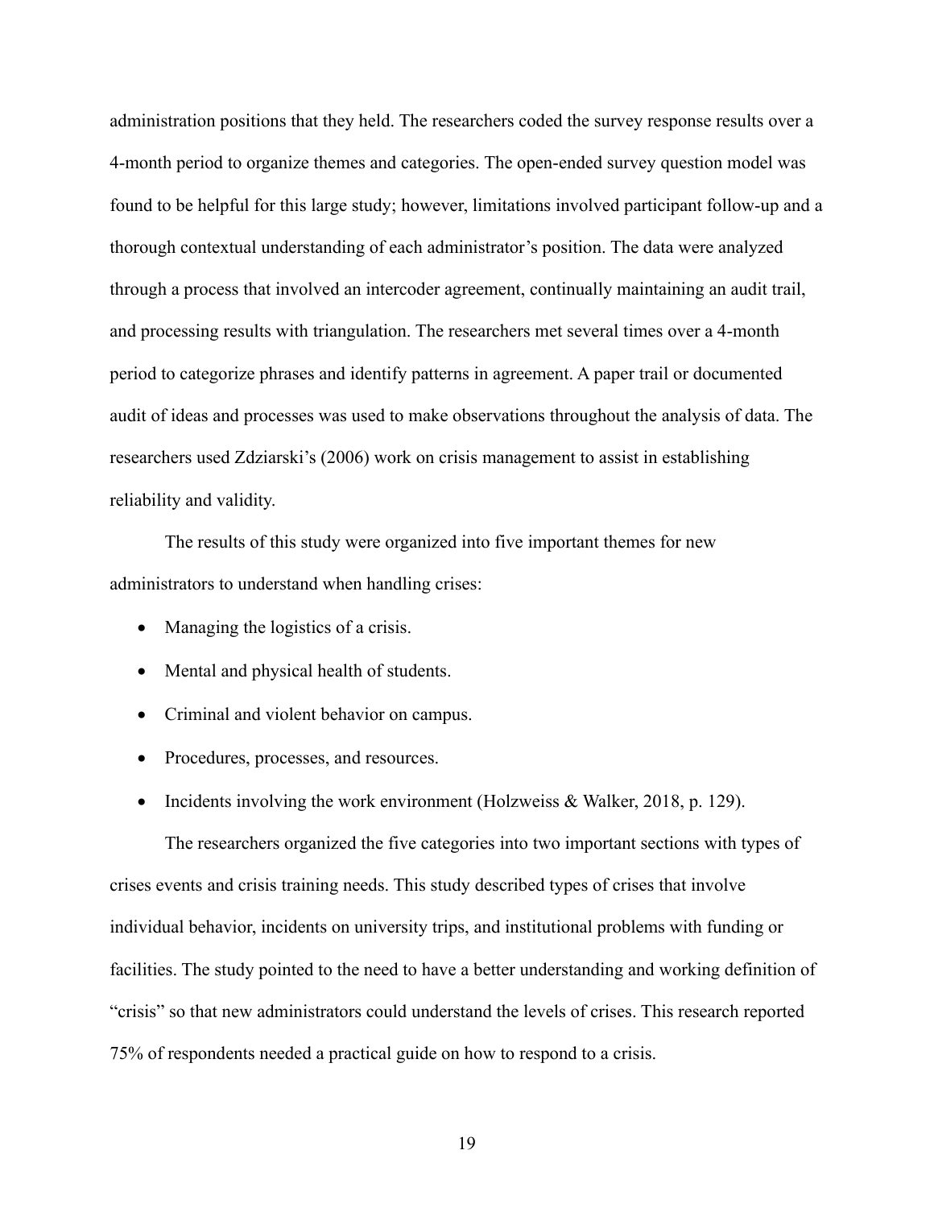administration positions that they held. The researchers coded the survey response results over a 4-month period to organize themes and categories. The open-ended survey question model was found to be helpful for this large study; however, limitations involved participant follow-up and a thorough contextual understanding of each administrator's position. The data were analyzed through a process that involved an intercoder agreement, continually maintaining an audit trail, and processing results with triangulation. The researchers met several times over a 4-month period to categorize phrases and identify patterns in agreement. A paper trail or documented audit of ideas and processes was used to make observations throughout the analysis of data. The researchers used Zdziarski's (2006) work on crisis management to assist in establishing reliability and validity.

The results of this study were organized into five important themes for new administrators to understand when handling crises:

- Managing the logistics of a crisis.
- Mental and physical health of students.
- Criminal and violent behavior on campus.
- Procedures, processes, and resources.
- Incidents involving the work environment (Holzweiss & Walker, 2018, p. 129).

The researchers organized the five categories into two important sections with types of crises events and crisis training needs. This study described types of crises that involve individual behavior, incidents on university trips, and institutional problems with funding or facilities. The study pointed to the need to have a better understanding and working definition of "crisis" so that new administrators could understand the levels of crises. This research reported 75% of respondents needed a practical guide on how to respond to a crisis.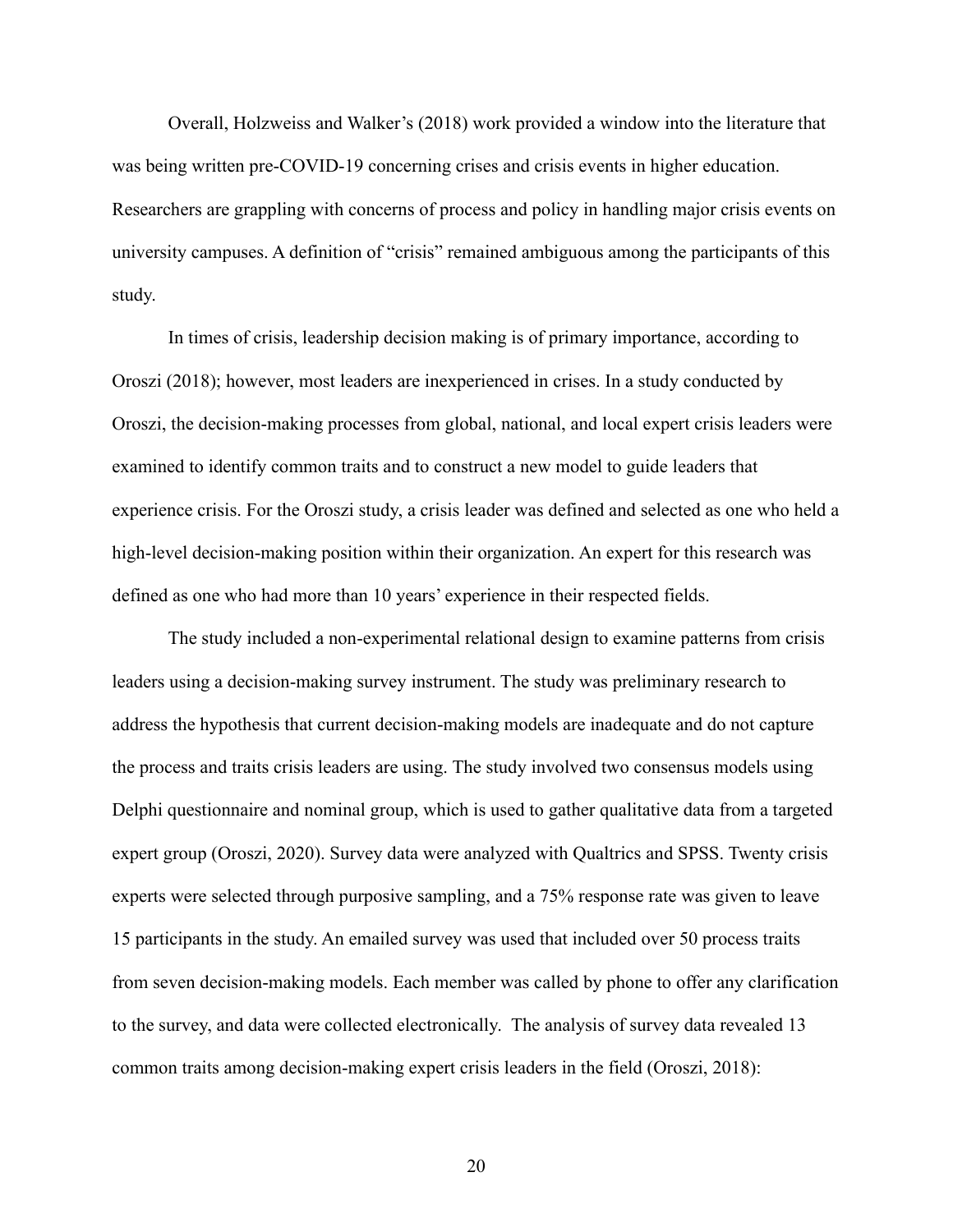Overall, Holzweiss and Walker's (2018) work provided a window into the literature that was being written pre-COVID-19 concerning crises and crisis events in higher education. Researchers are grappling with concerns of process and policy in handling major crisis events on university campuses. A definition of "crisis" remained ambiguous among the participants of this study.

In times of crisis, leadership decision making is of primary importance, according to Oroszi (2018); however, most leaders are inexperienced in crises. In a study conducted by Oroszi, the decision-making processes from global, national, and local expert crisis leaders were examined to identify common traits and to construct a new model to guide leaders that experience crisis. For the Oroszi study, a crisis leader was defined and selected as one who held a high-level decision-making position within their organization. An expert for this research was defined as one who had more than 10 years' experience in their respected fields.

The study included a non-experimental relational design to examine patterns from crisis leaders using a decision-making survey instrument. The study was preliminary research to address the hypothesis that current decision-making models are inadequate and do not capture the process and traits crisis leaders are using. The study involved two consensus models using Delphi questionnaire and nominal group, which is used to gather qualitative data from a targeted expert group (Oroszi, 2020). Survey data were analyzed with Qualtrics and SPSS. Twenty crisis experts were selected through purposive sampling, and a 75% response rate was given to leave 15 participants in the study. An emailed survey was used that included over 50 process traits from seven decision-making models. Each member was called by phone to offer any clarification to the survey, and data were collected electronically. The analysis of survey data revealed 13 common traits among decision-making expert crisis leaders in the field (Oroszi, 2018):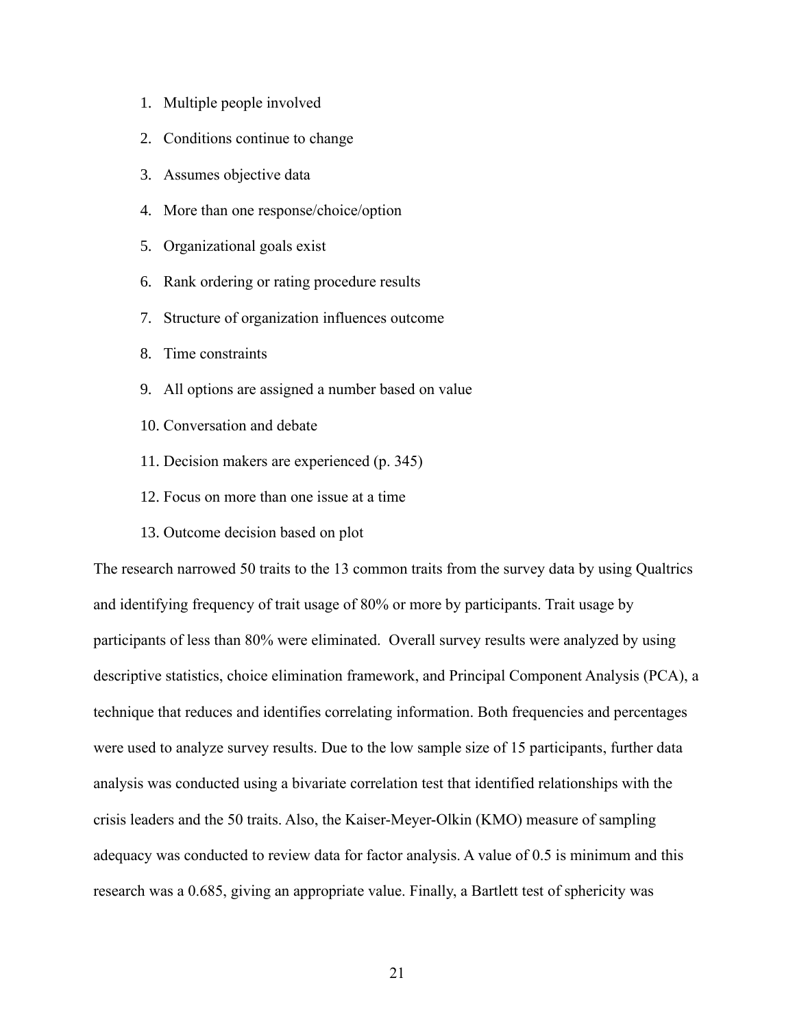1. Multiple people involved
2. Conditions continue to change
3. Assumes objective data
4. More than one response/choice/option
5. Organizational goals exist
6. Rank ordering or rating procedure results
7. Structure of organization influences outcome
8. Time constraints
9. All options are assigned a number based on value
10. Conversation and debate
11. Decision makers are experienced (p. 345)
12. Focus on more than one issue at a time
13. Outcome decision based on plot

The research narrowed 50 traits to the 13 common traits from the survey data by using Qualtrics and identifying frequency of trait usage of 80% or more by participants. Trait usage by participants of less than 80% were eliminated. Overall survey results were analyzed by using descriptive statistics, choice elimination framework, and Principal Component Analysis (PCA), a technique that reduces and identifies correlating information. Both frequencies and percentages were used to analyze survey results. Due to the low sample size of 15 participants, further data analysis was conducted using a bivariate correlation test that identified relationships with the crisis leaders and the 50 traits. Also, the Kaiser-Meyer-Olkin (KMO) measure of sampling adequacy was conducted to review data for factor analysis. A value of 0.5 is minimum and this research was a 0.685, giving an appropriate value. Finally, a Bartlett test of sphericity was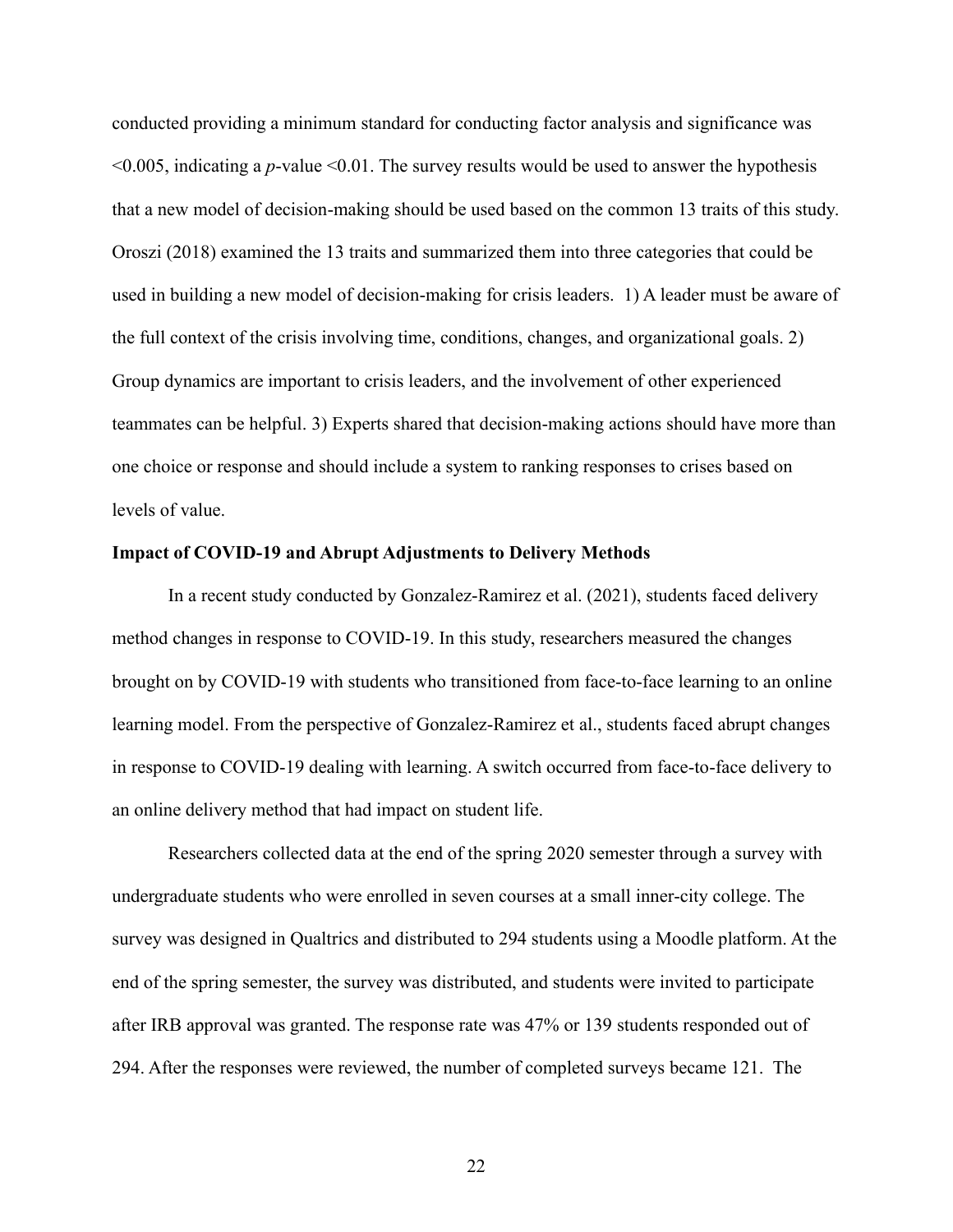conducted providing a minimum standard for conducting factor analysis and significance was $<0.005$, indicating a *p*-value $<0.01$. The survey results would be used to answer the hypothesis that a new model of decision-making should be used based on the common 13 traits of this study. Oroszi (2018) examined the 13 traits and summarized them into three categories that could be used in building a new model of decision-making for crisis leaders. 1) A leader must be aware of the full context of the crisis involving time, conditions, changes, and organizational goals. 2) Group dynamics are important to crisis leaders, and the involvement of other experienced teammates can be helpful. 3) Experts shared that decision-making actions should have more than one choice or response and should include a system to ranking responses to crises based on levels of value.

**Impact of COVID-19 and Abrupt Adjustments to Delivery Methods**

In a recent study conducted by Gonzalez-Ramirez et al. (2021), students faced delivery method changes in response to COVID-19. In this study, researchers measured the changes brought on by COVID-19 with students who transitioned from face-to-face learning to an online learning model. From the perspective of Gonzalez-Ramirez et al., students faced abrupt changes in response to COVID-19 dealing with learning. A switch occurred from face-to-face delivery to an online delivery method that had impact on student life.

Researchers collected data at the end of the spring 2020 semester through a survey with undergraduate students who were enrolled in seven courses at a small inner-city college. The survey was designed in Qualtrics and distributed to 294 students using a Moodle platform. At the end of the spring semester, the survey was distributed, and students were invited to participate after IRB approval was granted. The response rate was 47% or 139 students responded out of 294. After the responses were reviewed, the number of completed surveys became 121. The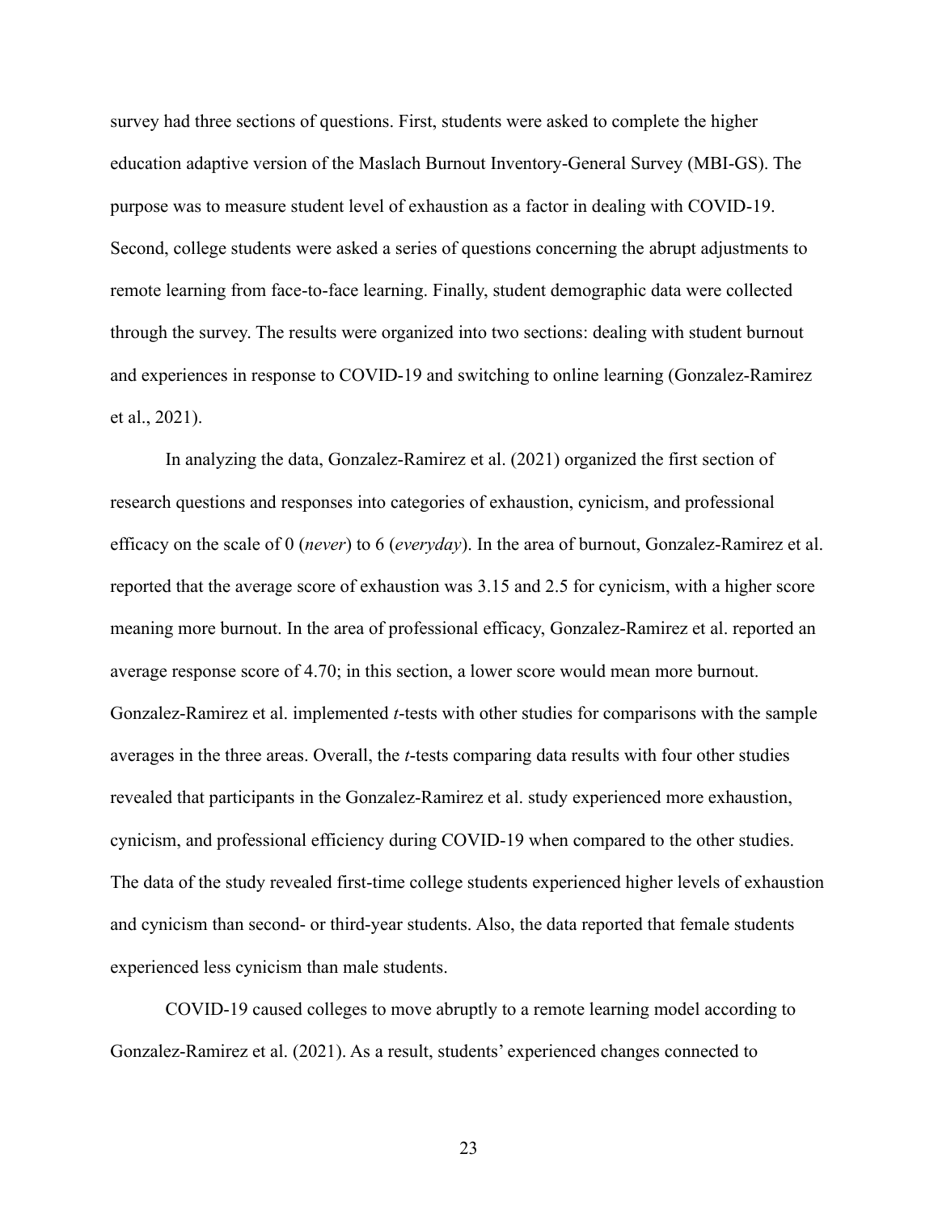survey had three sections of questions. First, students were asked to complete the higher education adaptive version of the Maslach Burnout Inventory-General Survey (MBI-GS). The purpose was to measure student level of exhaustion as a factor in dealing with COVID-19. Second, college students were asked a series of questions concerning the abrupt adjustments to remote learning from face-to-face learning. Finally, student demographic data were collected through the survey. The results were organized into two sections: dealing with student burnout and experiences in response to COVID-19 and switching to online learning (Gonzalez-Ramirez et al., 2021).

In analyzing the data, Gonzalez-Ramirez et al. (2021) organized the first section of research questions and responses into categories of exhaustion, cynicism, and professional efficacy on the scale of 0 (*never*) to 6 (*everyday*). In the area of burnout, Gonzalez-Ramirez et al. reported that the average score of exhaustion was 3.15 and 2.5 for cynicism, with a higher score meaning more burnout. In the area of professional efficacy, Gonzalez-Ramirez et al. reported an average response score of 4.70; in this section, a lower score would mean more burnout. Gonzalez-Ramirez et al. implemented *t*-tests with other studies for comparisons with the sample averages in the three areas. Overall, the *t*-tests comparing data results with four other studies revealed that participants in the Gonzalez-Ramirez et al. study experienced more exhaustion, cynicism, and professional efficiency during COVID-19 when compared to the other studies. The data of the study revealed first-time college students experienced higher levels of exhaustion and cynicism than second- or third-year students. Also, the data reported that female students experienced less cynicism than male students.

COVID-19 caused colleges to move abruptly to a remote learning model according to Gonzalez-Ramirez et al. (2021). As a result, students' experienced changes connected to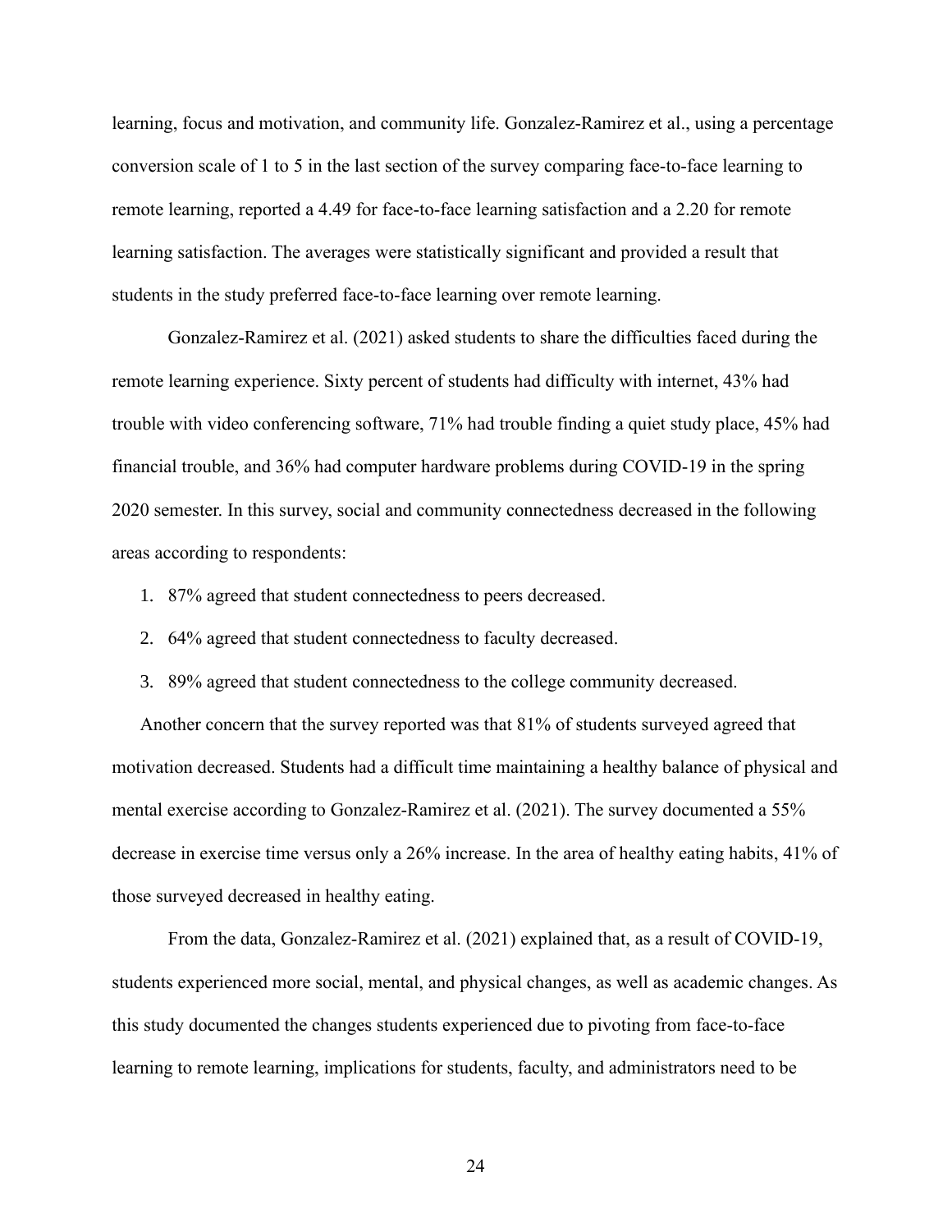learning, focus and motivation, and community life. Gonzalez-Ramirez et al., using a percentage conversion scale of 1 to 5 in the last section of the survey comparing face-to-face learning to remote learning, reported a 4.49 for face-to-face learning satisfaction and a 2.20 for remote learning satisfaction. The averages were statistically significant and provided a result that students in the study preferred face-to-face learning over remote learning.

Gonzalez-Ramirez et al. (2021) asked students to share the difficulties faced during the remote learning experience. Sixty percent of students had difficulty with internet, 43% had trouble with video conferencing software, 71% had trouble finding a quiet study place, 45% had financial trouble, and 36% had computer hardware problems during COVID-19 in the spring 2020 semester. In this survey, social and community connectedness decreased in the following areas according to respondents:

1. 87% agreed that student connectedness to peers decreased.
2. 64% agreed that student connectedness to faculty decreased.
3. 89% agreed that student connectedness to the college community decreased.

Another concern that the survey reported was that 81% of students surveyed agreed that motivation decreased. Students had a difficult time maintaining a healthy balance of physical and mental exercise according to Gonzalez-Ramirez et al. (2021). The survey documented a 55% decrease in exercise time versus only a 26% increase. In the area of healthy eating habits, 41% of those surveyed decreased in healthy eating.

From the data, Gonzalez-Ramirez et al. (2021) explained that, as a result of COVID-19, students experienced more social, mental, and physical changes, as well as academic changes. As this study documented the changes students experienced due to pivoting from face-to-face learning to remote learning, implications for students, faculty, and administrators need to be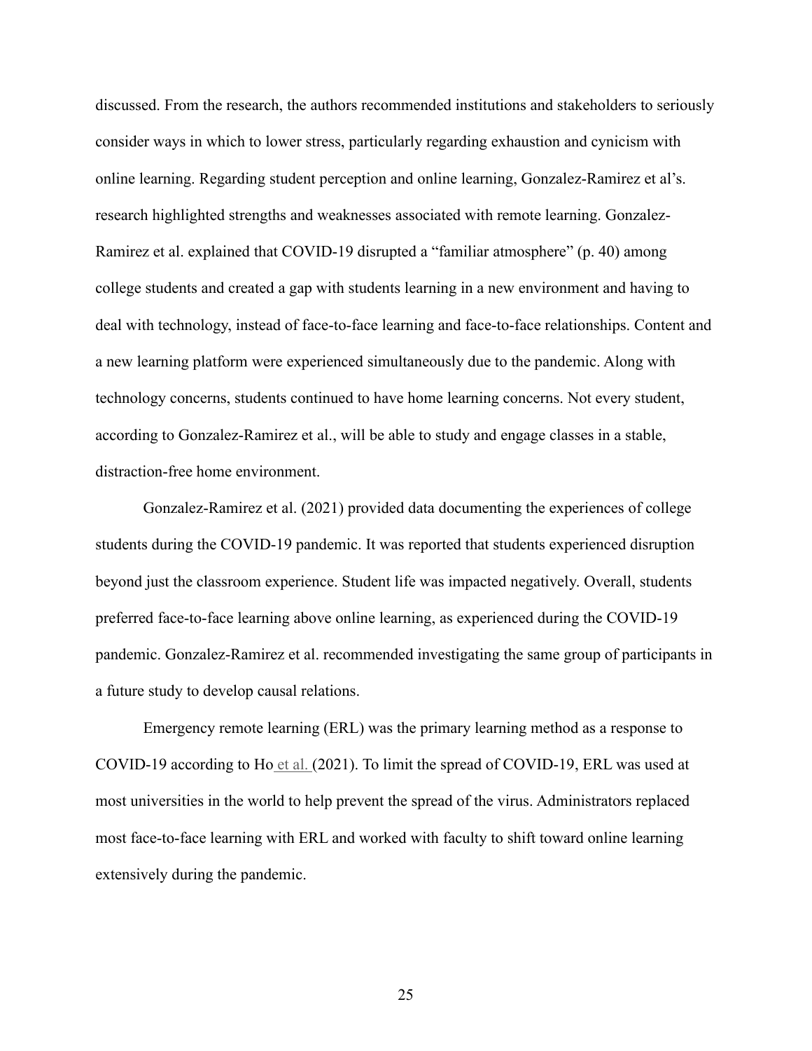discussed. From the research, the authors recommended institutions and stakeholders to seriously consider ways in which to lower stress, particularly regarding exhaustion and cynicism with online learning. Regarding student perception and online learning, Gonzalez-Ramirez et al's. research highlighted strengths and weaknesses associated with remote learning. Gonzalez-Ramirez et al. explained that COVID-19 disrupted a "familiar atmosphere" (p. 40) among college students and created a gap with students learning in a new environment and having to deal with technology, instead of face-to-face learning and face-to-face relationships. Content and a new learning platform were experienced simultaneously due to the pandemic. Along with technology concerns, students continued to have home learning concerns. Not every student, according to Gonzalez-Ramirez et al., will be able to study and engage classes in a stable, distraction-free home environment.

Gonzalez-Ramirez et al. (2021) provided data documenting the experiences of college students during the COVID-19 pandemic. It was reported that students experienced disruption beyond just the classroom experience. Student life was impacted negatively. Overall, students preferred face-to-face learning above online learning, as experienced during the COVID-19 pandemic. Gonzalez-Ramirez et al. recommended investigating the same group of participants in a future study to develop causal relations.

Emergency remote learning (ERL) was the primary learning method as a response to COVID-19 according to Ho et al. (2021). To limit the spread of COVID-19, ERL was used at most universities in the world to help prevent the spread of the virus. Administrators replaced most face-to-face learning with ERL and worked with faculty to shift toward online learning extensively during the pandemic.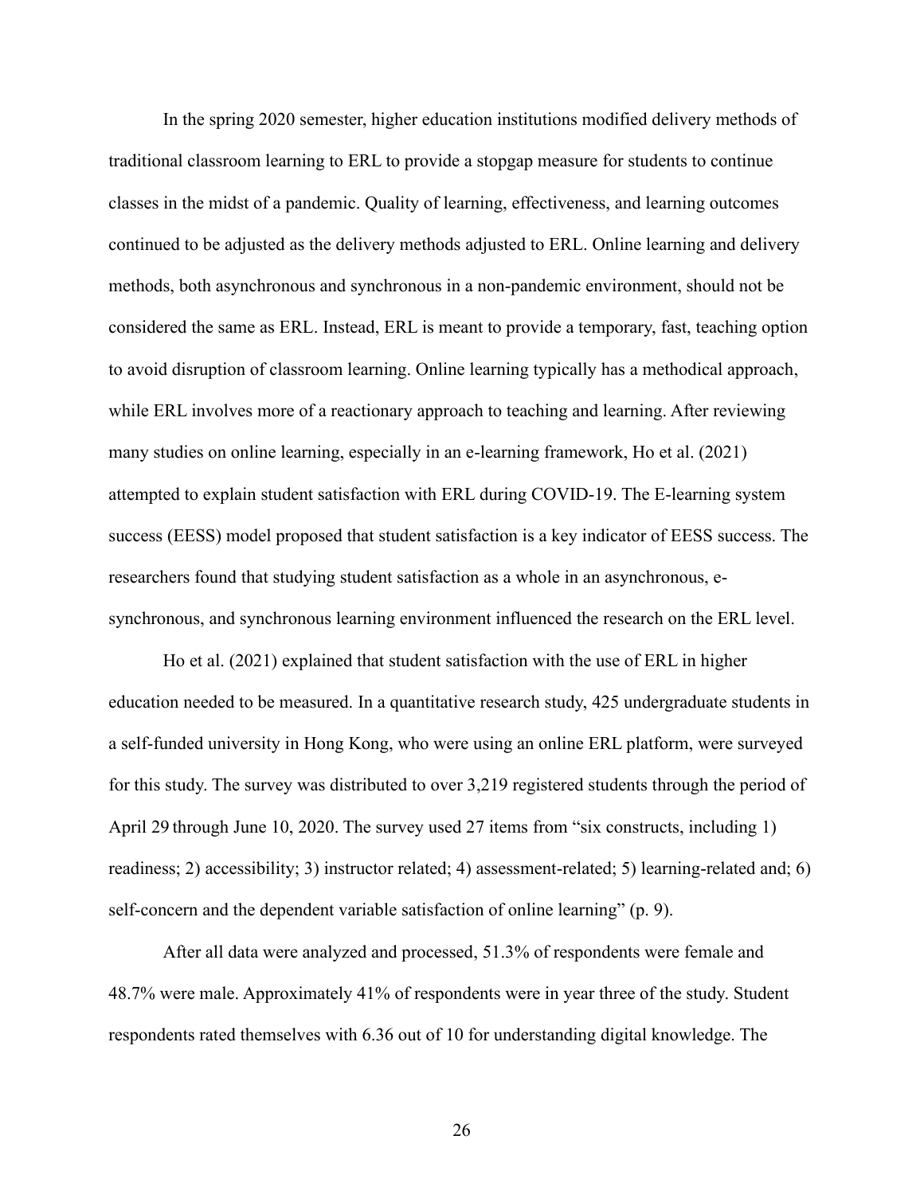In the spring 2020 semester, higher education institutions modified delivery methods of traditional classroom learning to ERL to provide a stopgap measure for students to continue classes in the midst of a pandemic. Quality of learning, effectiveness, and learning outcomes continued to be adjusted as the delivery methods adjusted to ERL. Online learning and delivery methods, both asynchronous and synchronous in a non-pandemic environment, should not be considered the same as ERL. Instead, ERL is meant to provide a temporary, fast, teaching option to avoid disruption of classroom learning. Online learning typically has a methodical approach, while ERL involves more of a reactionary approach to teaching and learning. After reviewing many studies on online learning, especially in an e-learning framework, Ho et al. (2021) attempted to explain student satisfaction with ERL during COVID-19. The E-learning system success (EESS) model proposed that student satisfaction is a key indicator of EESS success. The researchers found that studying student satisfaction as a whole in an asynchronous, e-synchronous, and synchronous learning environment influenced the research on the ERL level.

Ho et al. (2021) explained that student satisfaction with the use of ERL in higher education needed to be measured. In a quantitative research study, 425 undergraduate students in a self-funded university in Hong Kong, who were using an online ERL platform, were surveyed for this study. The survey was distributed to over 3,219 registered students through the period of April 29 through June 10, 2020. The survey used 27 items from "six constructs, including 1) readiness; 2) accessibility; 3) instructor related; 4) assessment-related; 5) learning-related and; 6) self-concern and the dependent variable satisfaction of online learning" (p. 9).

After all data were analyzed and processed, 51.3% of respondents were female and 48.7% were male. Approximately 41% of respondents were in year three of the study. Student respondents rated themselves with 6.36 out of 10 for understanding digital knowledge. The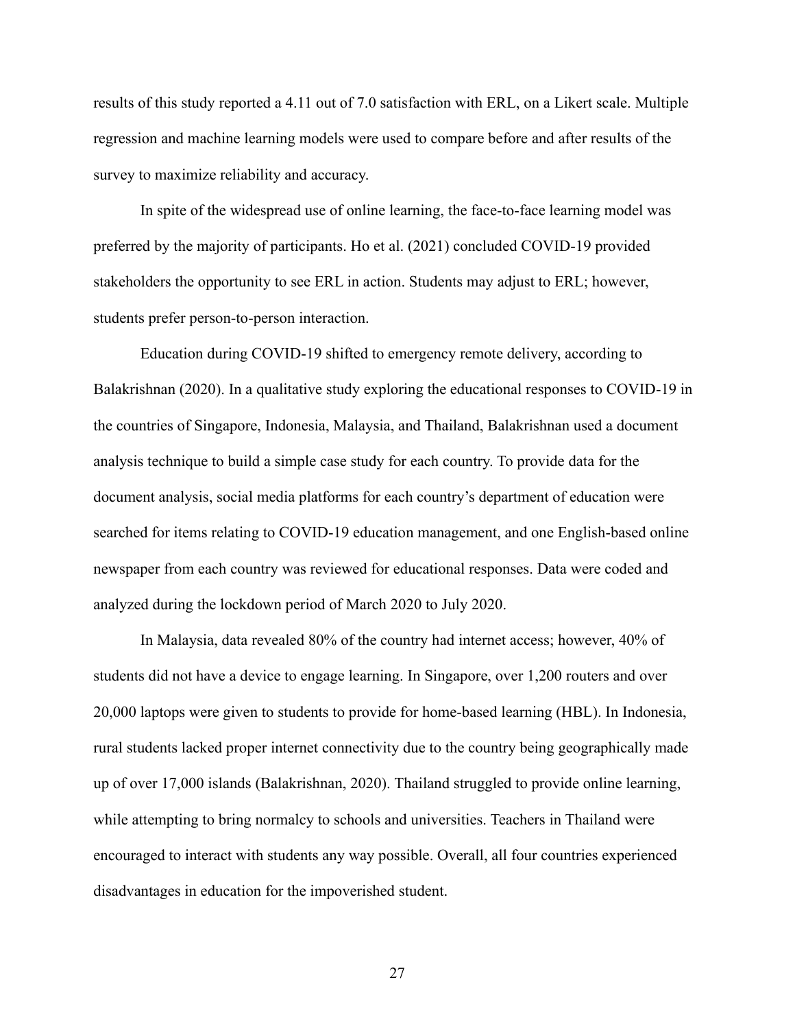results of this study reported a 4.11 out of 7.0 satisfaction with ERL, on a Likert scale. Multiple regression and machine learning models were used to compare before and after results of the survey to maximize reliability and accuracy.

In spite of the widespread use of online learning, the face-to-face learning model was preferred by the majority of participants. Ho et al. (2021) concluded COVID-19 provided stakeholders the opportunity to see ERL in action. Students may adjust to ERL; however, students prefer person-to-person interaction.

Education during COVID-19 shifted to emergency remote delivery, according to Balakrishnan (2020). In a qualitative study exploring the educational responses to COVID-19 in the countries of Singapore, Indonesia, Malaysia, and Thailand, Balakrishnan used a document analysis technique to build a simple case study for each country. To provide data for the document analysis, social media platforms for each country's department of education were searched for items relating to COVID-19 education management, and one English-based online newspaper from each country was reviewed for educational responses. Data were coded and analyzed during the lockdown period of March 2020 to July 2020.

In Malaysia, data revealed 80% of the country had internet access; however, 40% of students did not have a device to engage learning. In Singapore, over 1,200 routers and over 20,000 laptops were given to students to provide for home-based learning (HBL). In Indonesia, rural students lacked proper internet connectivity due to the country being geographically made up of over 17,000 islands (Balakrishnan, 2020). Thailand struggled to provide online learning, while attempting to bring normalcy to schools and universities. Teachers in Thailand were encouraged to interact with students any way possible. Overall, all four countries experienced disadvantages in education for the impoverished student.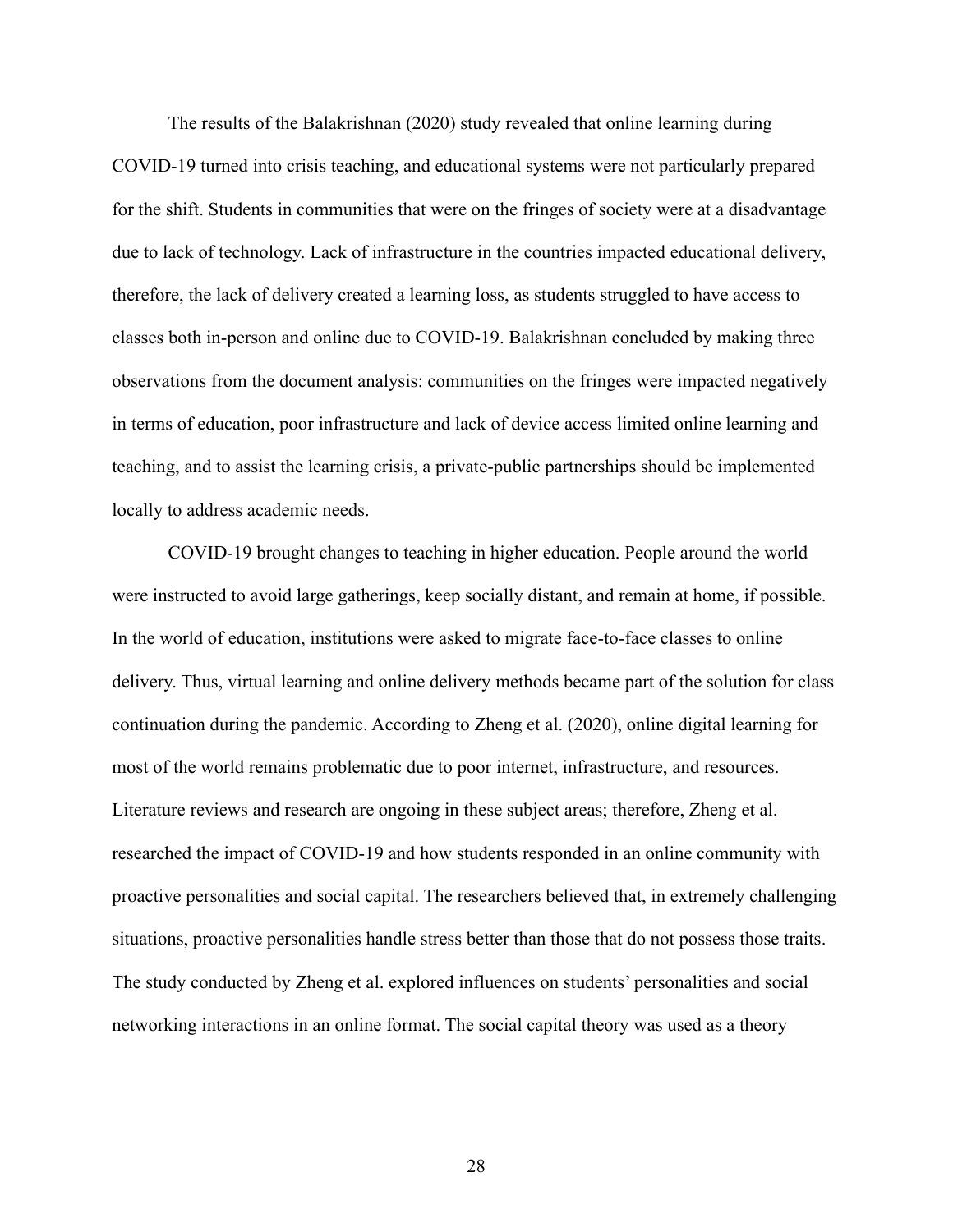The results of the Balakrishnan (2020) study revealed that online learning during COVID-19 turned into crisis teaching, and educational systems were not particularly prepared for the shift. Students in communities that were on the fringes of society were at a disadvantage due to lack of technology. Lack of infrastructure in the countries impacted educational delivery, therefore, the lack of delivery created a learning loss, as students struggled to have access to classes both in-person and online due to COVID-19. Balakrishnan concluded by making three observations from the document analysis: communities on the fringes were impacted negatively in terms of education, poor infrastructure and lack of device access limited online learning and teaching, and to assist the learning crisis, a private-public partnerships should be implemented locally to address academic needs.

COVID-19 brought changes to teaching in higher education. People around the world were instructed to avoid large gatherings, keep socially distant, and remain at home, if possible. In the world of education, institutions were asked to migrate face-to-face classes to online delivery. Thus, virtual learning and online delivery methods became part of the solution for class continuation during the pandemic. According to Zheng et al. (2020), online digital learning for most of the world remains problematic due to poor internet, infrastructure, and resources. Literature reviews and research are ongoing in these subject areas; therefore, Zheng et al. researched the impact of COVID-19 and how students responded in an online community with proactive personalities and social capital. The researchers believed that, in extremely challenging situations, proactive personalities handle stress better than those that do not possess those traits. The study conducted by Zheng et al. explored influences on students' personalities and social networking interactions in an online format. The social capital theory was used as a theory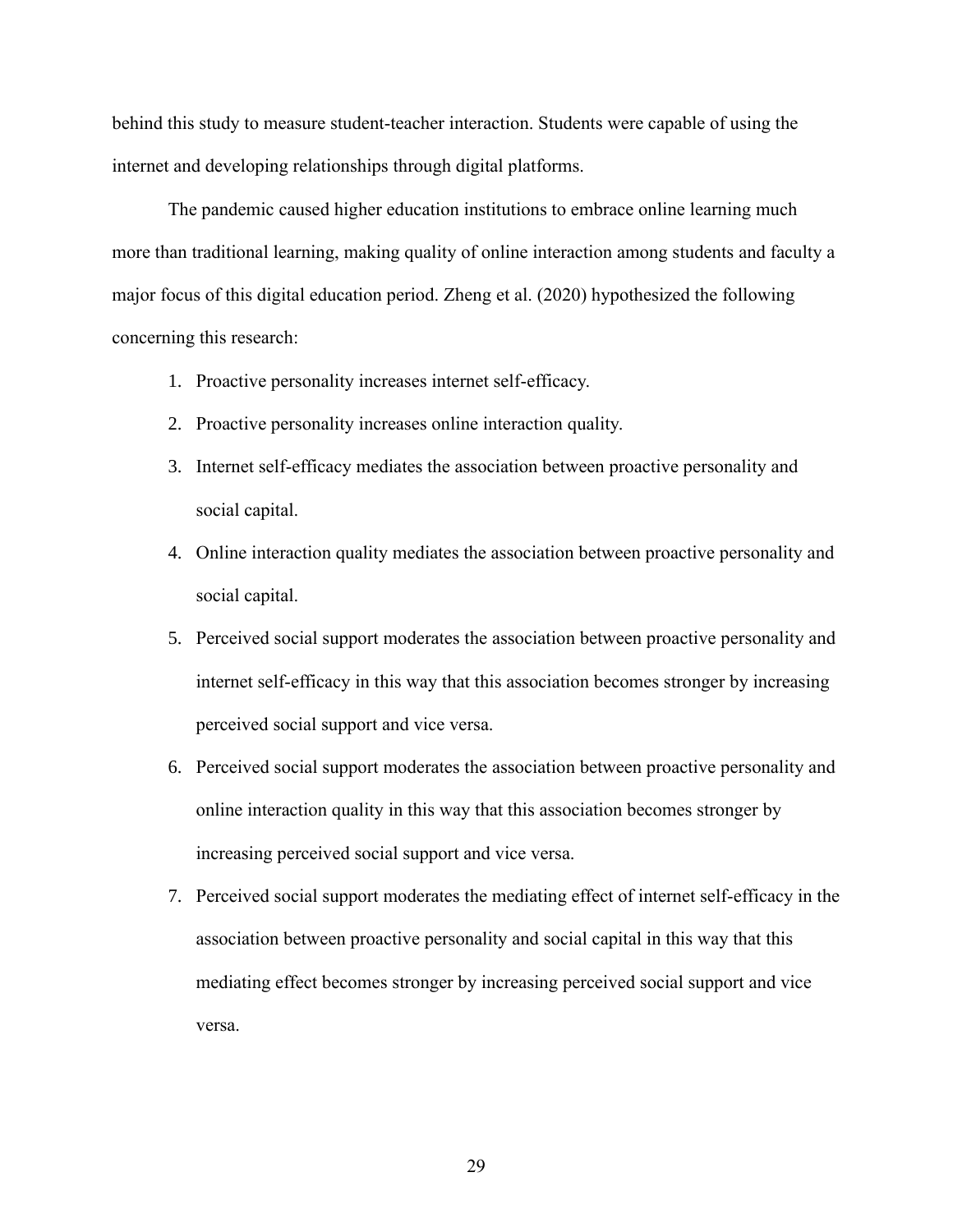behind this study to measure student-teacher interaction. Students were capable of using the internet and developing relationships through digital platforms.

The pandemic caused higher education institutions to embrace online learning much more than traditional learning, making quality of online interaction among students and faculty a major focus of this digital education period. Zheng et al. (2020) hypothesized the following concerning this research:

1. Proactive personality increases internet self-efficacy.
2. Proactive personality increases online interaction quality.
3. Internet self-efficacy mediates the association between proactive personality and social capital.
4. Online interaction quality mediates the association between proactive personality and social capital.
5. Perceived social support moderates the association between proactive personality and internet self-efficacy in this way that this association becomes stronger by increasing perceived social support and vice versa.
6. Perceived social support moderates the association between proactive personality and online interaction quality in this way that this association becomes stronger by increasing perceived social support and vice versa.
7. Perceived social support moderates the mediating effect of internet self-efficacy in the association between proactive personality and social capital in this way that this mediating effect becomes stronger by increasing perceived social support and vice versa.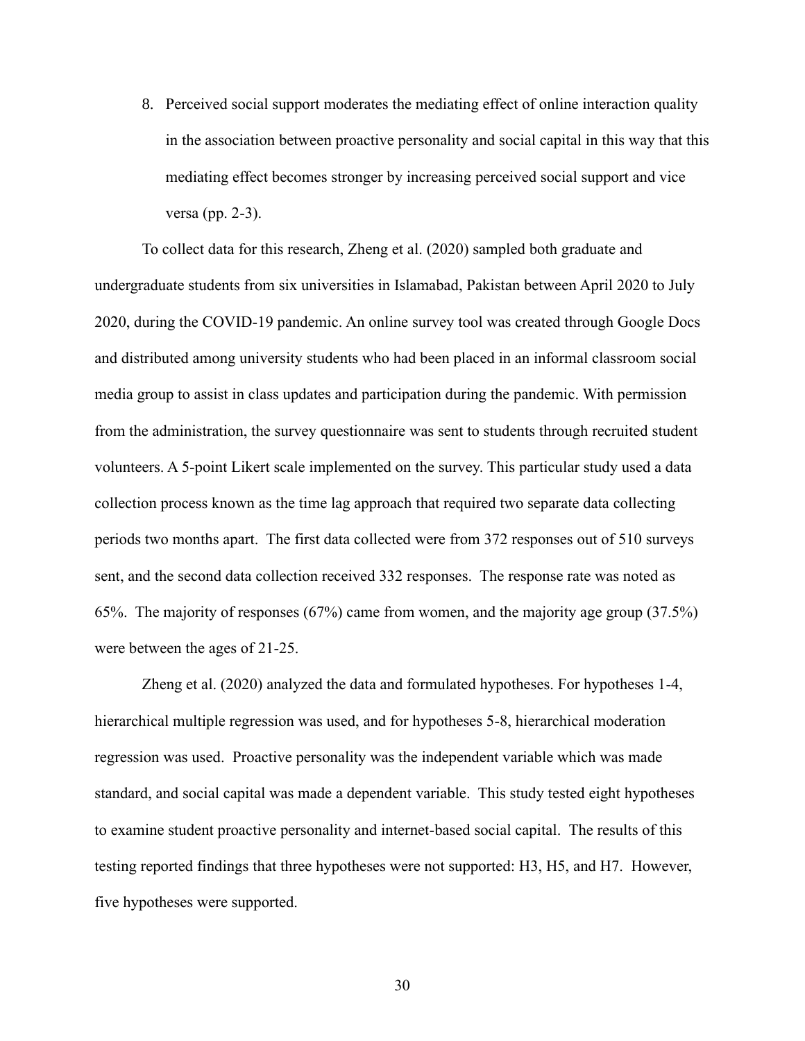8. Perceived social support moderates the mediating effect of online interaction quality in the association between proactive personality and social capital in this way that this mediating effect becomes stronger by increasing perceived social support and vice versa (pp. 2-3).

To collect data for this research, Zheng et al. (2020) sampled both graduate and undergraduate students from six universities in Islamabad, Pakistan between April 2020 to July 2020, during the COVID-19 pandemic. An online survey tool was created through Google Docs and distributed among university students who had been placed in an informal classroom social media group to assist in class updates and participation during the pandemic. With permission from the administration, the survey questionnaire was sent to students through recruited student volunteers. A 5-point Likert scale implemented on the survey. This particular study used a data collection process known as the time lag approach that required two separate data collecting periods two months apart. The first data collected were from 372 responses out of 510 surveys sent, and the second data collection received 332 responses. The response rate was noted as 65%. The majority of responses (67%) came from women, and the majority age group (37.5%) were between the ages of 21-25.

Zheng et al. (2020) analyzed the data and formulated hypotheses. For hypotheses 1-4, hierarchical multiple regression was used, and for hypotheses 5-8, hierarchical moderation regression was used. Proactive personality was the independent variable which was made standard, and social capital was made a dependent variable. This study tested eight hypotheses to examine student proactive personality and internet-based social capital. The results of this testing reported findings that three hypotheses were not supported: H3, H5, and H7. However, five hypotheses were supported.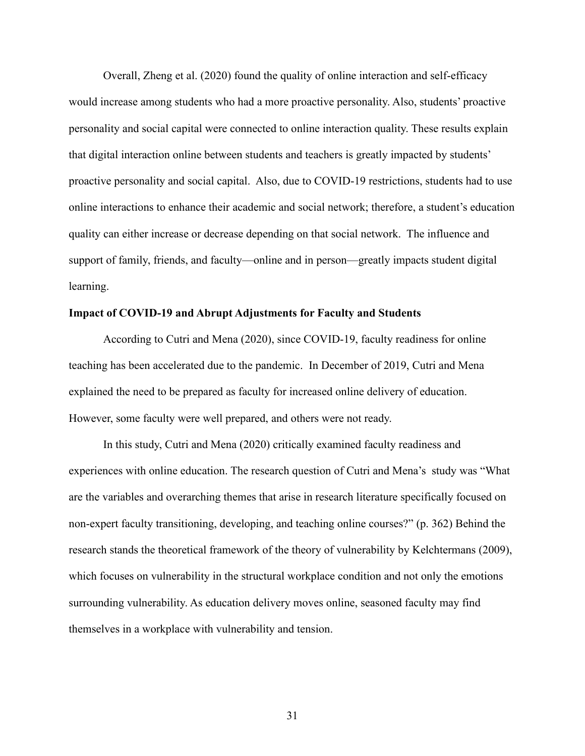Overall, Zheng et al. (2020) found the quality of online interaction and self-efficacy would increase among students who had a more proactive personality. Also, students' proactive personality and social capital were connected to online interaction quality. These results explain that digital interaction online between students and teachers is greatly impacted by students' proactive personality and social capital. Also, due to COVID-19 restrictions, students had to use online interactions to enhance their academic and social network; therefore, a student's education quality can either increase or decrease depending on that social network. The influence and support of family, friends, and faculty—online and in person—greatly impacts student digital learning.

**Impact of COVID-19 and Abrupt Adjustments for Faculty and Students**

According to Cutri and Mena (2020), since COVID-19, faculty readiness for online teaching has been accelerated due to the pandemic. In December of 2019, Cutri and Mena explained the need to be prepared as faculty for increased online delivery of education. However, some faculty were well prepared, and others were not ready.

In this study, Cutri and Mena (2020) critically examined faculty readiness and experiences with online education. The research question of Cutri and Mena's study was "What are the variables and overarching themes that arise in research literature specifically focused on non-expert faculty transitioning, developing, and teaching online courses?" (p. 362) Behind the research stands the theoretical framework of the theory of vulnerability by Kelchtermans (2009), which focuses on vulnerability in the structural workplace condition and not only the emotions surrounding vulnerability. As education delivery moves online, seasoned faculty may find themselves in a workplace with vulnerability and tension.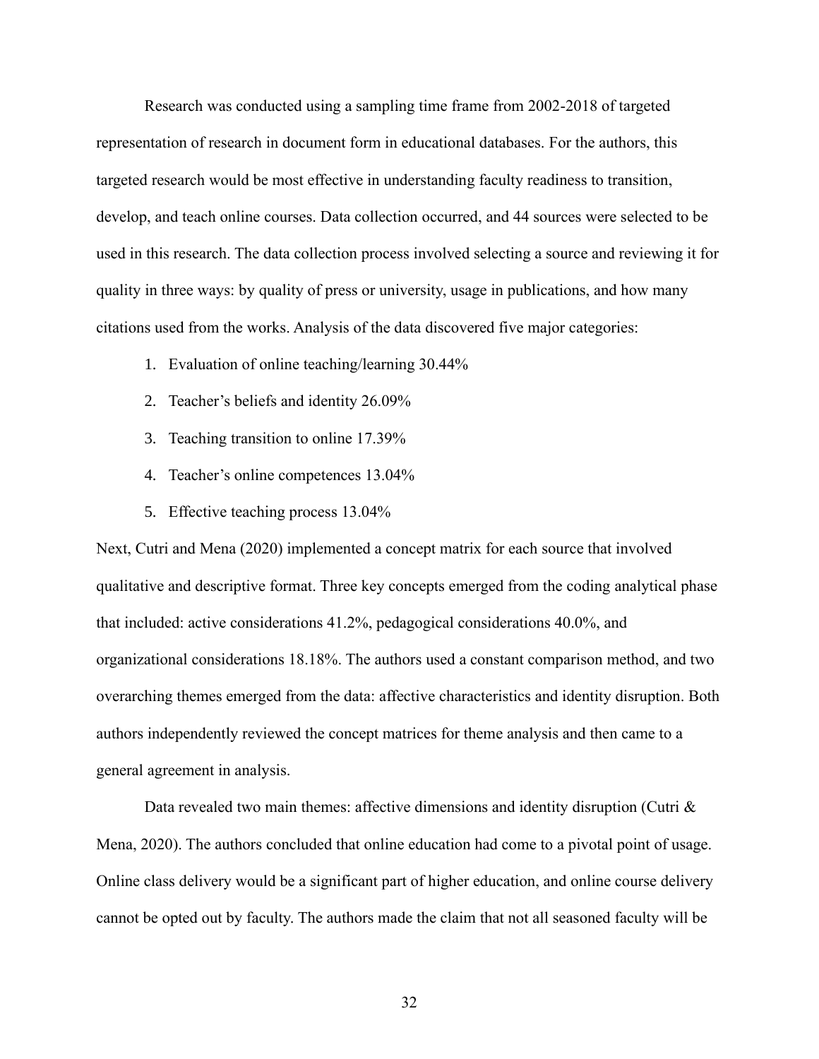Research was conducted using a sampling time frame from 2002-2018 of targeted representation of research in document form in educational databases. For the authors, this targeted research would be most effective in understanding faculty readiness to transition, develop, and teach online courses. Data collection occurred, and 44 sources were selected to be used in this research. The data collection process involved selecting a source and reviewing it for quality in three ways: by quality of press or university, usage in publications, and how many citations used from the works. Analysis of the data discovered five major categories:

1. Evaluation of online teaching/learning 30.44%
2. Teacher's beliefs and identity 26.09%
3. Teaching transition to online 17.39%
4. Teacher's online competences 13.04%
5. Effective teaching process 13.04%

Next, Cutri and Mena (2020) implemented a concept matrix for each source that involved qualitative and descriptive format. Three key concepts emerged from the coding analytical phase that included: active considerations 41.2%, pedagogical considerations 40.0%, and organizational considerations 18.18%. The authors used a constant comparison method, and two overarching themes emerged from the data: affective characteristics and identity disruption. Both authors independently reviewed the concept matrices for theme analysis and then came to a general agreement in analysis.

Data revealed two main themes: affective dimensions and identity disruption (Cutri & Mena, 2020). The authors concluded that online education had come to a pivotal point of usage. Online class delivery would be a significant part of higher education, and online course delivery cannot be opted out by faculty. The authors made the claim that not all seasoned faculty will be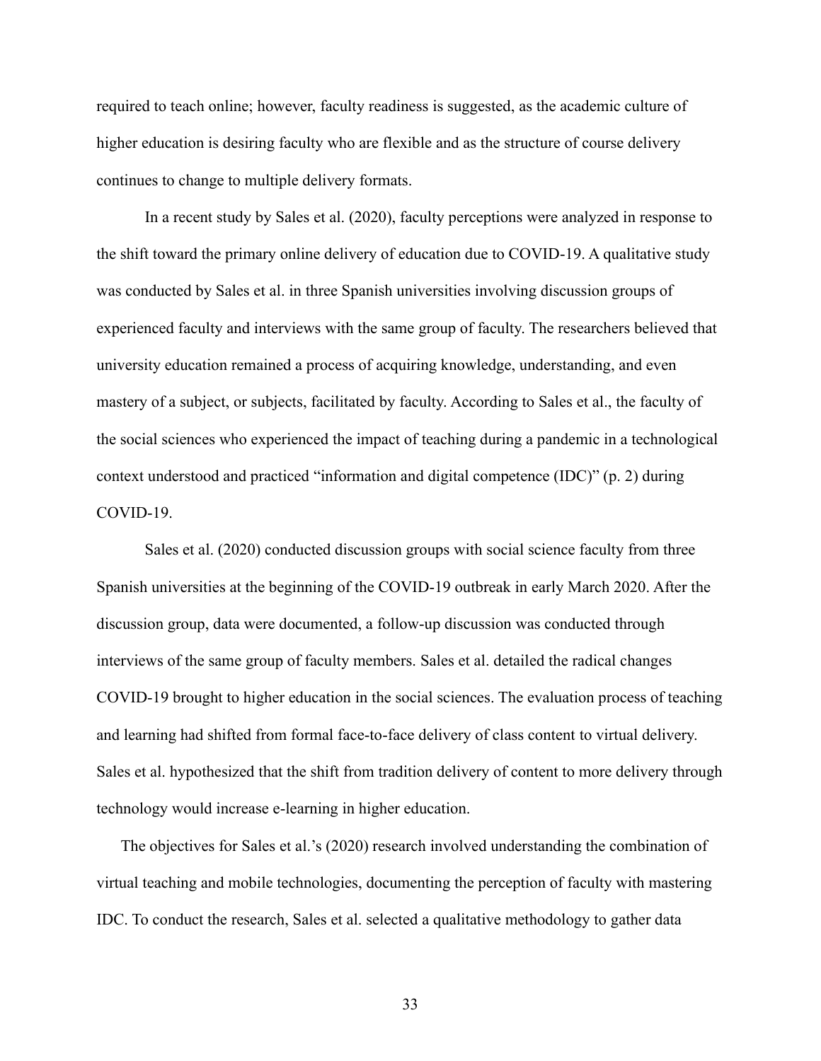required to teach online; however, faculty readiness is suggested, as the academic culture of higher education is desiring faculty who are flexible and as the structure of course delivery continues to change to multiple delivery formats.

In a recent study by Sales et al. (2020), faculty perceptions were analyzed in response to the shift toward the primary online delivery of education due to COVID-19. A qualitative study was conducted by Sales et al. in three Spanish universities involving discussion groups of experienced faculty and interviews with the same group of faculty. The researchers believed that university education remained a process of acquiring knowledge, understanding, and even mastery of a subject, or subjects, facilitated by faculty. According to Sales et al., the faculty of the social sciences who experienced the impact of teaching during a pandemic in a technological context understood and practiced "information and digital competence (IDC)" (p. 2) during COVID-19.

Sales et al. (2020) conducted discussion groups with social science faculty from three Spanish universities at the beginning of the COVID-19 outbreak in early March 2020. After the discussion group, data were documented, a follow-up discussion was conducted through interviews of the same group of faculty members. Sales et al. detailed the radical changes COVID-19 brought to higher education in the social sciences. The evaluation process of teaching and learning had shifted from formal face-to-face delivery of class content to virtual delivery. Sales et al. hypothesized that the shift from tradition delivery of content to more delivery through technology would increase e-learning in higher education.

The objectives for Sales et al.'s (2020) research involved understanding the combination of virtual teaching and mobile technologies, documenting the perception of faculty with mastering IDC. To conduct the research, Sales et al. selected a qualitative methodology to gather data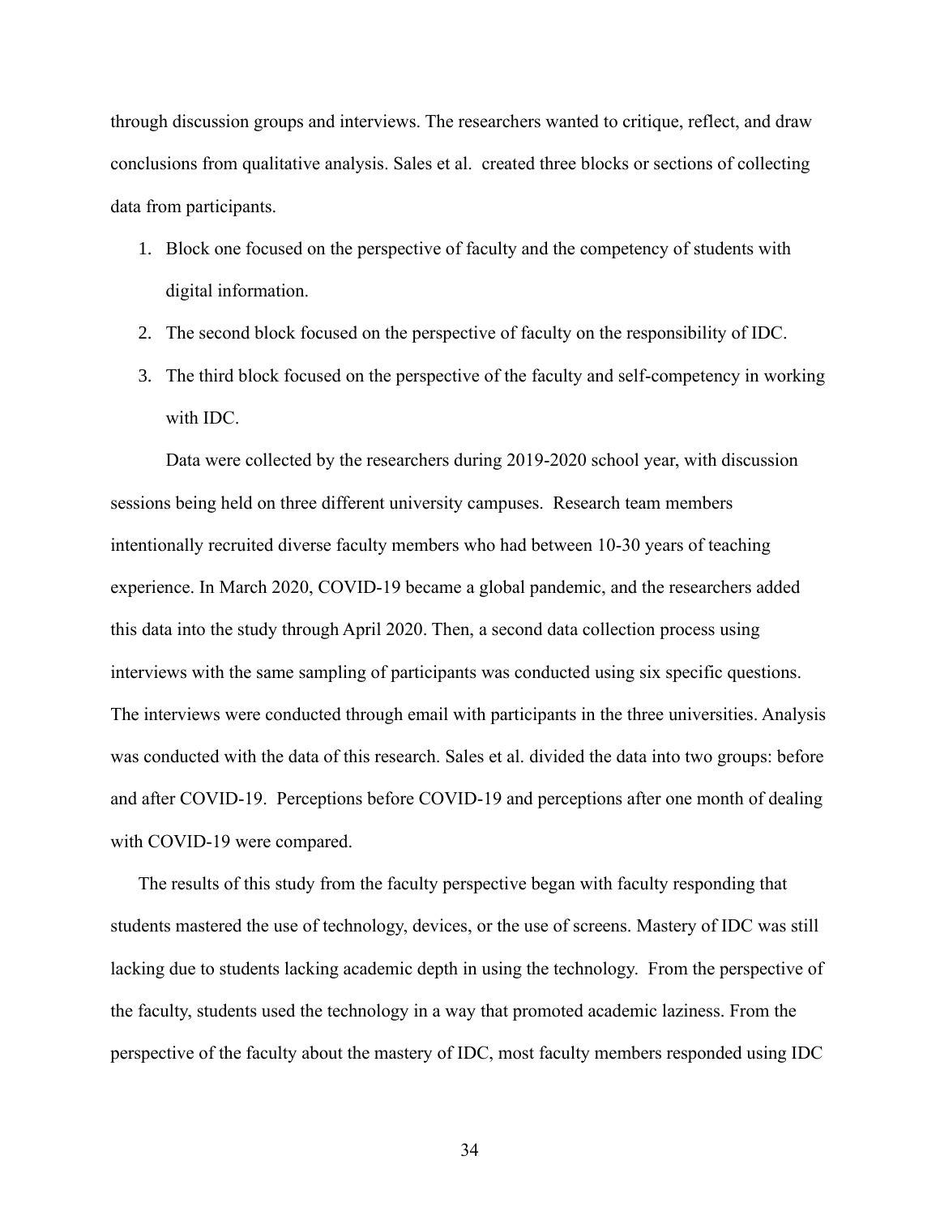through discussion groups and interviews. The researchers wanted to critique, reflect, and draw conclusions from qualitative analysis. Sales et al. created three blocks or sections of collecting data from participants.

1. Block one focused on the perspective of faculty and the competency of students with digital information.
2. The second block focused on the perspective of faculty on the responsibility of IDC.
3. The third block focused on the perspective of the faculty and self-competency in working with IDC.

Data were collected by the researchers during 2019-2020 school year, with discussion sessions being held on three different university campuses. Research team members intentionally recruited diverse faculty members who had between 10-30 years of teaching experience. In March 2020, COVID-19 became a global pandemic, and the researchers added this data into the study through April 2020. Then, a second data collection process using interviews with the same sampling of participants was conducted using six specific questions. The interviews were conducted through email with participants in the three universities. Analysis was conducted with the data of this research. Sales et al. divided the data into two groups: before and after COVID-19. Perceptions before COVID-19 and perceptions after one month of dealing with COVID-19 were compared.

The results of this study from the faculty perspective began with faculty responding that students mastered the use of technology, devices, or the use of screens. Mastery of IDC was still lacking due to students lacking academic depth in using the technology. From the perspective of the faculty, students used the technology in a way that promoted academic laziness. From the perspective of the faculty about the mastery of IDC, most faculty members responded using IDC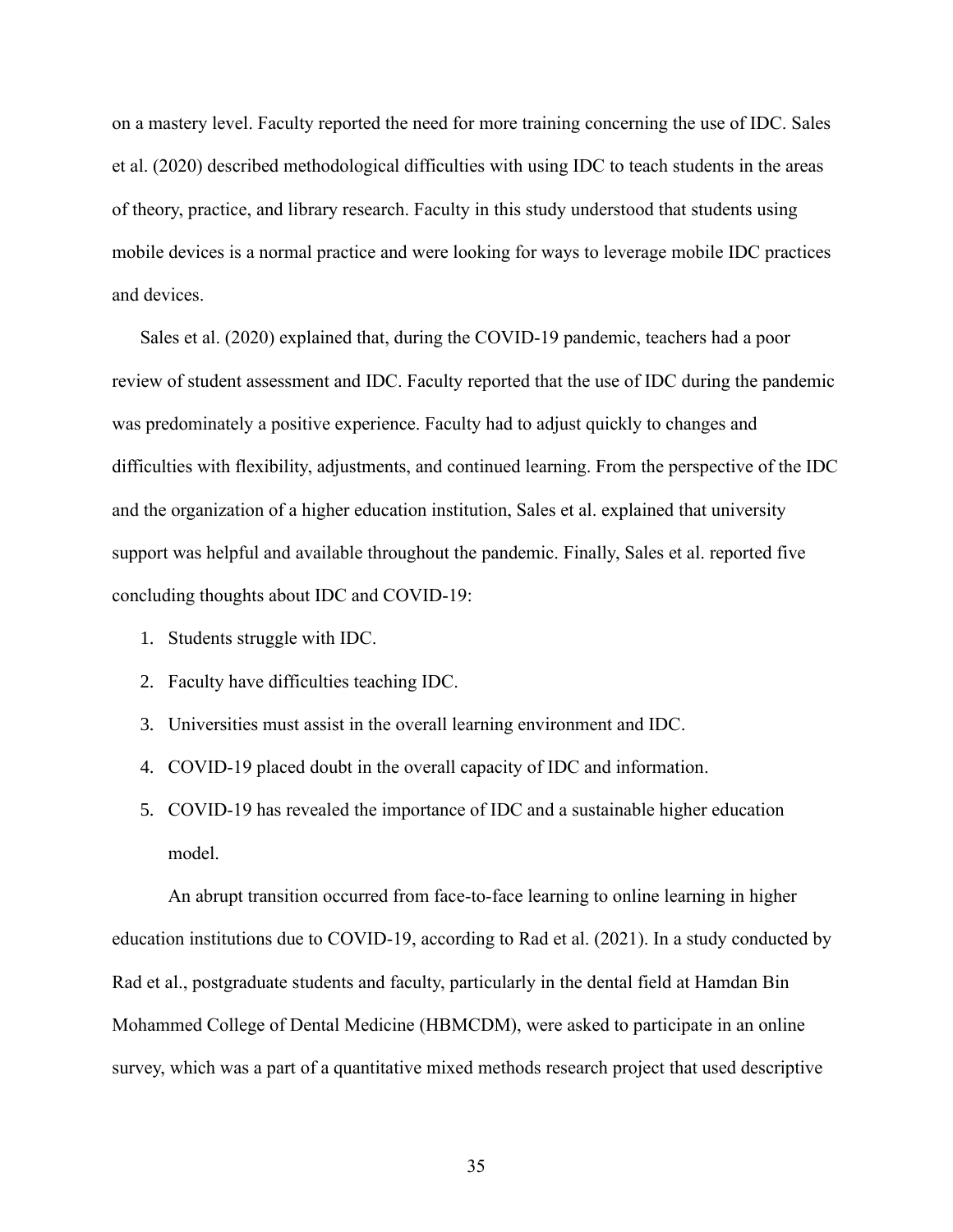on a mastery level. Faculty reported the need for more training concerning the use of IDC. Sales et al. (2020) described methodological difficulties with using IDC to teach students in the areas of theory, practice, and library research. Faculty in this study understood that students using mobile devices is a normal practice and were looking for ways to leverage mobile IDC practices and devices.

Sales et al. (2020) explained that, during the COVID-19 pandemic, teachers had a poor review of student assessment and IDC. Faculty reported that the use of IDC during the pandemic was predominately a positive experience. Faculty had to adjust quickly to changes and difficulties with flexibility, adjustments, and continued learning. From the perspective of the IDC and the organization of a higher education institution, Sales et al. explained that university support was helpful and available throughout the pandemic. Finally, Sales et al. reported five concluding thoughts about IDC and COVID-19:

1. Students struggle with IDC.
2. Faculty have difficulties teaching IDC.
3. Universities must assist in the overall learning environment and IDC.
4. COVID-19 placed doubt in the overall capacity of IDC and information.
5. COVID-19 has revealed the importance of IDC and a sustainable higher education model.

An abrupt transition occurred from face-to-face learning to online learning in higher education institutions due to COVID-19, according to Rad et al. (2021). In a study conducted by Rad et al., postgraduate students and faculty, particularly in the dental field at Hamdan Bin Mohammed College of Dental Medicine (HBMCDM), were asked to participate in an online survey, which was a part of a quantitative mixed methods research project that used descriptive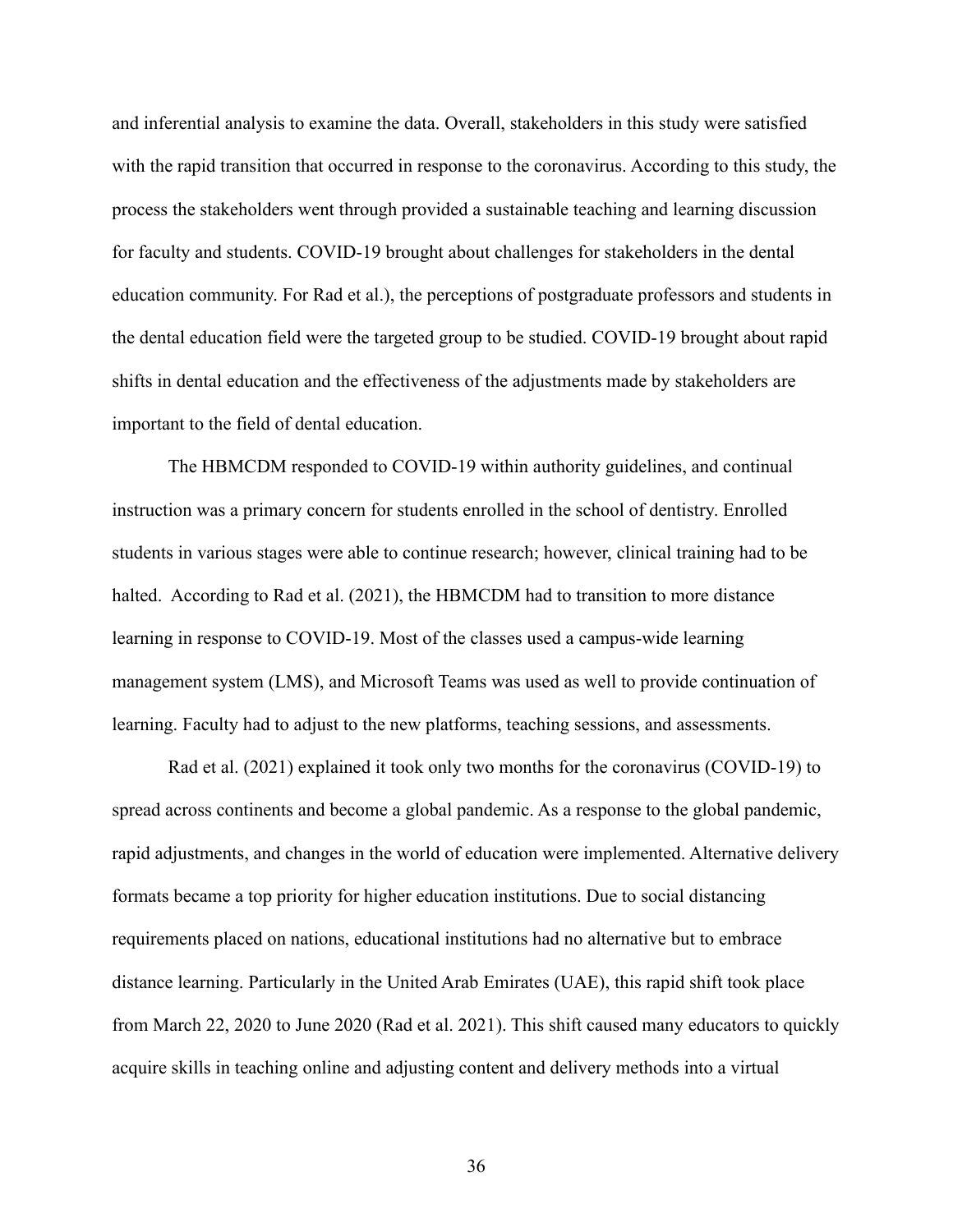and inferential analysis to examine the data. Overall, stakeholders in this study were satisfied with the rapid transition that occurred in response to the coronavirus. According to this study, the process the stakeholders went through provided a sustainable teaching and learning discussion for faculty and students. COVID-19 brought about challenges for stakeholders in the dental education community. For Rad et al.), the perceptions of postgraduate professors and students in the dental education field were the targeted group to be studied. COVID-19 brought about rapid shifts in dental education and the effectiveness of the adjustments made by stakeholders are important to the field of dental education.

The HBMCDM responded to COVID-19 within authority guidelines, and continual instruction was a primary concern for students enrolled in the school of dentistry. Enrolled students in various stages were able to continue research; however, clinical training had to be halted. According to Rad et al. (2021), the HBMCDM had to transition to more distance learning in response to COVID-19. Most of the classes used a campus-wide learning management system (LMS), and Microsoft Teams was used as well to provide continuation of learning. Faculty had to adjust to the new platforms, teaching sessions, and assessments.

Rad et al. (2021) explained it took only two months for the coronavirus (COVID-19) to spread across continents and become a global pandemic. As a response to the global pandemic, rapid adjustments, and changes in the world of education were implemented. Alternative delivery formats became a top priority for higher education institutions. Due to social distancing requirements placed on nations, educational institutions had no alternative but to embrace distance learning. Particularly in the United Arab Emirates (UAE), this rapid shift took place from March 22, 2020 to June 2020 (Rad et al. 2021). This shift caused many educators to quickly acquire skills in teaching online and adjusting content and delivery methods into a virtual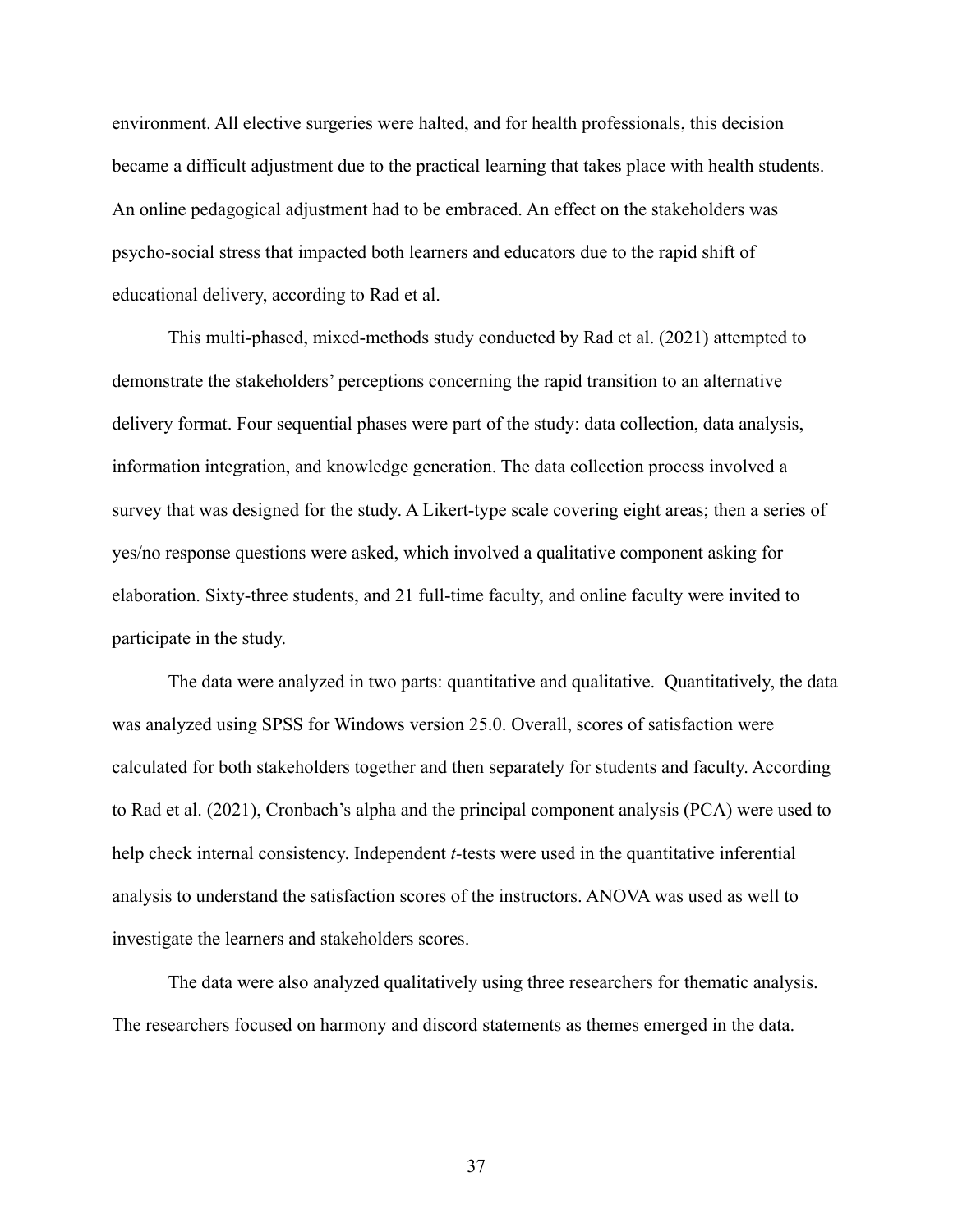environment. All elective surgeries were halted, and for health professionals, this decision became a difficult adjustment due to the practical learning that takes place with health students. An online pedagogical adjustment had to be embraced. An effect on the stakeholders was psycho-social stress that impacted both learners and educators due to the rapid shift of educational delivery, according to Rad et al.

This multi-phased, mixed-methods study conducted by Rad et al. (2021) attempted to demonstrate the stakeholders' perceptions concerning the rapid transition to an alternative delivery format. Four sequential phases were part of the study: data collection, data analysis, information integration, and knowledge generation. The data collection process involved a survey that was designed for the study. A Likert-type scale covering eight areas; then a series of yes/no response questions were asked, which involved a qualitative component asking for elaboration. Sixty-three students, and 21 full-time faculty, and online faculty were invited to participate in the study.

The data were analyzed in two parts: quantitative and qualitative. Quantitatively, the data was analyzed using SPSS for Windows version 25.0. Overall, scores of satisfaction were calculated for both stakeholders together and then separately for students and faculty. According to Rad et al. (2021), Cronbach's alpha and the principal component analysis (PCA) were used to help check internal consistency. Independent *t*-tests were used in the quantitative inferential analysis to understand the satisfaction scores of the instructors. ANOVA was used as well to investigate the learners and stakeholders scores.

The data were also analyzed qualitatively using three researchers for thematic analysis. The researchers focused on harmony and discord statements as themes emerged in the data.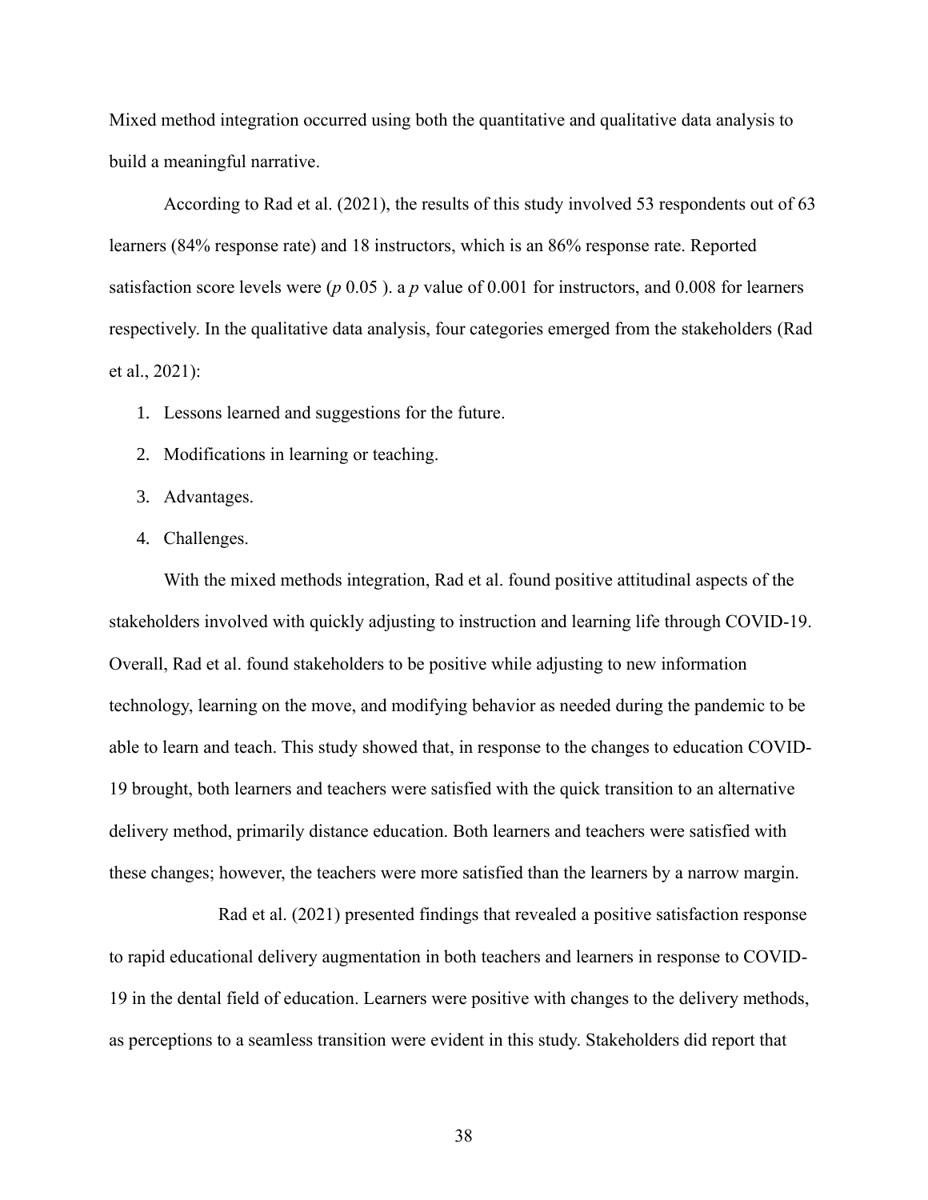Mixed method integration occurred using both the quantitative and qualitative data analysis to build a meaningful narrative.

According to Rad et al. (2021), the results of this study involved 53 respondents out of 63 learners (84% response rate) and 18 instructors, which is an 86% response rate. Reported satisfaction score levels were ($p$ 0.05 ). a $p$ value of 0.001 for instructors, and 0.008 for learners respectively. In the qualitative data analysis, four categories emerged from the stakeholders (Rad et al., 2021):

1. Lessons learned and suggestions for the future.
2. Modifications in learning or teaching.
3. Advantages.
4. Challenges.

With the mixed methods integration, Rad et al. found positive attitudinal aspects of the stakeholders involved with quickly adjusting to instruction and learning life through COVID-19. Overall, Rad et al. found stakeholders to be positive while adjusting to new information technology, learning on the move, and modifying behavior as needed during the pandemic to be able to learn and teach. This study showed that, in response to the changes to education COVID-19 brought, both learners and teachers were satisfied with the quick transition to an alternative delivery method, primarily distance education. Both learners and teachers were satisfied with these changes; however, the teachers were more satisfied than the learners by a narrow margin.

Rad et al. (2021) presented findings that revealed a positive satisfaction response to rapid educational delivery augmentation in both teachers and learners in response to COVID-19 in the dental field of education. Learners were positive with changes to the delivery methods, as perceptions to a seamless transition were evident in this study. Stakeholders did report that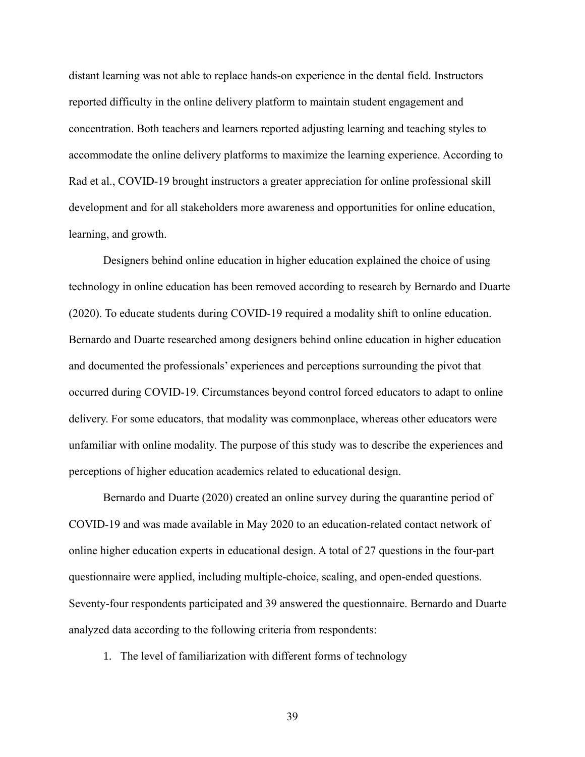distant learning was not able to replace hands-on experience in the dental field. Instructors reported difficulty in the online delivery platform to maintain student engagement and concentration. Both teachers and learners reported adjusting learning and teaching styles to accommodate the online delivery platforms to maximize the learning experience. According to Rad et al., COVID-19 brought instructors a greater appreciation for online professional skill development and for all stakeholders more awareness and opportunities for online education, learning, and growth.

Designers behind online education in higher education explained the choice of using technology in online education has been removed according to research by Bernardo and Duarte (2020). To educate students during COVID-19 required a modality shift to online education. Bernardo and Duarte researched among designers behind online education in higher education and documented the professionals' experiences and perceptions surrounding the pivot that occurred during COVID-19. Circumstances beyond control forced educators to adapt to online delivery. For some educators, that modality was commonplace, whereas other educators were unfamiliar with online modality. The purpose of this study was to describe the experiences and perceptions of higher education academics related to educational design.

Bernardo and Duarte (2020) created an online survey during the quarantine period of COVID-19 and was made available in May 2020 to an education-related contact network of online higher education experts in educational design. A total of 27 questions in the four-part questionnaire were applied, including multiple-choice, scaling, and open-ended questions. Seventy-four respondents participated and 39 answered the questionnaire. Bernardo and Duarte analyzed data according to the following criteria from respondents:

1. The level of familiarization with different forms of technology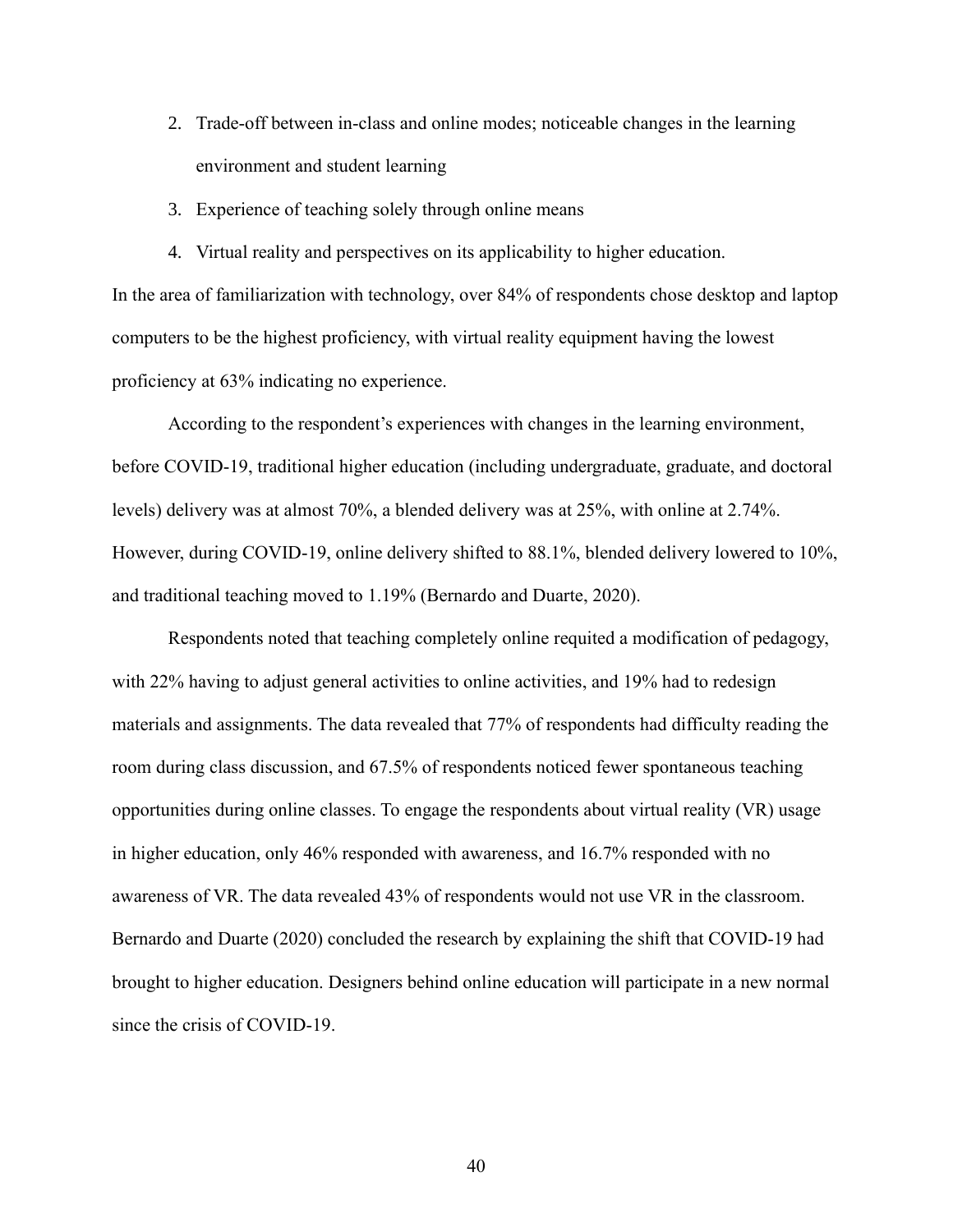2. Trade-off between in-class and online modes; noticeable changes in the learning environment and student learning
3. Experience of teaching solely through online means
4. Virtual reality and perspectives on its applicability to higher education.

In the area of familiarization with technology, over 84% of respondents chose desktop and laptop computers to be the highest proficiency, with virtual reality equipment having the lowest proficiency at 63% indicating no experience.

According to the respondent's experiences with changes in the learning environment, before COVID-19, traditional higher education (including undergraduate, graduate, and doctoral levels) delivery was at almost 70%, a blended delivery was at 25%, with online at 2.74%. However, during COVID-19, online delivery shifted to 88.1%, blended delivery lowered to 10%, and traditional teaching moved to 1.19% (Bernardo and Duarte, 2020).

Respondents noted that teaching completely online requited a modification of pedagogy, with 22% having to adjust general activities to online activities, and 19% had to redesign materials and assignments. The data revealed that 77% of respondents had difficulty reading the room during class discussion, and 67.5% of respondents noticed fewer spontaneous teaching opportunities during online classes. To engage the respondents about virtual reality (VR) usage in higher education, only 46% responded with awareness, and 16.7% responded with no awareness of VR. The data revealed 43% of respondents would not use VR in the classroom. Bernardo and Duarte (2020) concluded the research by explaining the shift that COVID-19 had brought to higher education. Designers behind online education will participate in a new normal since the crisis of COVID-19.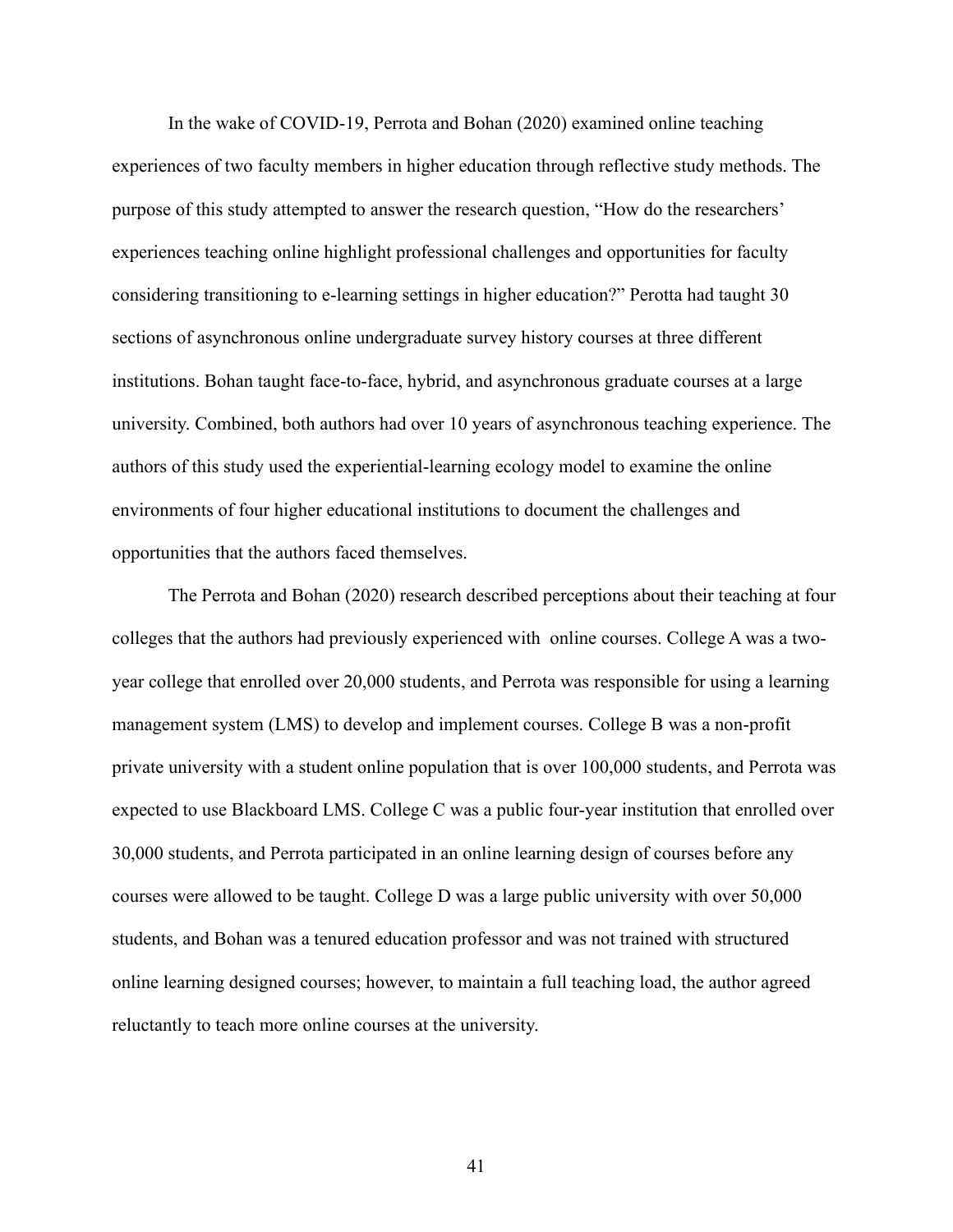In the wake of COVID-19, Perrota and Bohan (2020) examined online teaching experiences of two faculty members in higher education through reflective study methods. The purpose of this study attempted to answer the research question, "How do the researchers' experiences teaching online highlight professional challenges and opportunities for faculty considering transitioning to e-learning settings in higher education?" Perotta had taught 30 sections of asynchronous online undergraduate survey history courses at three different institutions. Bohan taught face-to-face, hybrid, and asynchronous graduate courses at a large university. Combined, both authors had over 10 years of asynchronous teaching experience. The authors of this study used the experiential-learning ecology model to examine the online environments of four higher educational institutions to document the challenges and opportunities that the authors faced themselves.

The Perrota and Bohan (2020) research described perceptions about their teaching at four colleges that the authors had previously experienced with online courses. College A was a two-year college that enrolled over 20,000 students, and Perrota was responsible for using a learning management system (LMS) to develop and implement courses. College B was a non-profit private university with a student online population that is over 100,000 students, and Perrota was expected to use Blackboard LMS. College C was a public four-year institution that enrolled over 30,000 students, and Perrota participated in an online learning design of courses before any courses were allowed to be taught. College D was a large public university with over 50,000 students, and Bohan was a tenured education professor and was not trained with structured online learning designed courses; however, to maintain a full teaching load, the author agreed reluctantly to teach more online courses at the university.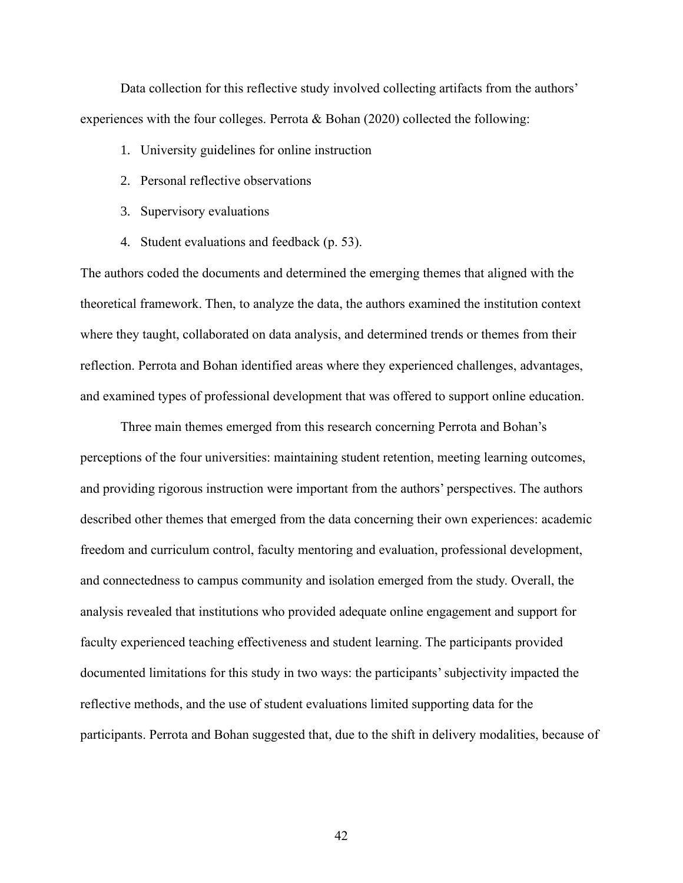Data collection for this reflective study involved collecting artifacts from the authors' experiences with the four colleges. Perrota & Bohan (2020) collected the following:

1. University guidelines for online instruction
2. Personal reflective observations
3. Supervisory evaluations
4. Student evaluations and feedback (p. 53).

The authors coded the documents and determined the emerging themes that aligned with the theoretical framework. Then, to analyze the data, the authors examined the institution context where they taught, collaborated on data analysis, and determined trends or themes from their reflection. Perrota and Bohan identified areas where they experienced challenges, advantages, and examined types of professional development that was offered to support online education.

Three main themes emerged from this research concerning Perrota and Bohan's perceptions of the four universities: maintaining student retention, meeting learning outcomes, and providing rigorous instruction were important from the authors' perspectives. The authors described other themes that emerged from the data concerning their own experiences: academic freedom and curriculum control, faculty mentoring and evaluation, professional development, and connectedness to campus community and isolation emerged from the study. Overall, the analysis revealed that institutions who provided adequate online engagement and support for faculty experienced teaching effectiveness and student learning. The participants provided documented limitations for this study in two ways: the participants' subjectivity impacted the reflective methods, and the use of student evaluations limited supporting data for the participants. Perrota and Bohan suggested that, due to the shift in delivery modalities, because of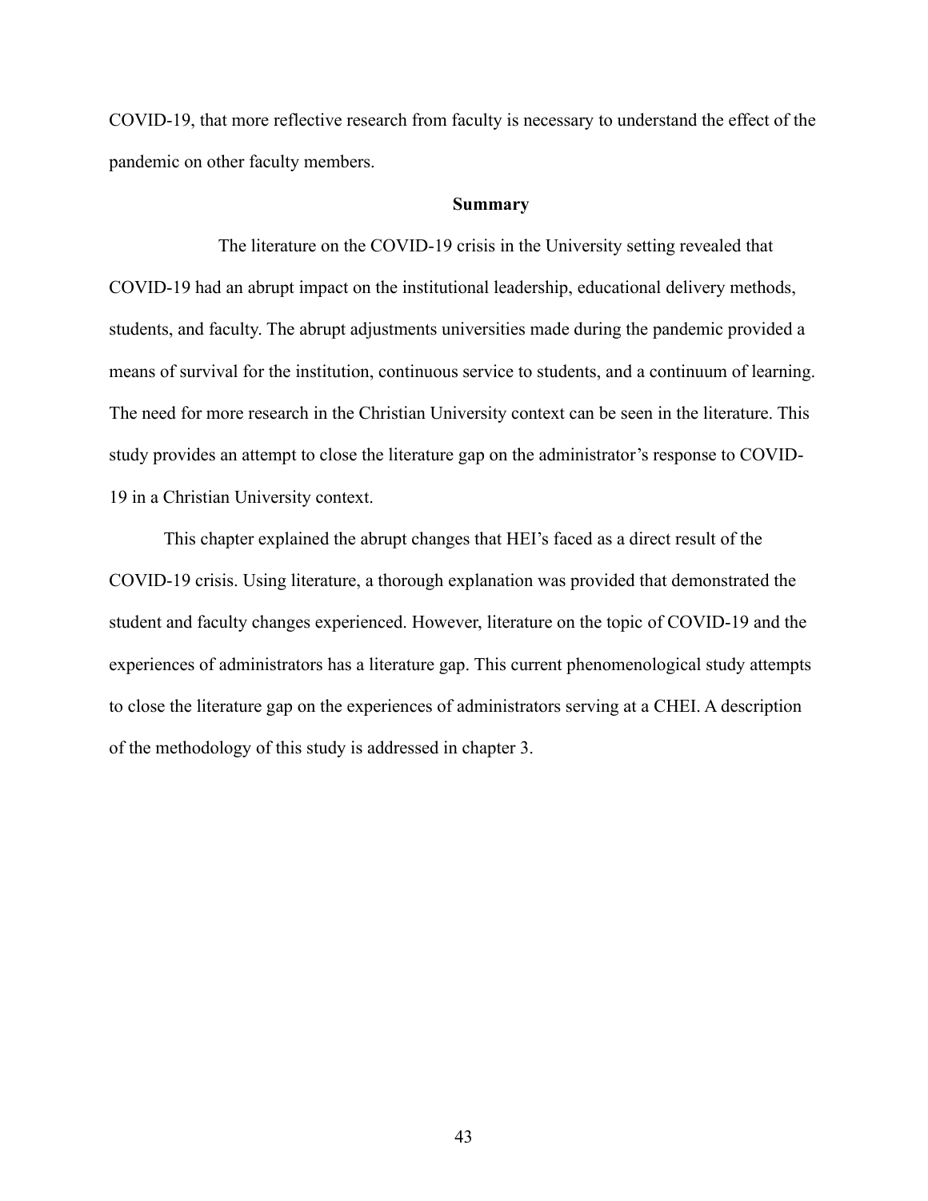COVID-19, that more reflective research from faculty is necessary to understand the effect of the pandemic on other faculty members.

## Summary

The literature on the COVID-19 crisis in the University setting revealed that COVID-19 had an abrupt impact on the institutional leadership, educational delivery methods, students, and faculty. The abrupt adjustments universities made during the pandemic provided a means of survival for the institution, continuous service to students, and a continuum of learning. The need for more research in the Christian University context can be seen in the literature. This study provides an attempt to close the literature gap on the administrator's response to COVID-19 in a Christian University context.

This chapter explained the abrupt changes that HEI's faced as a direct result of the COVID-19 crisis. Using literature, a thorough explanation was provided that demonstrated the student and faculty changes experienced. However, literature on the topic of COVID-19 and the experiences of administrators has a literature gap. This current phenomenological study attempts to close the literature gap on the experiences of administrators serving at a CHEI. A description of the methodology of this study is addressed in chapter 3.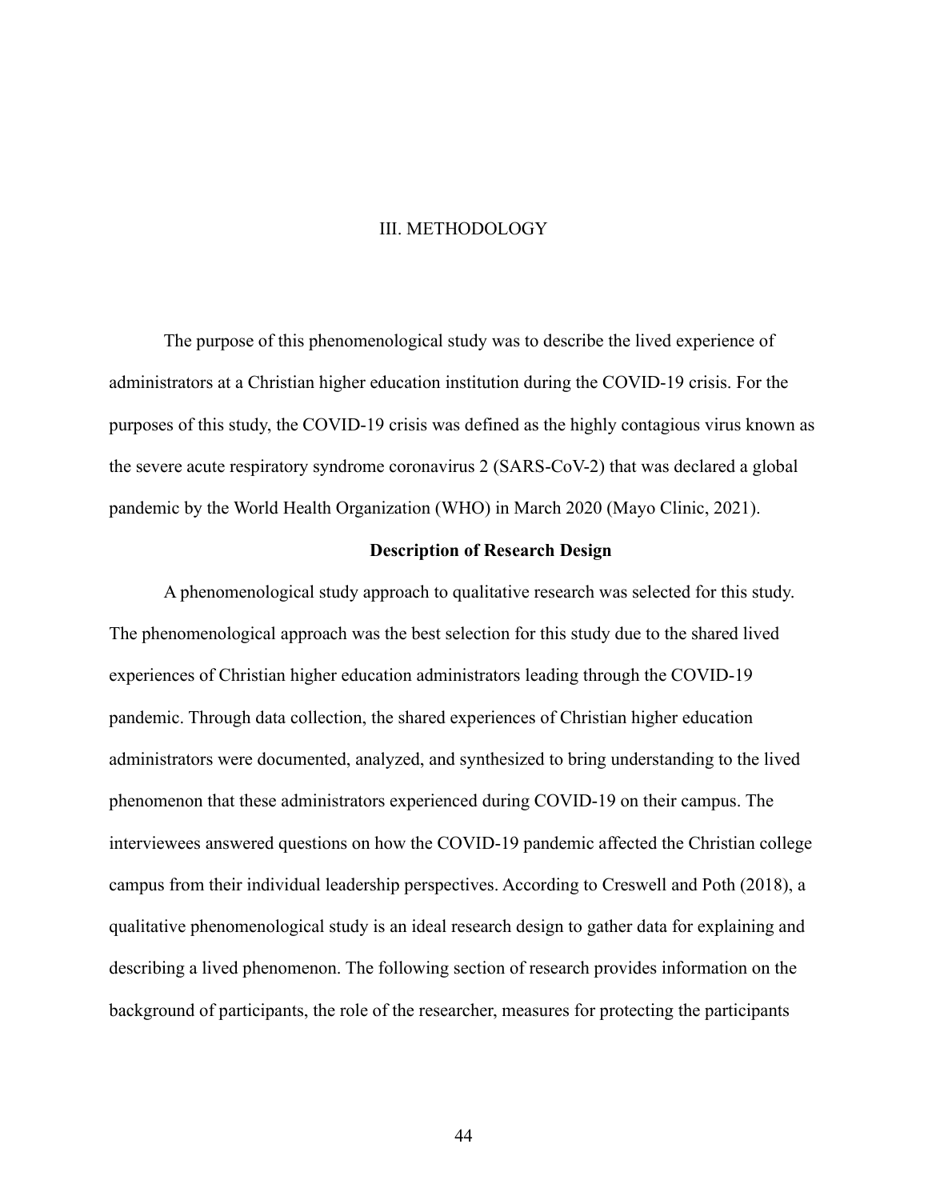# III. METHODOLOGY

The purpose of this phenomenological study was to describe the lived experience of administrators at a Christian higher education institution during the COVID-19 crisis. For the purposes of this study, the COVID-19 crisis was defined as the highly contagious virus known as the severe acute respiratory syndrome coronavirus 2 (SARS-CoV-2) that was declared a global pandemic by the World Health Organization (WHO) in March 2020 (Mayo Clinic, 2021).

## Description of Research Design

A phenomenological study approach to qualitative research was selected for this study. The phenomenological approach was the best selection for this study due to the shared lived experiences of Christian higher education administrators leading through the COVID-19 pandemic. Through data collection, the shared experiences of Christian higher education administrators were documented, analyzed, and synthesized to bring understanding to the lived phenomenon that these administrators experienced during COVID-19 on their campus. The interviewees answered questions on how the COVID-19 pandemic affected the Christian college campus from their individual leadership perspectives. According to Creswell and Poth (2018), a qualitative phenomenological study is an ideal research design to gather data for explaining and describing a lived phenomenon. The following section of research provides information on the background of participants, the role of the researcher, measures for protecting the participants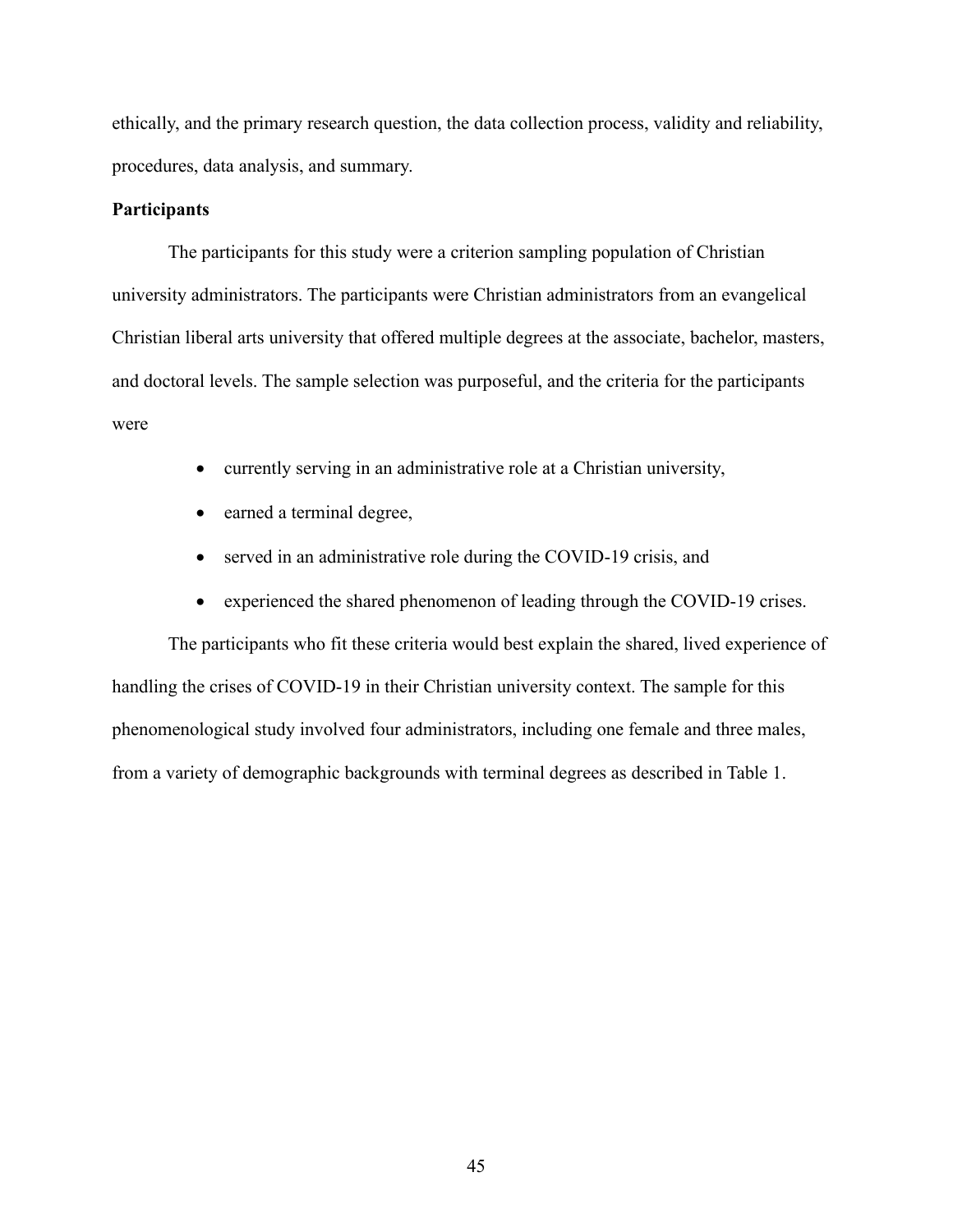ethically, and the primary research question, the data collection process, validity and reliability, procedures, data analysis, and summary.

**Participants**

The participants for this study were a criterion sampling population of Christian university administrators. The participants were Christian administrators from an evangelical Christian liberal arts university that offered multiple degrees at the associate, bachelor, masters, and doctoral levels. The sample selection was purposeful, and the criteria for the participants were

- currently serving in an administrative role at a Christian university,
- earned a terminal degree,
- served in an administrative role during the COVID-19 crisis, and
- experienced the shared phenomenon of leading through the COVID-19 crises.

The participants who fit these criteria would best explain the shared, lived experience of handling the crises of COVID-19 in their Christian university context. The sample for this phenomenological study involved four administrators, including one female and three males, from a variety of demographic backgrounds with terminal degrees as described in Table 1.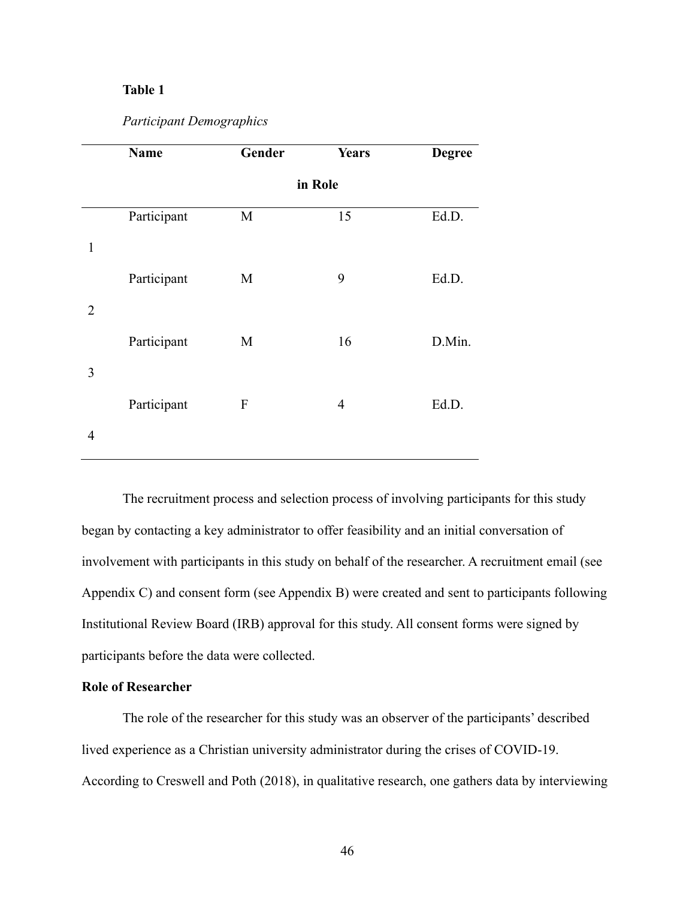**Table 1**

*Participant Demographics*

| Name | Gender | Years in Role | Degree |
|---|---|---|---|
| Participant 1 | M | 15 | Ed.D. |
| Participant 2 | M | 9 | Ed.D. |
| Participant 3 | M | 16 | D.Min. |
| Participant 4 | F | 4 | Ed.D. |

The recruitment process and selection process of involving participants for this study began by contacting a key administrator to offer feasibility and an initial conversation of involvement with participants in this study on behalf of the researcher. A recruitment email (see Appendix C) and consent form (see Appendix B) were created and sent to participants following Institutional Review Board (IRB) approval for this study. All consent forms were signed by participants before the data were collected.

**Role of Researcher**

The role of the researcher for this study was an observer of the participants' described lived experience as a Christian university administrator during the crises of COVID-19. According to Creswell and Poth (2018), in qualitative research, one gathers data by interviewing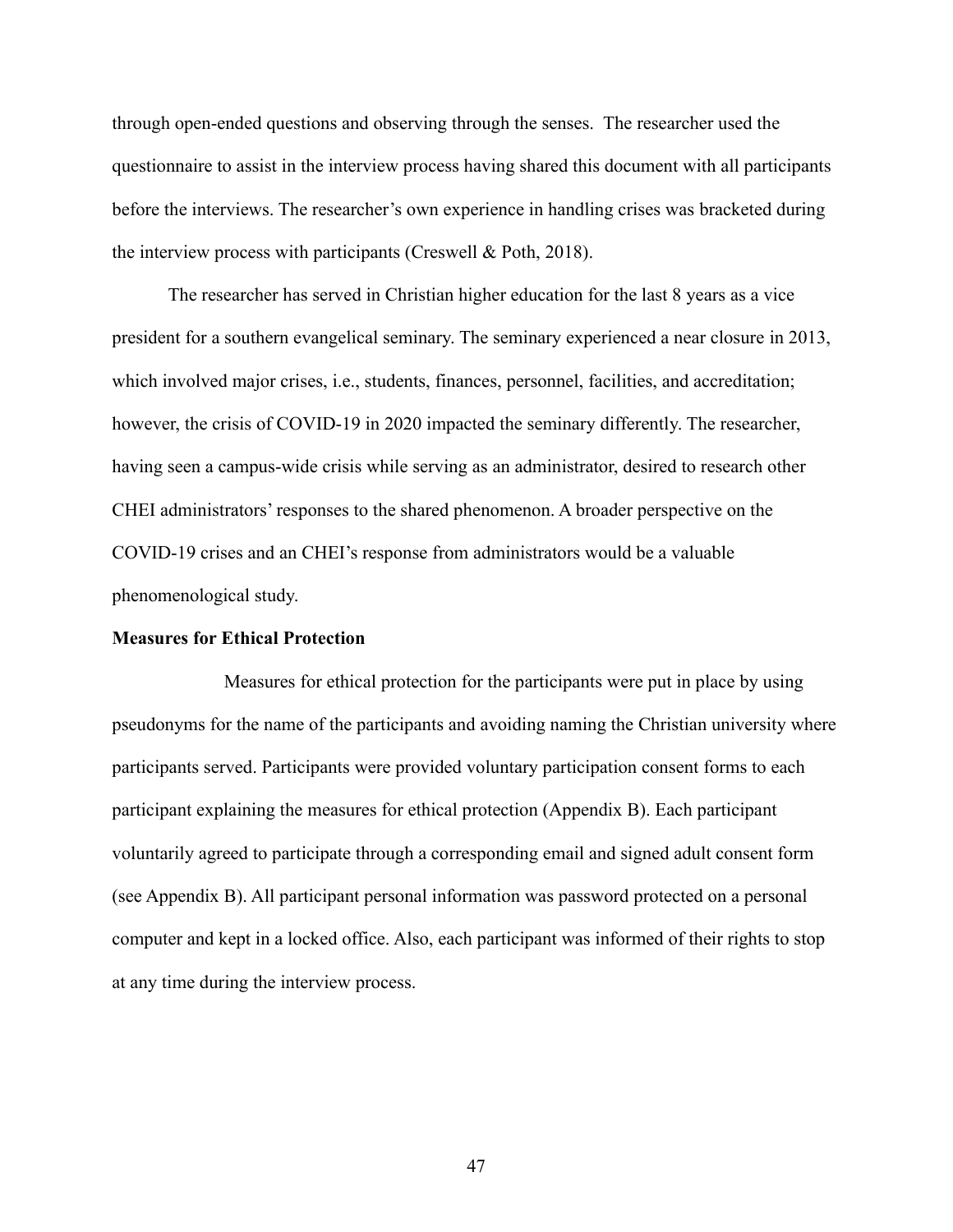through open-ended questions and observing through the senses. The researcher used the questionnaire to assist in the interview process having shared this document with all participants before the interviews. The researcher's own experience in handling crises was bracketed during the interview process with participants (Creswell & Poth, 2018).

The researcher has served in Christian higher education for the last 8 years as a vice president for a southern evangelical seminary. The seminary experienced a near closure in 2013, which involved major crises, i.e., students, finances, personnel, facilities, and accreditation; however, the crisis of COVID-19 in 2020 impacted the seminary differently. The researcher, having seen a campus-wide crisis while serving as an administrator, desired to research other CHEI administrators' responses to the shared phenomenon. A broader perspective on the COVID-19 crises and an CHEI's response from administrators would be a valuable phenomenological study.

**Measures for Ethical Protection**

Measures for ethical protection for the participants were put in place by using pseudonyms for the name of the participants and avoiding naming the Christian university where participants served. Participants were provided voluntary participation consent forms to each participant explaining the measures for ethical protection (Appendix B). Each participant voluntarily agreed to participate through a corresponding email and signed adult consent form (see Appendix B). All participant personal information was password protected on a personal computer and kept in a locked office. Also, each participant was informed of their rights to stop at any time during the interview process.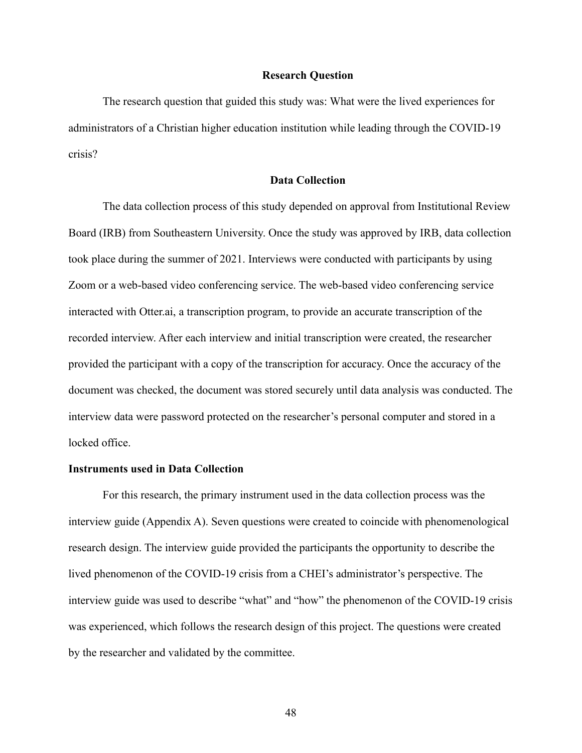## Research Question

The research question that guided this study was: What were the lived experiences for administrators of a Christian higher education institution while leading through the COVID-19 crisis?

## Data Collection

The data collection process of this study depended on approval from Institutional Review Board (IRB) from Southeastern University. Once the study was approved by IRB, data collection took place during the summer of 2021. Interviews were conducted with participants by using Zoom or a web-based video conferencing service. The web-based video conferencing service interacted with Otter.ai, a transcription program, to provide an accurate transcription of the recorded interview. After each interview and initial transcription were created, the researcher provided the participant with a copy of the transcription for accuracy. Once the accuracy of the document was checked, the document was stored securely until data analysis was conducted. The interview data were password protected on the researcher's personal computer and stored in a locked office.

### Instruments used in Data Collection

For this research, the primary instrument used in the data collection process was the interview guide (Appendix A). Seven questions were created to coincide with phenomenological research design. The interview guide provided the participants the opportunity to describe the lived phenomenon of the COVID-19 crisis from a CHEI's administrator's perspective. The interview guide was used to describe "what" and "how" the phenomenon of the COVID-19 crisis was experienced, which follows the research design of this project. The questions were created by the researcher and validated by the committee.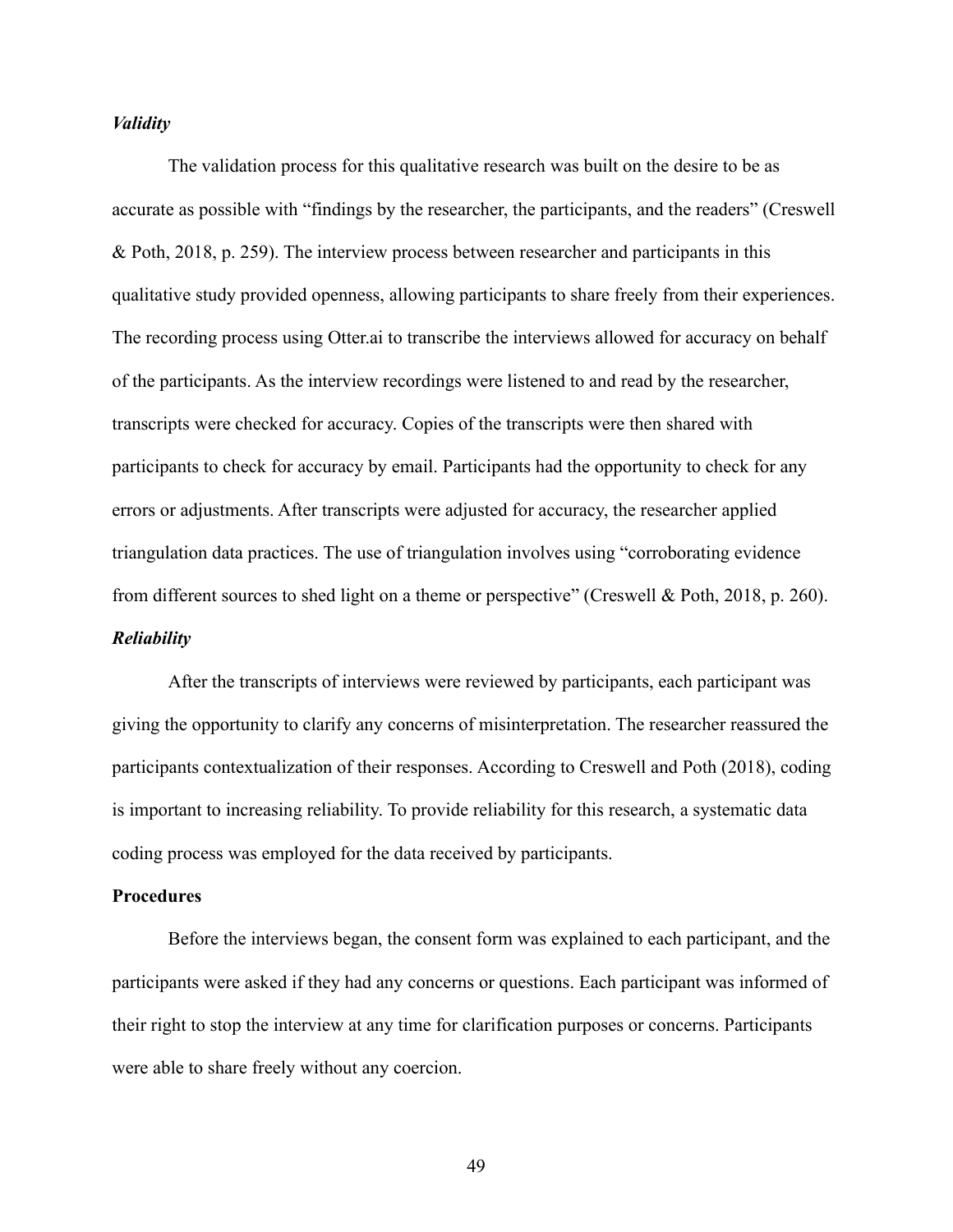### *Validity*

The validation process for this qualitative research was built on the desire to be as accurate as possible with "findings by the researcher, the participants, and the readers" (Creswell & Poth, 2018, p. 259). The interview process between researcher and participants in this qualitative study provided openness, allowing participants to share freely from their experiences. The recording process using Otter.ai to transcribe the interviews allowed for accuracy on behalf of the participants. As the interview recordings were listened to and read by the researcher, transcripts were checked for accuracy. Copies of the transcripts were then shared with participants to check for accuracy by email. Participants had the opportunity to check for any errors or adjustments. After transcripts were adjusted for accuracy, the researcher applied triangulation data practices. The use of triangulation involves using "corroborating evidence from different sources to shed light on a theme or perspective" (Creswell & Poth, 2018, p. 260).

### *Reliability*

After the transcripts of interviews were reviewed by participants, each participant was giving the opportunity to clarify any concerns of misinterpretation. The researcher reassured the participants contextualization of their responses. According to Creswell and Poth (2018), coding is important to increasing reliability. To provide reliability for this research, a systematic data coding process was employed for the data received by participants.

## Procedures

Before the interviews began, the consent form was explained to each participant, and the participants were asked if they had any concerns or questions. Each participant was informed of their right to stop the interview at any time for clarification purposes or concerns. Participants were able to share freely without any coercion.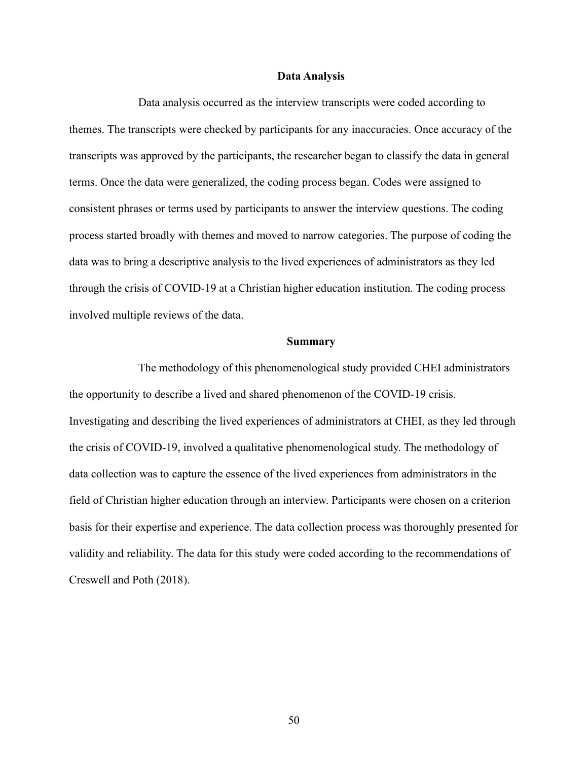## Data Analysis

Data analysis occurred as the interview transcripts were coded according to themes. The transcripts were checked by participants for any inaccuracies. Once accuracy of the transcripts was approved by the participants, the researcher began to classify the data in general terms. Once the data were generalized, the coding process began. Codes were assigned to consistent phrases or terms used by participants to answer the interview questions. The coding process started broadly with themes and moved to narrow categories. The purpose of coding the data was to bring a descriptive analysis to the lived experiences of administrators as they led through the crisis of COVID-19 at a Christian higher education institution. The coding process involved multiple reviews of the data.

## Summary

The methodology of this phenomenological study provided CHEI administrators the opportunity to describe a lived and shared phenomenon of the COVID-19 crisis. Investigating and describing the lived experiences of administrators at CHEI, as they led through the crisis of COVID-19, involved a qualitative phenomenological study. The methodology of data collection was to capture the essence of the lived experiences from administrators in the field of Christian higher education through an interview. Participants were chosen on a criterion basis for their expertise and experience. The data collection process was thoroughly presented for validity and reliability. The data for this study were coded according to the recommendations of Creswell and Poth (2018).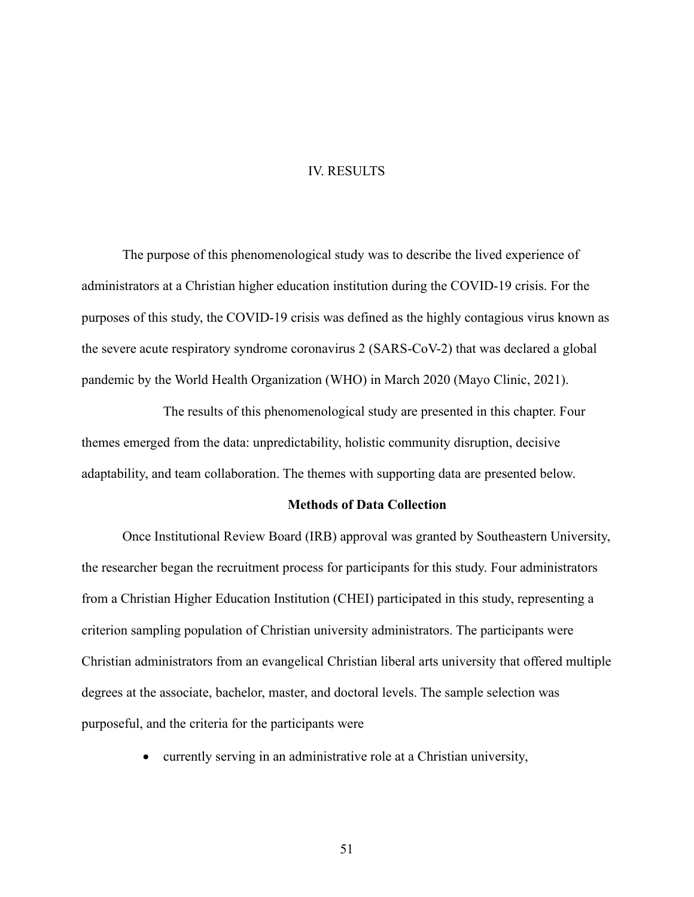# IV. RESULTS

The purpose of this phenomenological study was to describe the lived experience of administrators at a Christian higher education institution during the COVID-19 crisis. For the purposes of this study, the COVID-19 crisis was defined as the highly contagious virus known as the severe acute respiratory syndrome coronavirus 2 (SARS-CoV-2) that was declared a global pandemic by the World Health Organization (WHO) in March 2020 (Mayo Clinic, 2021).

The results of this phenomenological study are presented in this chapter. Four themes emerged from the data: unpredictability, holistic community disruption, decisive adaptability, and team collaboration. The themes with supporting data are presented below.

## Methods of Data Collection

Once Institutional Review Board (IRB) approval was granted by Southeastern University, the researcher began the recruitment process for participants for this study. Four administrators from a Christian Higher Education Institution (CHEI) participated in this study, representing a criterion sampling population of Christian university administrators. The participants were Christian administrators from an evangelical Christian liberal arts university that offered multiple degrees at the associate, bachelor, master, and doctoral levels. The sample selection was purposeful, and the criteria for the participants were

- currently serving in an administrative role at a Christian university,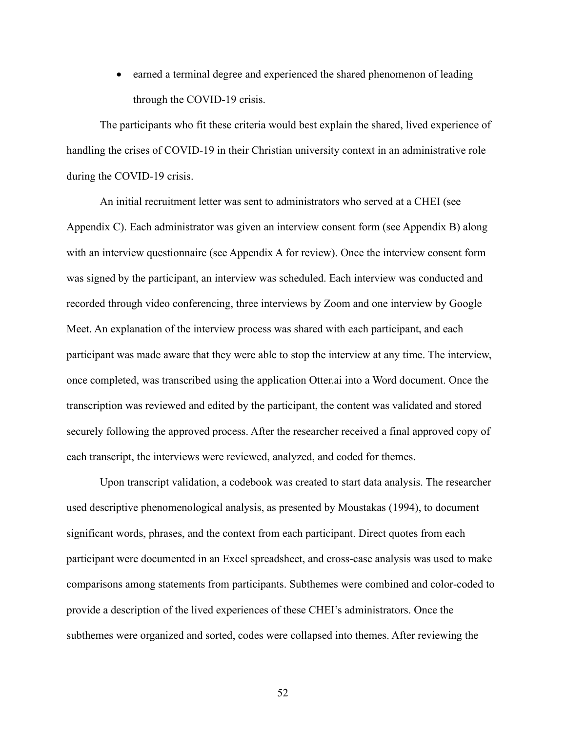- earned a terminal degree and experienced the shared phenomenon of leading through the COVID-19 crisis.

The participants who fit these criteria would best explain the shared, lived experience of handling the crises of COVID-19 in their Christian university context in an administrative role during the COVID-19 crisis.

An initial recruitment letter was sent to administrators who served at a CHEI (see Appendix C). Each administrator was given an interview consent form (see Appendix B) along with an interview questionnaire (see Appendix A for review). Once the interview consent form was signed by the participant, an interview was scheduled. Each interview was conducted and recorded through video conferencing, three interviews by Zoom and one interview by Google Meet. An explanation of the interview process was shared with each participant, and each participant was made aware that they were able to stop the interview at any time. The interview, once completed, was transcribed using the application Otter.ai into a Word document. Once the transcription was reviewed and edited by the participant, the content was validated and stored securely following the approved process. After the researcher received a final approved copy of each transcript, the interviews were reviewed, analyzed, and coded for themes.

Upon transcript validation, a codebook was created to start data analysis. The researcher used descriptive phenomenological analysis, as presented by Moustakas (1994), to document significant words, phrases, and the context from each participant. Direct quotes from each participant were documented in an Excel spreadsheet, and cross-case analysis was used to make comparisons among statements from participants. Subthemes were combined and color-coded to provide a description of the lived experiences of these CHEI's administrators. Once the subthemes were organized and sorted, codes were collapsed into themes. After reviewing the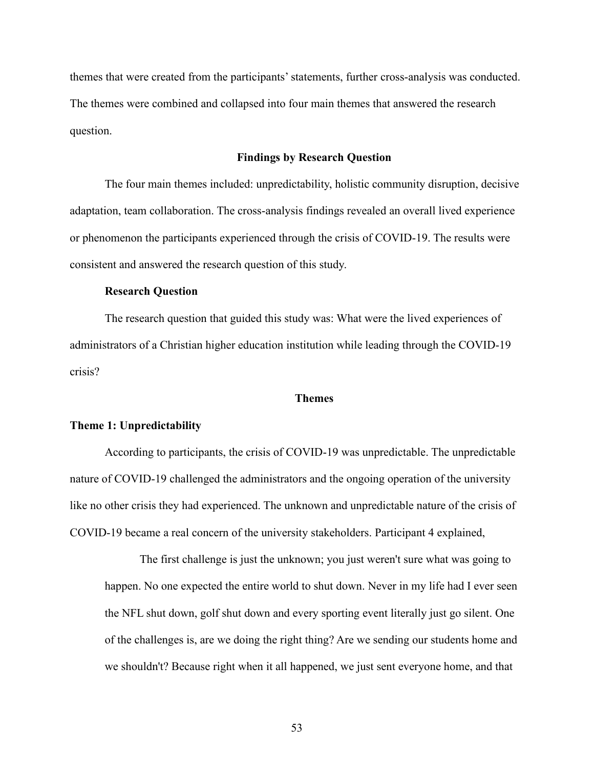themes that were created from the participants' statements, further cross-analysis was conducted. The themes were combined and collapsed into four main themes that answered the research question.

## Findings by Research Question

The four main themes included: unpredictability, holistic community disruption, decisive adaptation, team collaboration. The cross-analysis findings revealed an overall lived experience or phenomenon the participants experienced through the crisis of COVID-19. The results were consistent and answered the research question of this study.

### Research Question

The research question that guided this study was: What were the lived experiences of administrators of a Christian higher education institution while leading through the COVID-19 crisis?

## Themes

### Theme 1: Unpredictability

According to participants, the crisis of COVID-19 was unpredictable. The unpredictable nature of COVID-19 challenged the administrators and the ongoing operation of the university like no other crisis they had experienced. The unknown and unpredictable nature of the crisis of COVID-19 became a real concern of the university stakeholders. Participant 4 explained,

> The first challenge is just the unknown; you just weren't sure what was going to happen. No one expected the entire world to shut down. Never in my life had I ever seen the NFL shut down, golf shut down and every sporting event literally just go silent. One of the challenges is, are we doing the right thing? Are we sending our students home and we shouldn't? Because right when it all happened, we just sent everyone home, and that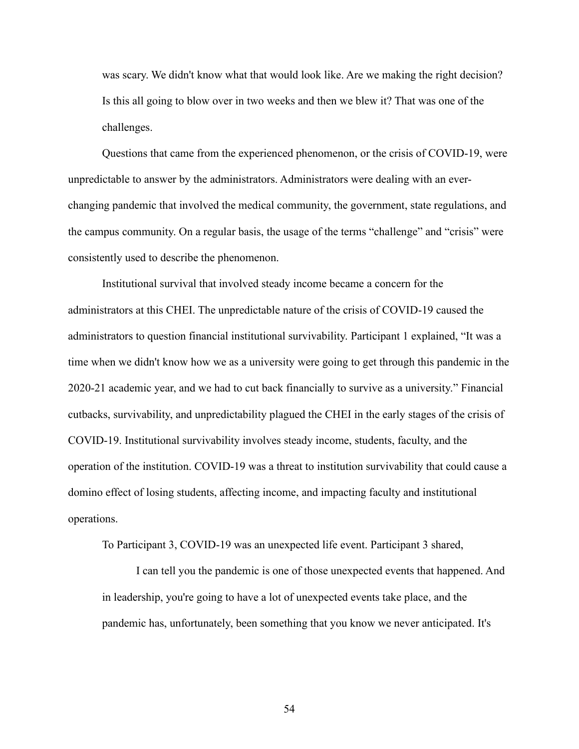was scary. We didn't know what that would look like. Are we making the right decision? Is this all going to blow over in two weeks and then we blew it? That was one of the challenges.

Questions that came from the experienced phenomenon, or the crisis of COVID-19, were unpredictable to answer by the administrators. Administrators were dealing with an ever-changing pandemic that involved the medical community, the government, state regulations, and the campus community. On a regular basis, the usage of the terms "challenge" and "crisis" were consistently used to describe the phenomenon.

Institutional survival that involved steady income became a concern for the administrators at this CHEI. The unpredictable nature of the crisis of COVID-19 caused the administrators to question financial institutional survivability. Participant 1 explained, "It was a time when we didn't know how we as a university were going to get through this pandemic in the 2020-21 academic year, and we had to cut back financially to survive as a university." Financial cutbacks, survivability, and unpredictability plagued the CHEI in the early stages of the crisis of COVID-19. Institutional survivability involves steady income, students, faculty, and the operation of the institution. COVID-19 was a threat to institution survivability that could cause a domino effect of losing students, affecting income, and impacting faculty and institutional operations.

To Participant 3, COVID-19 was an unexpected life event. Participant 3 shared,

> I can tell you the pandemic is one of those unexpected events that happened. And in leadership, you're going to have a lot of unexpected events take place, and the pandemic has, unfortunately, been something that you know we never anticipated. It's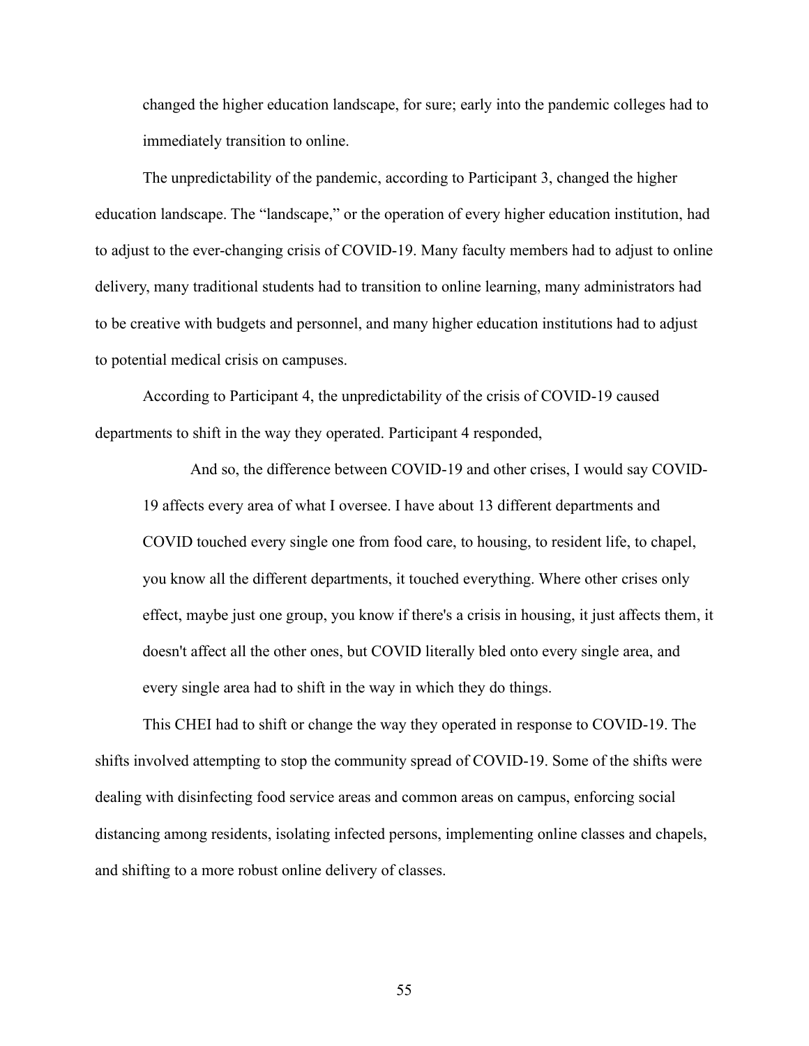> changed the higher education landscape, for sure; early into the pandemic colleges had to immediately transition to online.

The unpredictability of the pandemic, according to Participant 3, changed the higher education landscape. The "landscape," or the operation of every higher education institution, had to adjust to the ever-changing crisis of COVID-19. Many faculty members had to adjust to online delivery, many traditional students had to transition to online learning, many administrators had to be creative with budgets and personnel, and many higher education institutions had to adjust to potential medical crisis on campuses.

According to Participant 4, the unpredictability of the crisis of COVID-19 caused departments to shift in the way they operated. Participant 4 responded,

> And so, the difference between COVID-19 and other crises, I would say COVID-19 affects every area of what I oversee. I have about 13 different departments and COVID touched every single one from food care, to housing, to resident life, to chapel, you know all the different departments, it touched everything. Where other crises only effect, maybe just one group, you know if there's a crisis in housing, it just affects them, it doesn't affect all the other ones, but COVID literally bled onto every single area, and every single area had to shift in the way in which they do things.

This CHEI had to shift or change the way they operated in response to COVID-19. The shifts involved attempting to stop the community spread of COVID-19. Some of the shifts were dealing with disinfecting food service areas and common areas on campus, enforcing social distancing among residents, isolating infected persons, implementing online classes and chapels, and shifting to a more robust online delivery of classes.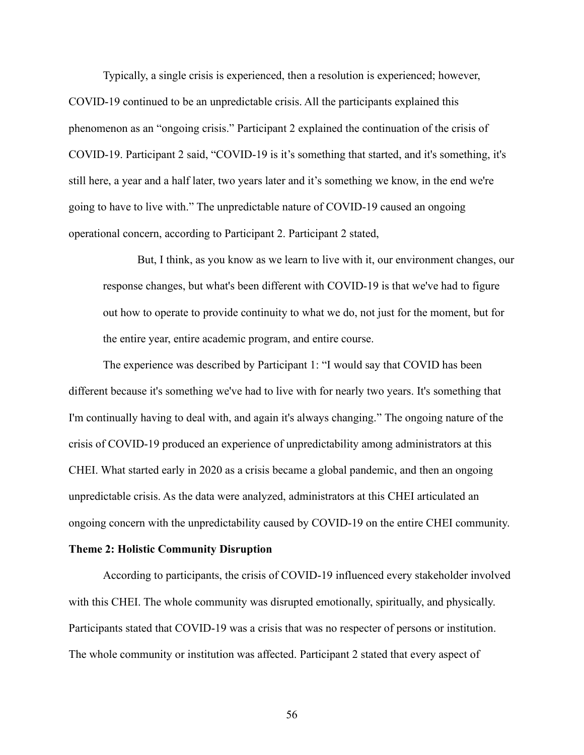Typically, a single crisis is experienced, then a resolution is experienced; however, COVID-19 continued to be an unpredictable crisis. All the participants explained this phenomenon as an "ongoing crisis." Participant 2 explained the continuation of the crisis of COVID-19. Participant 2 said, "COVID-19 is it's something that started, and it's something, it's still here, a year and a half later, two years later and it's something we know, in the end we're going to have to live with." The unpredictable nature of COVID-19 caused an ongoing operational concern, according to Participant 2. Participant 2 stated,

> But, I think, as you know as we learn to live with it, our environment changes, our response changes, but what's been different with COVID-19 is that we've had to figure out how to operate to provide continuity to what we do, not just for the moment, but for the entire year, entire academic program, and entire course.

The experience was described by Participant 1: "I would say that COVID has been different because it's something we've had to live with for nearly two years. It's something that I'm continually having to deal with, and again it's always changing." The ongoing nature of the crisis of COVID-19 produced an experience of unpredictability among administrators at this CHEI. What started early in 2020 as a crisis became a global pandemic, and then an ongoing unpredictable crisis. As the data were analyzed, administrators at this CHEI articulated an ongoing concern with the unpredictability caused by COVID-19 on the entire CHEI community.

**Theme 2: Holistic Community Disruption**

According to participants, the crisis of COVID-19 influenced every stakeholder involved with this CHEI. The whole community was disrupted emotionally, spiritually, and physically. Participants stated that COVID-19 was a crisis that was no respecter of persons or institution. The whole community or institution was affected. Participant 2 stated that every aspect of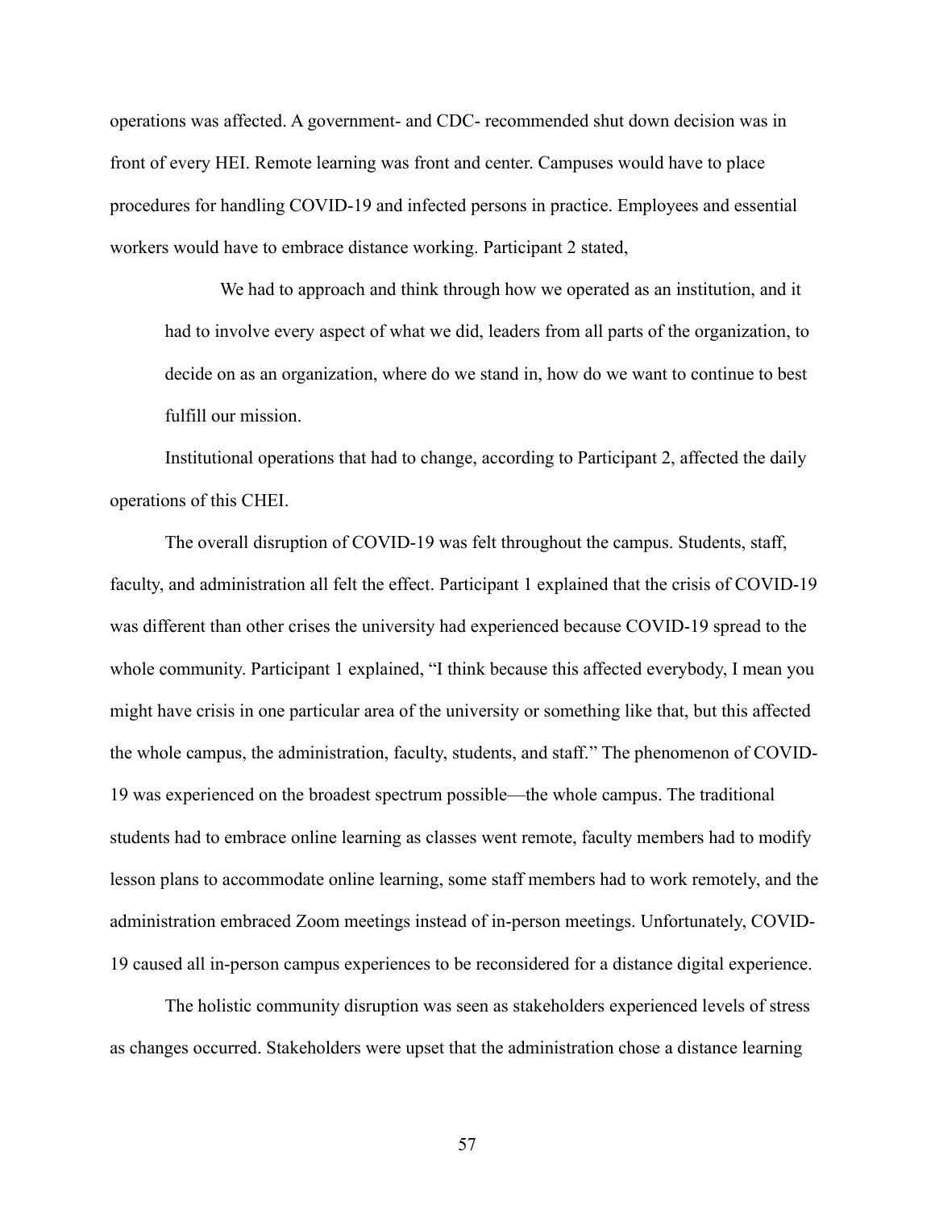operations was affected. A government- and CDC- recommended shut down decision was in front of every HEI. Remote learning was front and center. Campuses would have to place procedures for handling COVID-19 and infected persons in practice. Employees and essential workers would have to embrace distance working. Participant 2 stated,

> We had to approach and think through how we operated as an institution, and it had to involve every aspect of what we did, leaders from all parts of the organization, to decide on as an organization, where do we stand in, how do we want to continue to best fulfill our mission.

Institutional operations that had to change, according to Participant 2, affected the daily operations of this CHEI.

The overall disruption of COVID-19 was felt throughout the campus. Students, staff, faculty, and administration all felt the effect. Participant 1 explained that the crisis of COVID-19 was different than other crises the university had experienced because COVID-19 spread to the whole community. Participant 1 explained, "I think because this affected everybody, I mean you might have crisis in one particular area of the university or something like that, but this affected the whole campus, the administration, faculty, students, and staff." The phenomenon of COVID-19 was experienced on the broadest spectrum possible—the whole campus. The traditional students had to embrace online learning as classes went remote, faculty members had to modify lesson plans to accommodate online learning, some staff members had to work remotely, and the administration embraced Zoom meetings instead of in-person meetings. Unfortunately, COVID-19 caused all in-person campus experiences to be reconsidered for a distance digital experience.

The holistic community disruption was seen as stakeholders experienced levels of stress as changes occurred. Stakeholders were upset that the administration chose a distance learning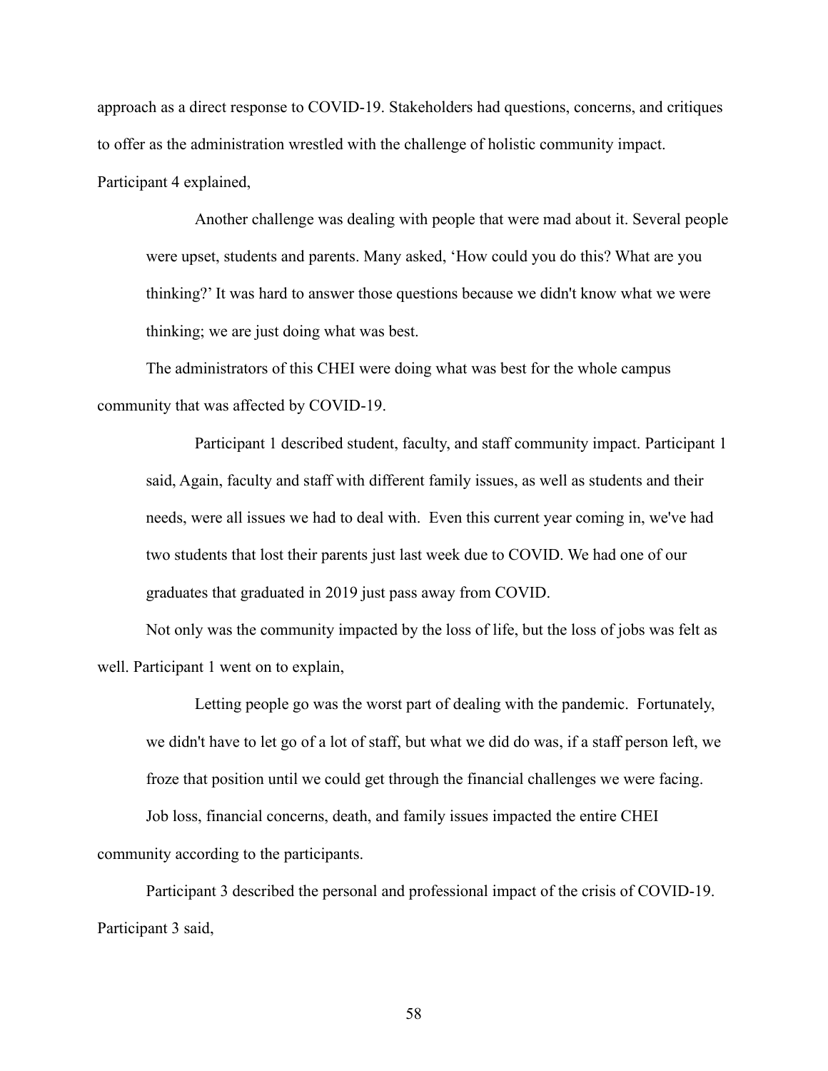approach as a direct response to COVID-19. Stakeholders had questions, concerns, and critiques to offer as the administration wrestled with the challenge of holistic community impact. Participant 4 explained,

> Another challenge was dealing with people that were mad about it. Several people were upset, students and parents. Many asked, 'How could you do this? What are you thinking?' It was hard to answer those questions because we didn't know what we were thinking; we are just doing what was best.

The administrators of this CHEI were doing what was best for the whole campus community that was affected by COVID-19.

> Participant 1 described student, faculty, and staff community impact. Participant 1 said, Again, faculty and staff with different family issues, as well as students and their needs, were all issues we had to deal with. Even this current year coming in, we've had two students that lost their parents just last week due to COVID. We had one of our graduates that graduated in 2019 just pass away from COVID.

Not only was the community impacted by the loss of life, but the loss of jobs was felt as well. Participant 1 went on to explain,

> Letting people go was the worst part of dealing with the pandemic. Fortunately, we didn't have to let go of a lot of staff, but what we did do was, if a staff person left, we froze that position until we could get through the financial challenges we were facing.

Job loss, financial concerns, death, and family issues impacted the entire CHEI community according to the participants.

Participant 3 described the personal and professional impact of the crisis of COVID-19. Participant 3 said,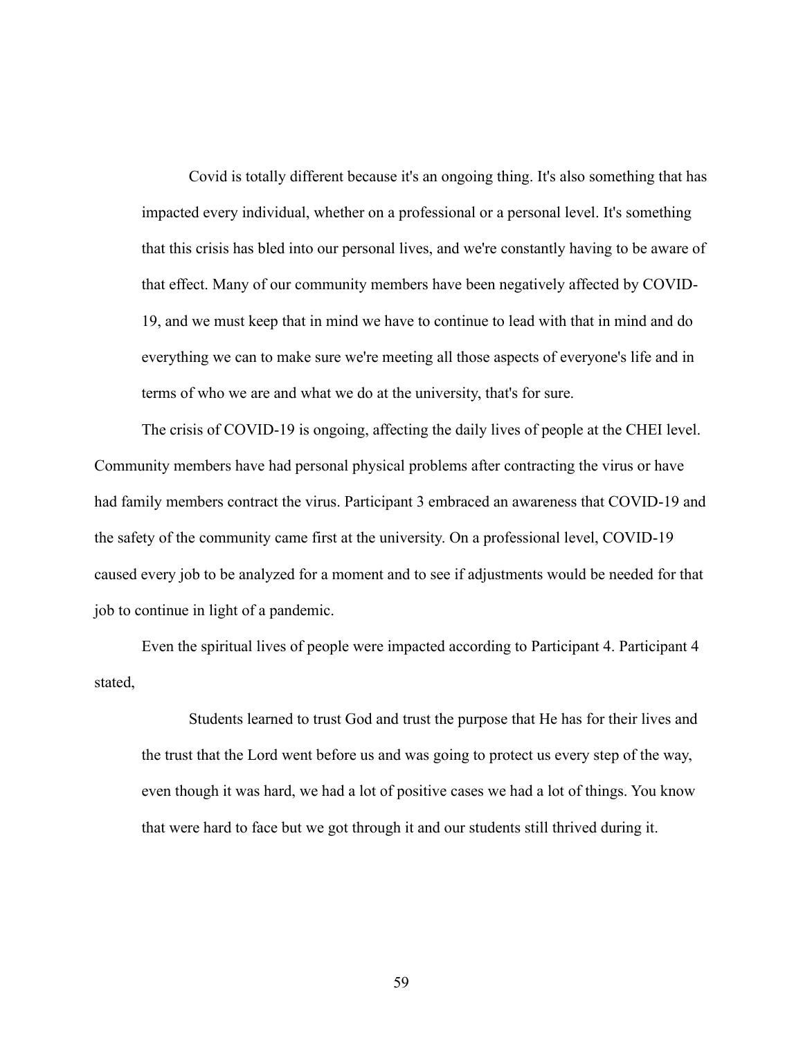> Covid is totally different because it's an ongoing thing. It's also something that has impacted every individual, whether on a professional or a personal level. It's something that this crisis has bled into our personal lives, and we're constantly having to be aware of that effect. Many of our community members have been negatively affected by COVID-19, and we must keep that in mind we have to continue to lead with that in mind and do everything we can to make sure we're meeting all those aspects of everyone's life and in terms of who we are and what we do at the university, that's for sure.

The crisis of COVID-19 is ongoing, affecting the daily lives of people at the CHEI level. Community members have had personal physical problems after contracting the virus or have had family members contract the virus. Participant 3 embraced an awareness that COVID-19 and the safety of the community came first at the university. On a professional level, COVID-19 caused every job to be analyzed for a moment and to see if adjustments would be needed for that job to continue in light of a pandemic.

Even the spiritual lives of people were impacted according to Participant 4. Participant 4 stated,

> Students learned to trust God and trust the purpose that He has for their lives and the trust that the Lord went before us and was going to protect us every step of the way, even though it was hard, we had a lot of positive cases we had a lot of things. You know that were hard to face but we got through it and our students still thrived during it.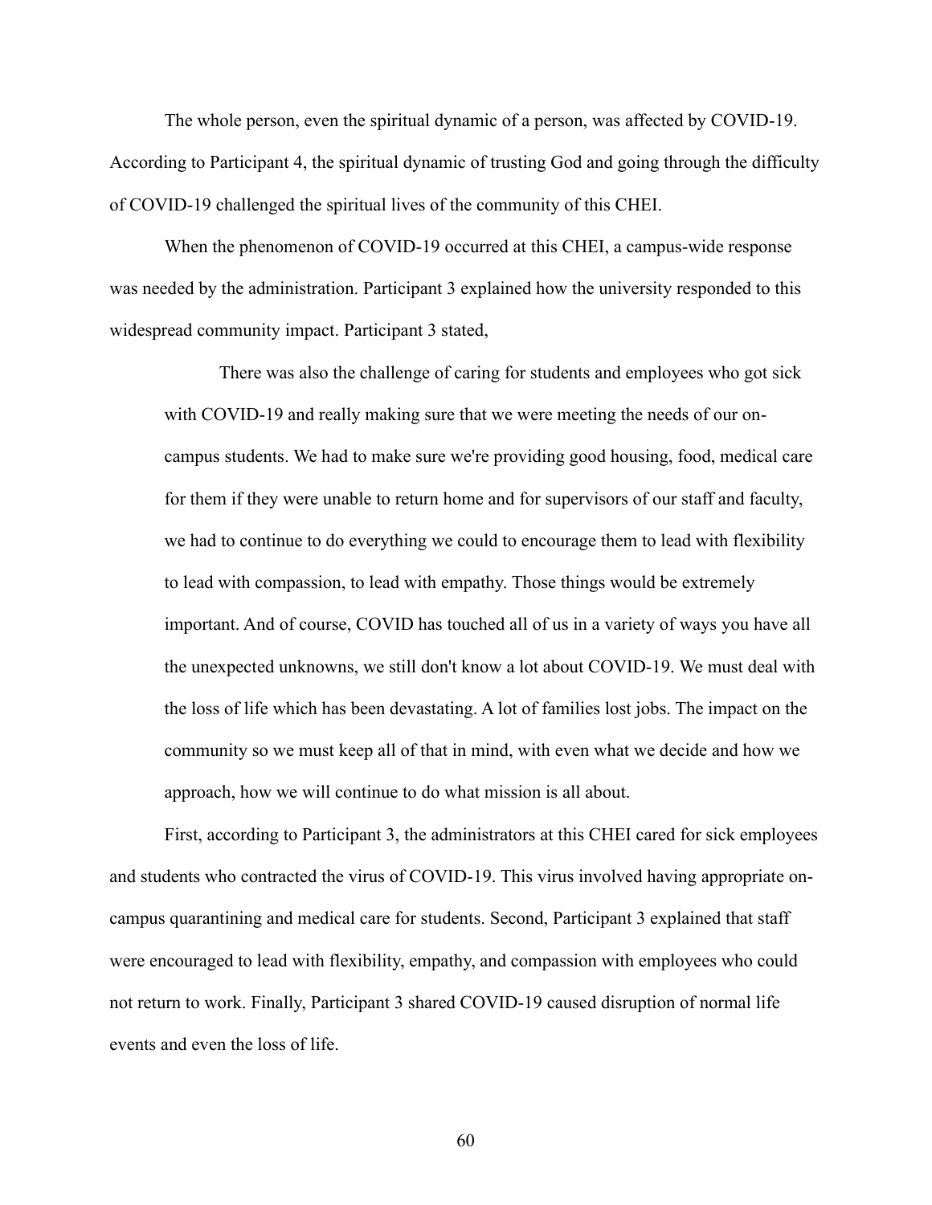The whole person, even the spiritual dynamic of a person, was affected by COVID-19. According to Participant 4, the spiritual dynamic of trusting God and going through the difficulty of COVID-19 challenged the spiritual lives of the community of this CHEI.

When the phenomenon of COVID-19 occurred at this CHEI, a campus-wide response was needed by the administration. Participant 3 explained how the university responded to this widespread community impact. Participant 3 stated,

> There was also the challenge of caring for students and employees who got sick with COVID-19 and really making sure that we were meeting the needs of our on-campus students. We had to make sure we're providing good housing, food, medical care for them if they were unable to return home and for supervisors of our staff and faculty, we had to continue to do everything we could to encourage them to lead with flexibility to lead with compassion, to lead with empathy. Those things would be extremely important. And of course, COVID has touched all of us in a variety of ways you have all the unexpected unknowns, we still don't know a lot about COVID-19. We must deal with the loss of life which has been devastating. A lot of families lost jobs. The impact on the community so we must keep all of that in mind, with even what we decide and how we approach, how we will continue to do what mission is all about.

First, according to Participant 3, the administrators at this CHEI cared for sick employees and students who contracted the virus of COVID-19. This virus involved having appropriate on-campus quarantining and medical care for students. Second, Participant 3 explained that staff were encouraged to lead with flexibility, empathy, and compassion with employees who could not return to work. Finally, Participant 3 shared COVID-19 caused disruption of normal life events and even the loss of life.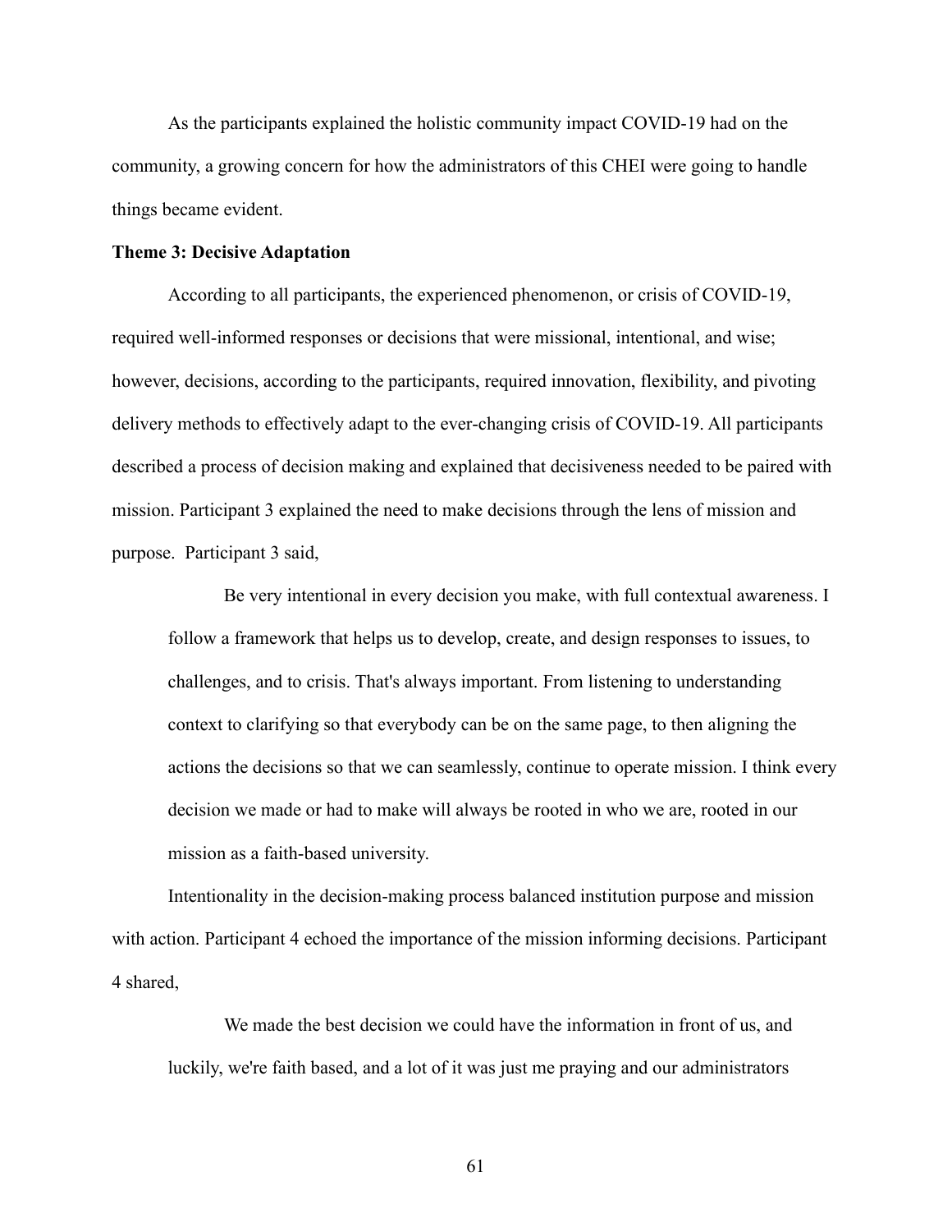As the participants explained the holistic community impact COVID-19 had on the community, a growing concern for how the administrators of this CHEI were going to handle things became evident.

**Theme 3: Decisive Adaptation**

According to all participants, the experienced phenomenon, or crisis of COVID-19, required well-informed responses or decisions that were missional, intentional, and wise; however, decisions, according to the participants, required innovation, flexibility, and pivoting delivery methods to effectively adapt to the ever-changing crisis of COVID-19. All participants described a process of decision making and explained that decisiveness needed to be paired with mission. Participant 3 explained the need to make decisions through the lens of mission and purpose. Participant 3 said,

> Be very intentional in every decision you make, with full contextual awareness. I follow a framework that helps us to develop, create, and design responses to issues, to challenges, and to crisis. That's always important. From listening to understanding context to clarifying so that everybody can be on the same page, to then aligning the actions the decisions so that we can seamlessly, continue to operate mission. I think every decision we made or had to make will always be rooted in who we are, rooted in our mission as a faith-based university.

Intentionality in the decision-making process balanced institution purpose and mission with action. Participant 4 echoed the importance of the mission informing decisions. Participant 4 shared,

> We made the best decision we could have the information in front of us, and luckily, we're faith based, and a lot of it was just me praying and our administrators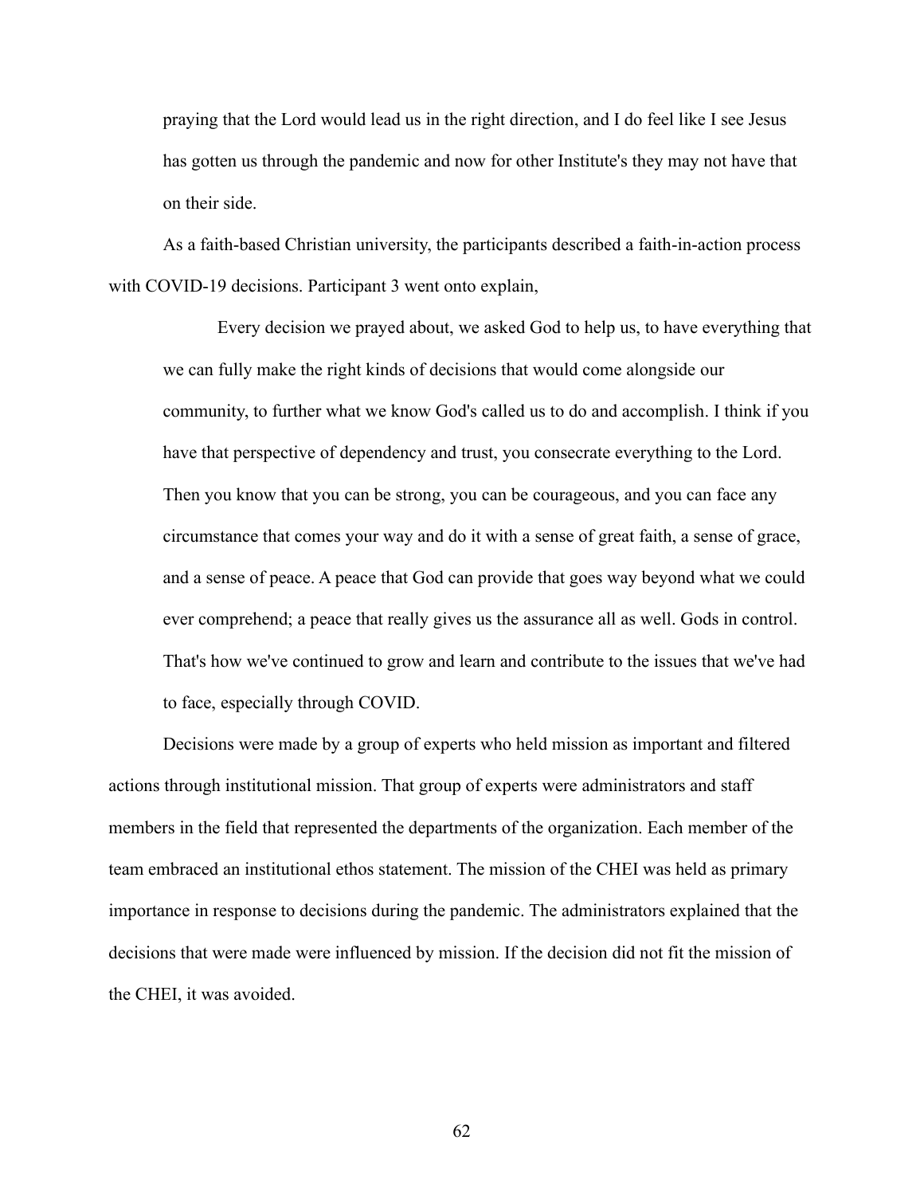> praying that the Lord would lead us in the right direction, and I do feel like I see Jesus has gotten us through the pandemic and now for other Institute's they may not have that on their side.

As a faith-based Christian university, the participants described a faith-in-action process with COVID-19 decisions. Participant 3 went onto explain,

> Every decision we prayed about, we asked God to help us, to have everything that we can fully make the right kinds of decisions that would come alongside our community, to further what we know God's called us to do and accomplish. I think if you have that perspective of dependency and trust, you consecrate everything to the Lord. Then you know that you can be strong, you can be courageous, and you can face any circumstance that comes your way and do it with a sense of great faith, a sense of grace, and a sense of peace. A peace that God can provide that goes way beyond what we could ever comprehend; a peace that really gives us the assurance all as well. Gods in control. That's how we've continued to grow and learn and contribute to the issues that we've had to face, especially through COVID.

Decisions were made by a group of experts who held mission as important and filtered actions through institutional mission. That group of experts were administrators and staff members in the field that represented the departments of the organization. Each member of the team embraced an institutional ethos statement. The mission of the CHEI was held as primary importance in response to decisions during the pandemic. The administrators explained that the decisions that were made were influenced by mission. If the decision did not fit the mission of the CHEI, it was avoided.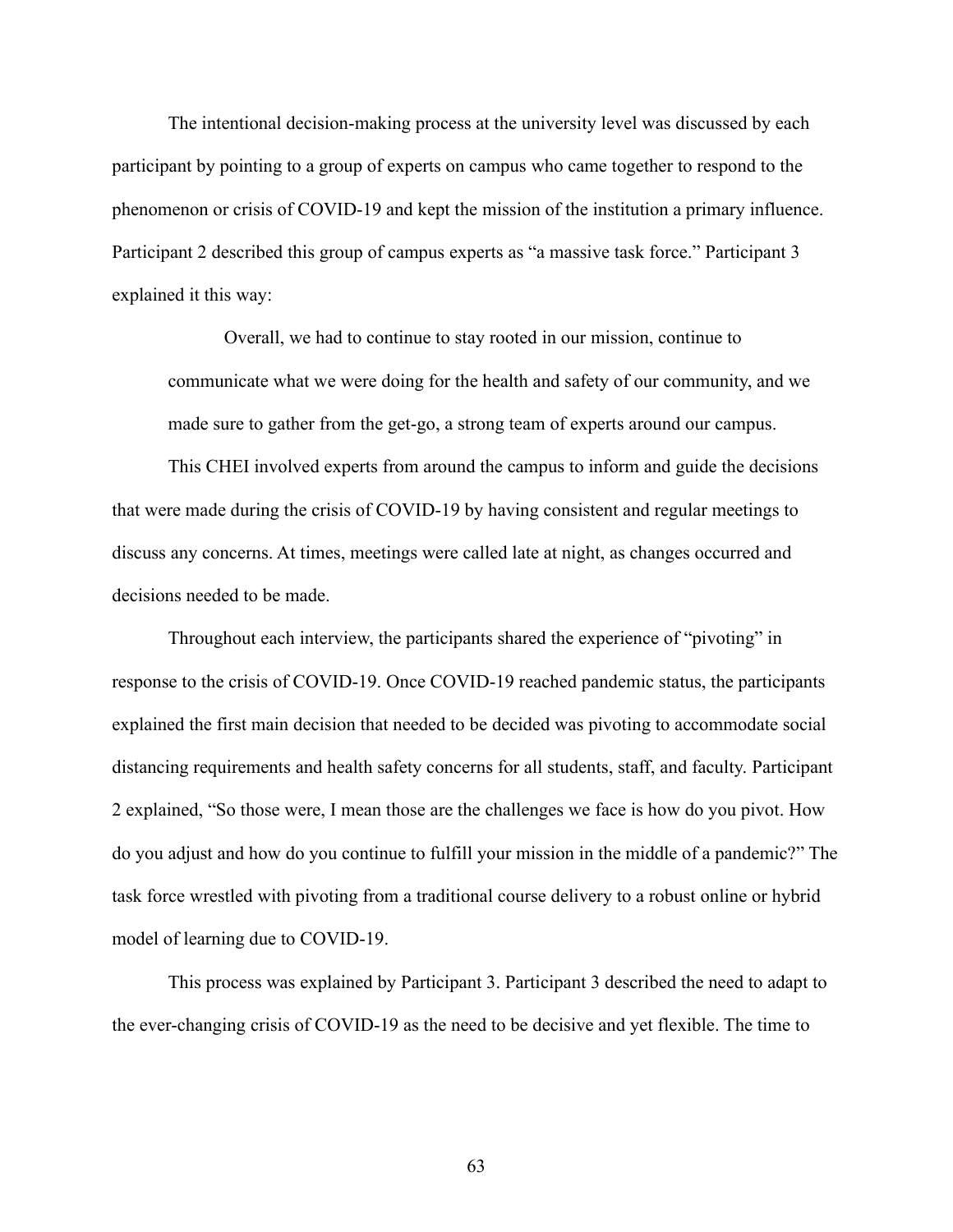The intentional decision-making process at the university level was discussed by each participant by pointing to a group of experts on campus who came together to respond to the phenomenon or crisis of COVID-19 and kept the mission of the institution a primary influence. Participant 2 described this group of campus experts as "a massive task force." Participant 3 explained it this way:

> Overall, we had to continue to stay rooted in our mission, continue to communicate what we were doing for the health and safety of our community, and we made sure to gather from the get-go, a strong team of experts around our campus.

This CHEI involved experts from around the campus to inform and guide the decisions that were made during the crisis of COVID-19 by having consistent and regular meetings to discuss any concerns. At times, meetings were called late at night, as changes occurred and decisions needed to be made.

Throughout each interview, the participants shared the experience of "pivoting" in response to the crisis of COVID-19. Once COVID-19 reached pandemic status, the participants explained the first main decision that needed to be decided was pivoting to accommodate social distancing requirements and health safety concerns for all students, staff, and faculty. Participant 2 explained, "So those were, I mean those are the challenges we face is how do you pivot. How do you adjust and how do you continue to fulfill your mission in the middle of a pandemic?" The task force wrestled with pivoting from a traditional course delivery to a robust online or hybrid model of learning due to COVID-19.

This process was explained by Participant 3. Participant 3 described the need to adapt to the ever-changing crisis of COVID-19 as the need to be decisive and yet flexible. The time to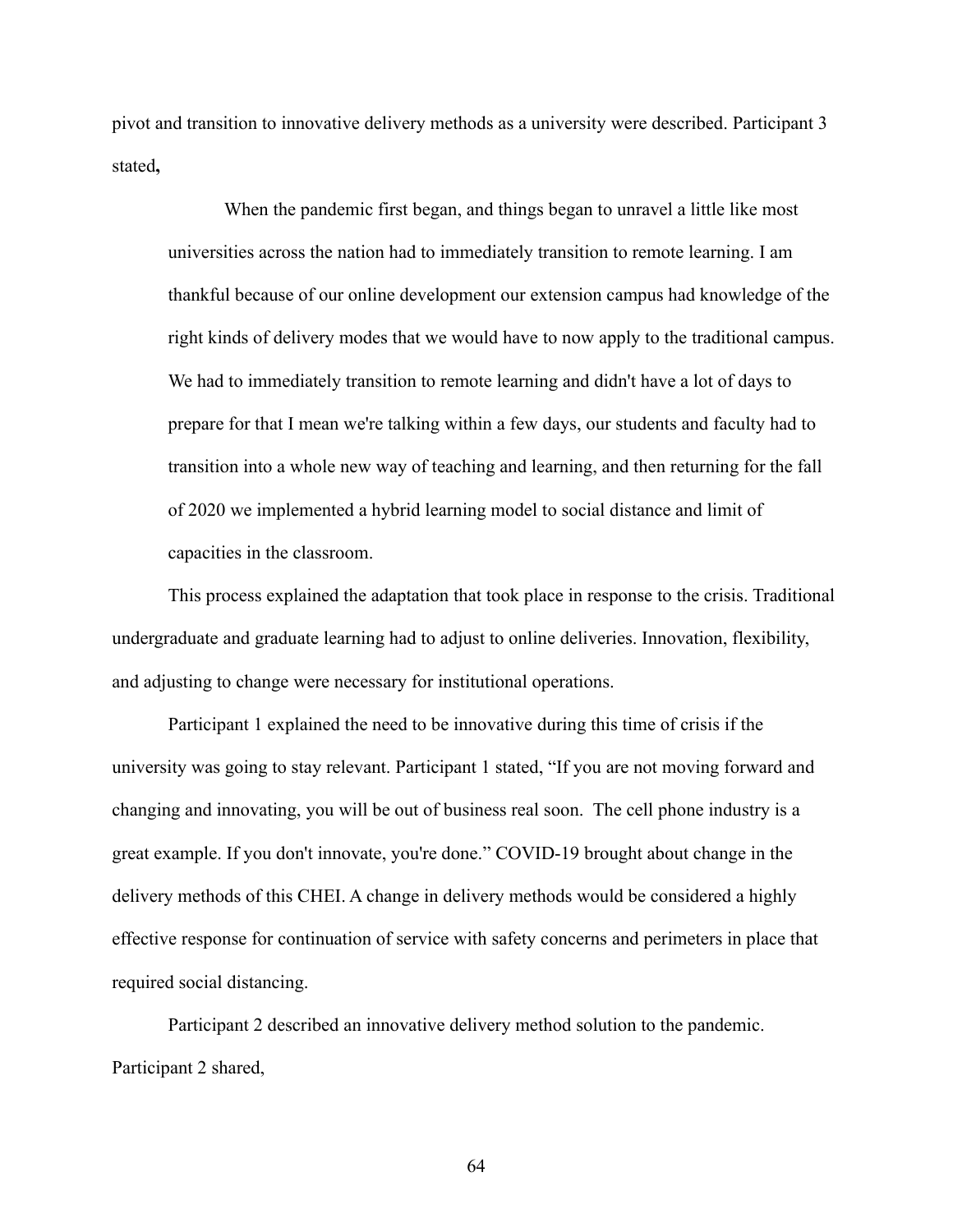pivot and transition to innovative delivery methods as a university were described. Participant 3 stated**,**

> When the pandemic first began, and things began to unravel a little like most universities across the nation had to immediately transition to remote learning. I am thankful because of our online development our extension campus had knowledge of the right kinds of delivery modes that we would have to now apply to the traditional campus. We had to immediately transition to remote learning and didn't have a lot of days to prepare for that I mean we're talking within a few days, our students and faculty had to transition into a whole new way of teaching and learning, and then returning for the fall of 2020 we implemented a hybrid learning model to social distance and limit of capacities in the classroom.

This process explained the adaptation that took place in response to the crisis. Traditional undergraduate and graduate learning had to adjust to online deliveries. Innovation, flexibility, and adjusting to change were necessary for institutional operations.

Participant 1 explained the need to be innovative during this time of crisis if the university was going to stay relevant. Participant 1 stated, "If you are not moving forward and changing and innovating, you will be out of business real soon. The cell phone industry is a great example. If you don't innovate, you're done." COVID-19 brought about change in the delivery methods of this CHEI. A change in delivery methods would be considered a highly effective response for continuation of service with safety concerns and perimeters in place that required social distancing.

Participant 2 described an innovative delivery method solution to the pandemic. Participant 2 shared,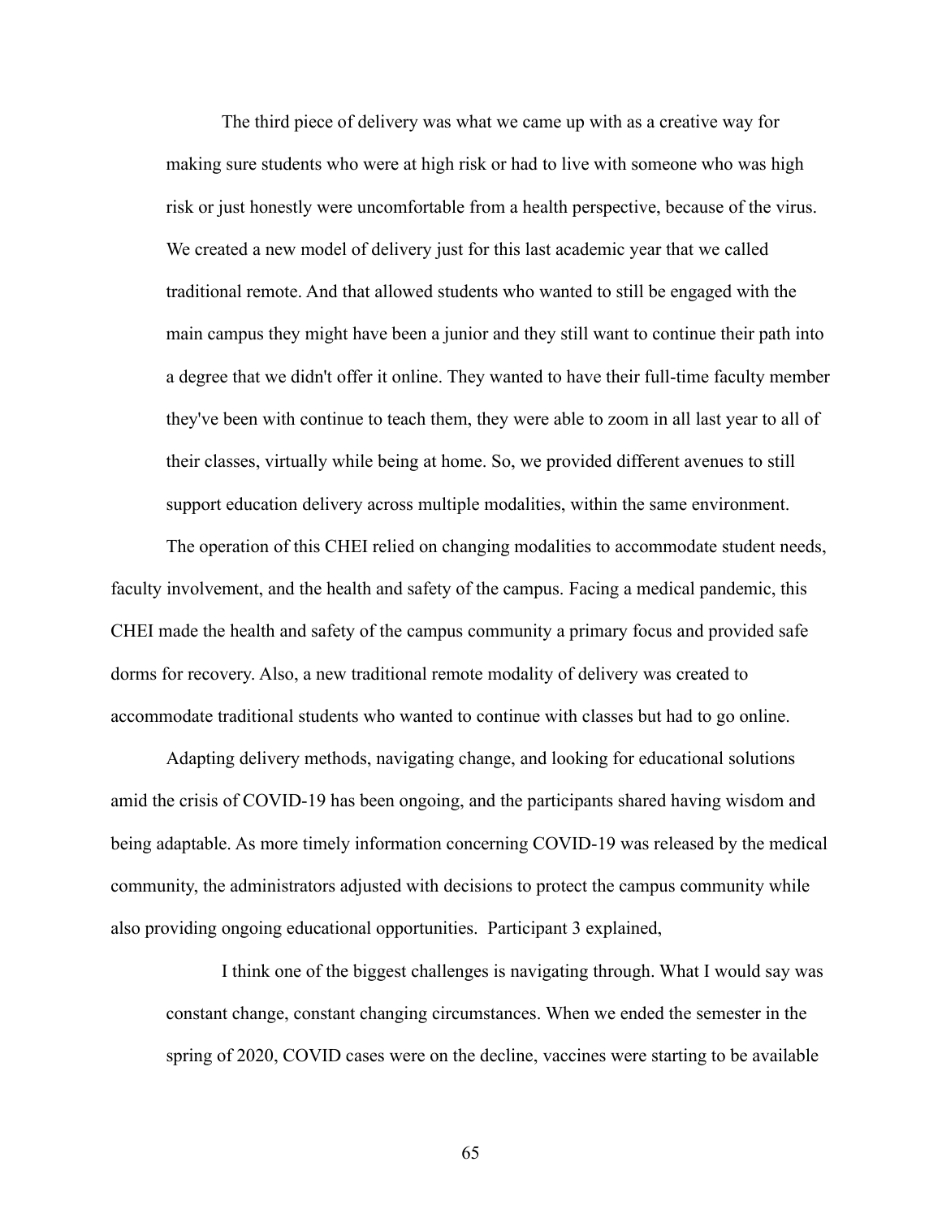The third piece of delivery was what we came up with as a creative way for making sure students who were at high risk or had to live with someone who was high risk or just honestly were uncomfortable from a health perspective, because of the virus. We created a new model of delivery just for this last academic year that we called traditional remote. And that allowed students who wanted to still be engaged with the main campus they might have been a junior and they still want to continue their path into a degree that we didn't offer it online. They wanted to have their full-time faculty member they've been with continue to teach them, they were able to zoom in all last year to all of their classes, virtually while being at home. So, we provided different avenues to still support education delivery across multiple modalities, within the same environment.

The operation of this CHEI relied on changing modalities to accommodate student needs, faculty involvement, and the health and safety of the campus. Facing a medical pandemic, this CHEI made the health and safety of the campus community a primary focus and provided safe dorms for recovery. Also, a new traditional remote modality of delivery was created to accommodate traditional students who wanted to continue with classes but had to go online.

Adapting delivery methods, navigating change, and looking for educational solutions amid the crisis of COVID-19 has been ongoing, and the participants shared having wisdom and being adaptable. As more timely information concerning COVID-19 was released by the medical community, the administrators adjusted with decisions to protect the campus community while also providing ongoing educational opportunities. Participant 3 explained,

> I think one of the biggest challenges is navigating through. What I would say was constant change, constant changing circumstances. When we ended the semester in the spring of 2020, COVID cases were on the decline, vaccines were starting to be available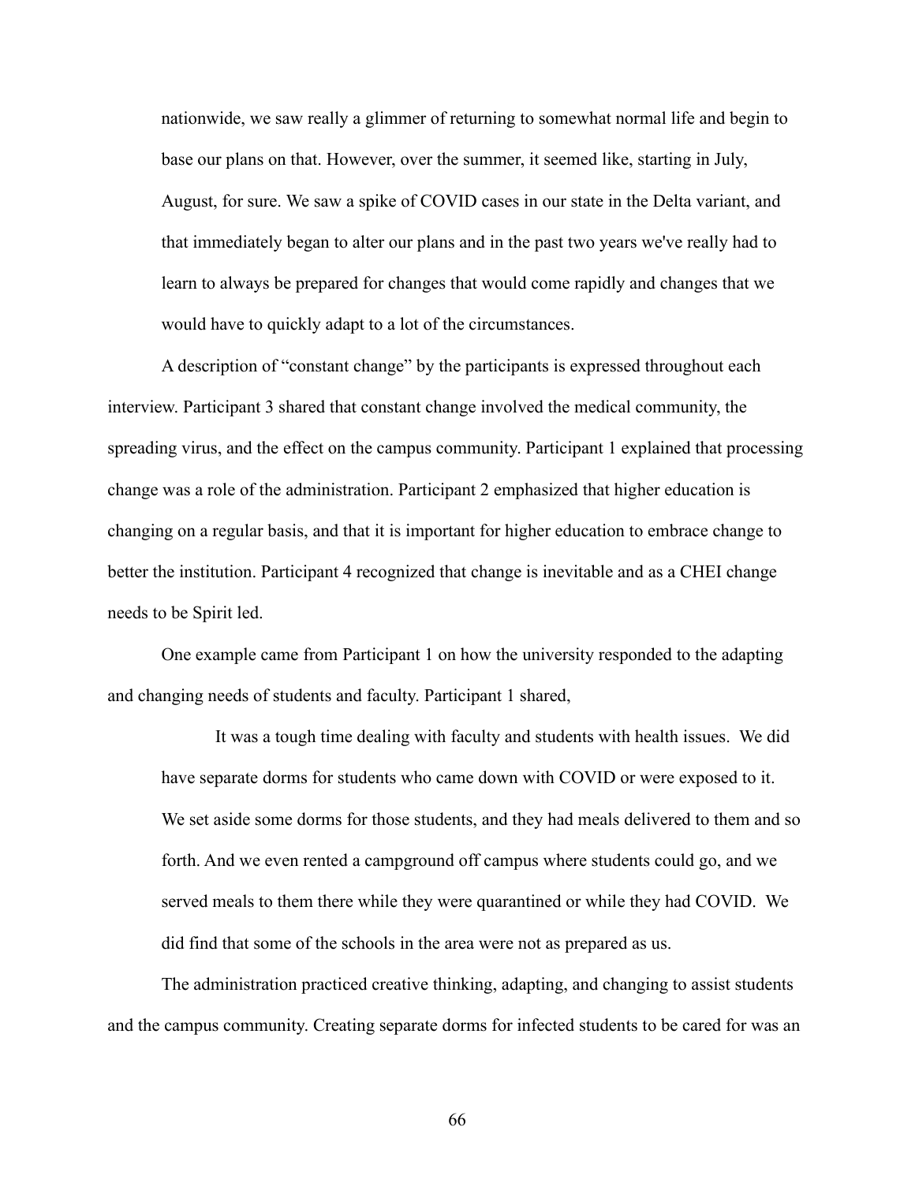> nationwide, we saw really a glimmer of returning to somewhat normal life and begin to base our plans on that. However, over the summer, it seemed like, starting in July, August, for sure. We saw a spike of COVID cases in our state in the Delta variant, and that immediately began to alter our plans and in the past two years we've really had to learn to always be prepared for changes that would come rapidly and changes that we would have to quickly adapt to a lot of the circumstances.

A description of "constant change" by the participants is expressed throughout each interview. Participant 3 shared that constant change involved the medical community, the spreading virus, and the effect on the campus community. Participant 1 explained that processing change was a role of the administration. Participant 2 emphasized that higher education is changing on a regular basis, and that it is important for higher education to embrace change to better the institution. Participant 4 recognized that change is inevitable and as a CHEI change needs to be Spirit led.

One example came from Participant 1 on how the university responded to the adapting and changing needs of students and faculty. Participant 1 shared,

> It was a tough time dealing with faculty and students with health issues. We did have separate dorms for students who came down with COVID or were exposed to it. We set aside some dorms for those students, and they had meals delivered to them and so forth. And we even rented a campground off campus where students could go, and we served meals to them there while they were quarantined or while they had COVID. We did find that some of the schools in the area were not as prepared as us.

The administration practiced creative thinking, adapting, and changing to assist students and the campus community. Creating separate dorms for infected students to be cared for was an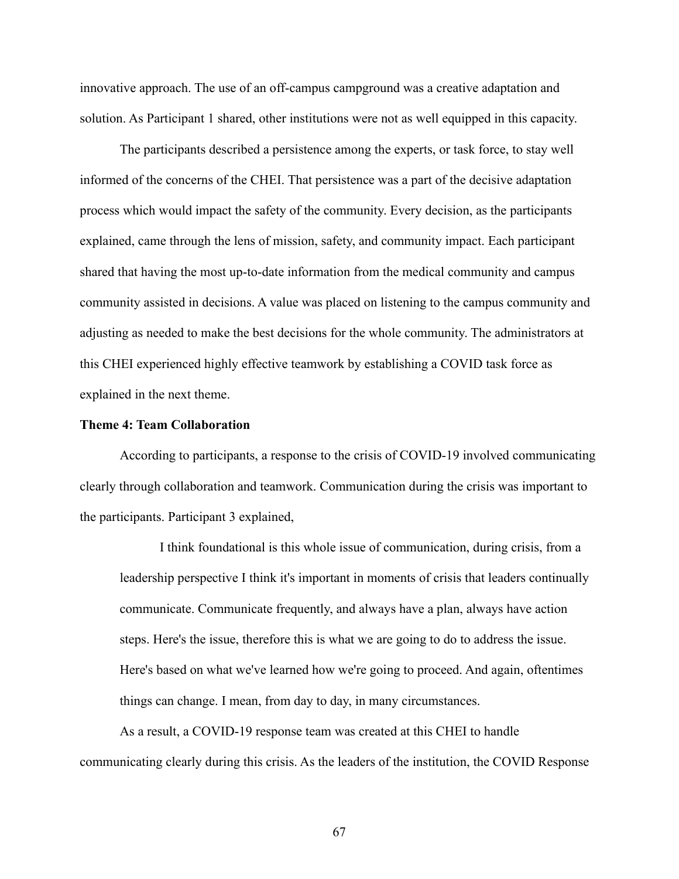innovative approach. The use of an off-campus campground was a creative adaptation and solution. As Participant 1 shared, other institutions were not as well equipped in this capacity.

The participants described a persistence among the experts, or task force, to stay well informed of the concerns of the CHEI. That persistence was a part of the decisive adaptation process which would impact the safety of the community. Every decision, as the participants explained, came through the lens of mission, safety, and community impact. Each participant shared that having the most up-to-date information from the medical community and campus community assisted in decisions. A value was placed on listening to the campus community and adjusting as needed to make the best decisions for the whole community. The administrators at this CHEI experienced highly effective teamwork by establishing a COVID task force as explained in the next theme.

**Theme 4: Team Collaboration**

According to participants, a response to the crisis of COVID-19 involved communicating clearly through collaboration and teamwork. Communication during the crisis was important to the participants. Participant 3 explained,

> I think foundational is this whole issue of communication, during crisis, from a leadership perspective I think it's important in moments of crisis that leaders continually communicate. Communicate frequently, and always have a plan, always have action steps. Here's the issue, therefore this is what we are going to do to address the issue. Here's based on what we've learned how we're going to proceed. And again, oftentimes things can change. I mean, from day to day, in many circumstances.

As a result, a COVID-19 response team was created at this CHEI to handle communicating clearly during this crisis. As the leaders of the institution, the COVID Response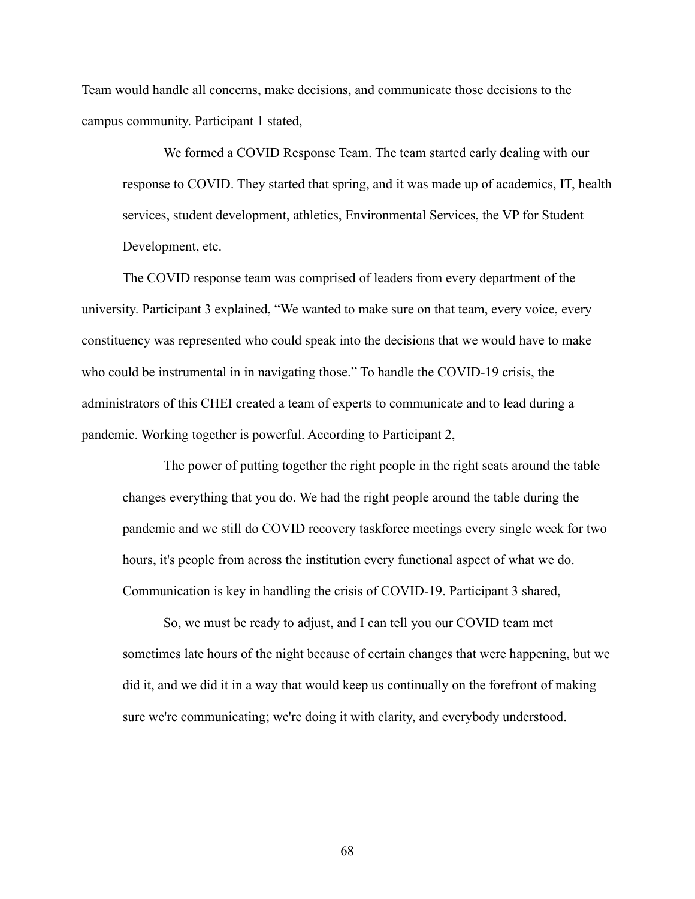Team would handle all concerns, make decisions, and communicate those decisions to the campus community. Participant 1 stated,

> We formed a COVID Response Team. The team started early dealing with our response to COVID. They started that spring, and it was made up of academics, IT, health services, student development, athletics, Environmental Services, the VP for Student Development, etc.

The COVID response team was comprised of leaders from every department of the university. Participant 3 explained, “We wanted to make sure on that team, every voice, every constituency was represented who could speak into the decisions that we would have to make who could be instrumental in in navigating those.” To handle the COVID-19 crisis, the administrators of this CHEI created a team of experts to communicate and to lead during a pandemic. Working together is powerful. According to Participant 2,

> The power of putting together the right people in the right seats around the table changes everything that you do. We had the right people around the table during the pandemic and we still do COVID recovery taskforce meetings every single week for two hours, it's people from across the institution every functional aspect of what we do.

Communication is key in handling the crisis of COVID-19. Participant 3 shared,

> So, we must be ready to adjust, and I can tell you our COVID team met sometimes late hours of the night because of certain changes that were happening, but we did it, and we did it in a way that would keep us continually on the forefront of making sure we're communicating; we're doing it with clarity, and everybody understood.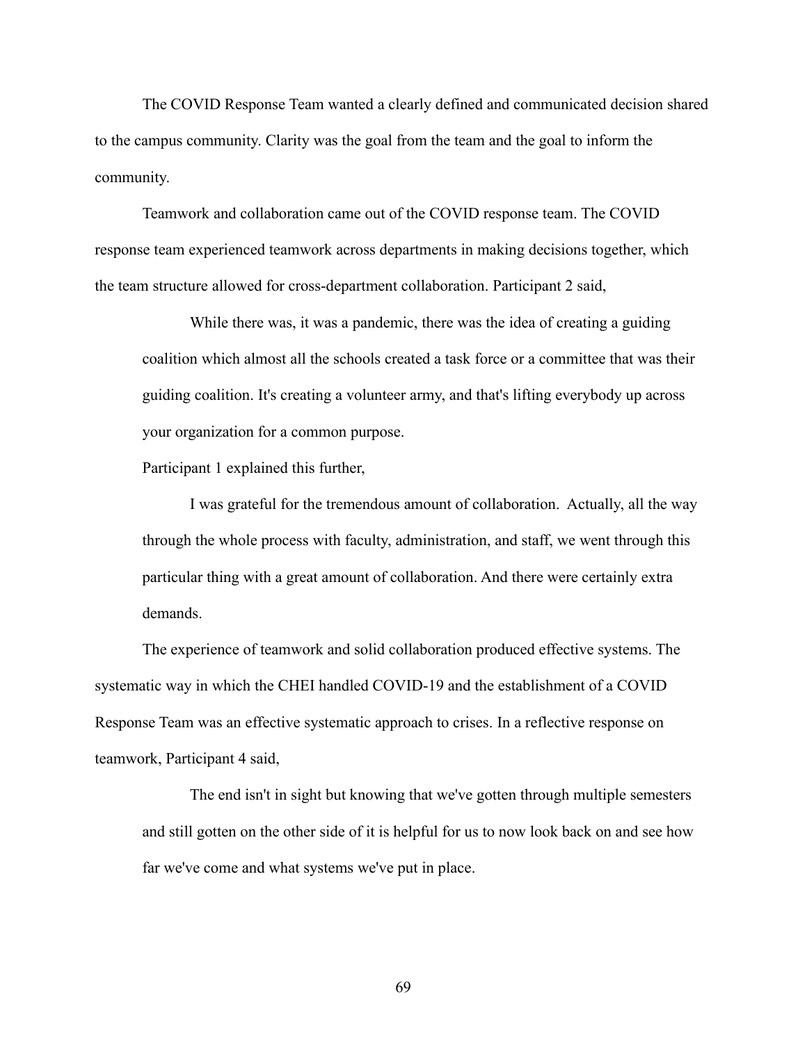The COVID Response Team wanted a clearly defined and communicated decision shared to the campus community. Clarity was the goal from the team and the goal to inform the community.

Teamwork and collaboration came out of the COVID response team. The COVID response team experienced teamwork across departments in making decisions together, which the team structure allowed for cross-department collaboration. Participant 2 said,

> While there was, it was a pandemic, there was the idea of creating a guiding coalition which almost all the schools created a task force or a committee that was their guiding coalition. It's creating a volunteer army, and that's lifting everybody up across your organization for a common purpose.

Participant 1 explained this further,

> I was grateful for the tremendous amount of collaboration. Actually, all the way through the whole process with faculty, administration, and staff, we went through this particular thing with a great amount of collaboration. And there were certainly extra demands.

The experience of teamwork and solid collaboration produced effective systems. The systematic way in which the CHEI handled COVID-19 and the establishment of a COVID Response Team was an effective systematic approach to crises. In a reflective response on teamwork, Participant 4 said,

> The end isn't in sight but knowing that we've gotten through multiple semesters and still gotten on the other side of it is helpful for us to now look back on and see how far we've come and what systems we've put in place.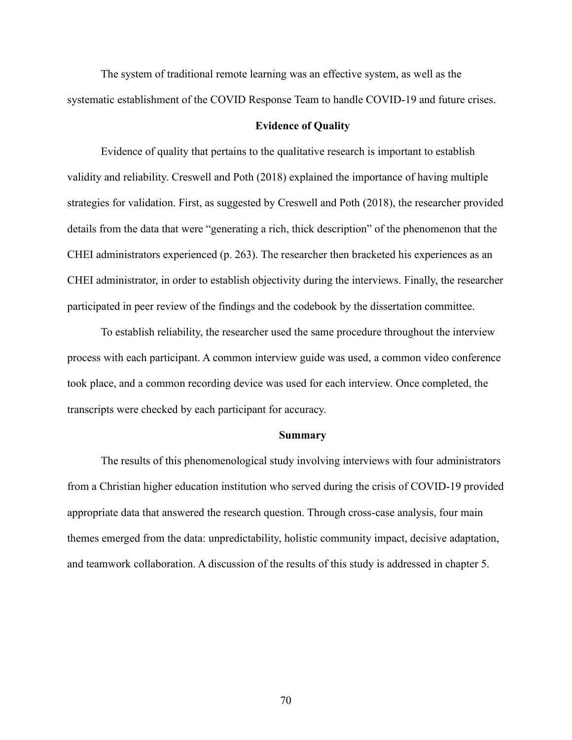The system of traditional remote learning was an effective system, as well as the systematic establishment of the COVID Response Team to handle COVID-19 and future crises.

## Evidence of Quality

Evidence of quality that pertains to the qualitative research is important to establish validity and reliability. Creswell and Poth (2018) explained the importance of having multiple strategies for validation. First, as suggested by Creswell and Poth (2018), the researcher provided details from the data that were "generating a rich, thick description" of the phenomenon that the CHEI administrators experienced (p. 263). The researcher then bracketed his experiences as an CHEI administrator, in order to establish objectivity during the interviews. Finally, the researcher participated in peer review of the findings and the codebook by the dissertation committee.

To establish reliability, the researcher used the same procedure throughout the interview process with each participant. A common interview guide was used, a common video conference took place, and a common recording device was used for each interview. Once completed, the transcripts were checked by each participant for accuracy.

## Summary

The results of this phenomenological study involving interviews with four administrators from a Christian higher education institution who served during the crisis of COVID-19 provided appropriate data that answered the research question. Through cross-case analysis, four main themes emerged from the data: unpredictability, holistic community impact, decisive adaptation, and teamwork collaboration. A discussion of the results of this study is addressed in chapter 5.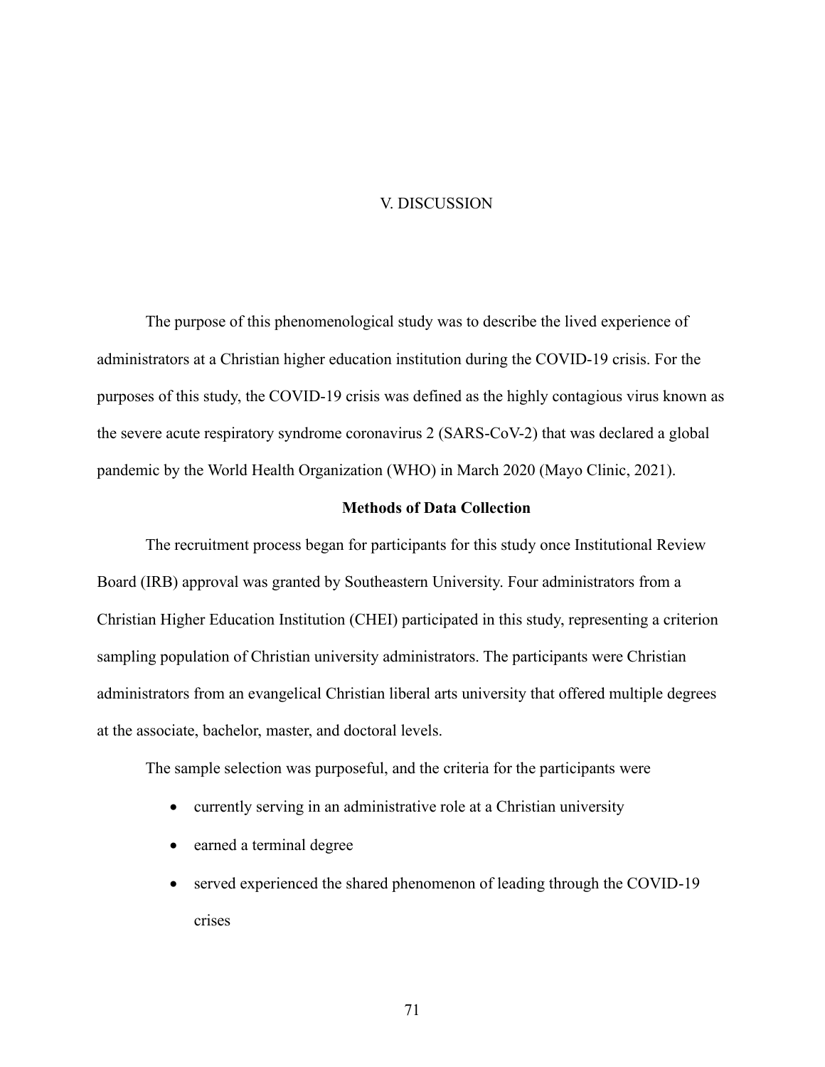# V. DISCUSSION

The purpose of this phenomenological study was to describe the lived experience of administrators at a Christian higher education institution during the COVID-19 crisis. For the purposes of this study, the COVID-19 crisis was defined as the highly contagious virus known as the severe acute respiratory syndrome coronavirus 2 (SARS-CoV-2) that was declared a global pandemic by the World Health Organization (WHO) in March 2020 (Mayo Clinic, 2021).

## Methods of Data Collection

The recruitment process began for participants for this study once Institutional Review Board (IRB) approval was granted by Southeastern University. Four administrators from a Christian Higher Education Institution (CHEI) participated in this study, representing a criterion sampling population of Christian university administrators. The participants were Christian administrators from an evangelical Christian liberal arts university that offered multiple degrees at the associate, bachelor, master, and doctoral levels.

The sample selection was purposeful, and the criteria for the participants were

- currently serving in an administrative role at a Christian university
- earned a terminal degree
- served experienced the shared phenomenon of leading through the COVID-19 crises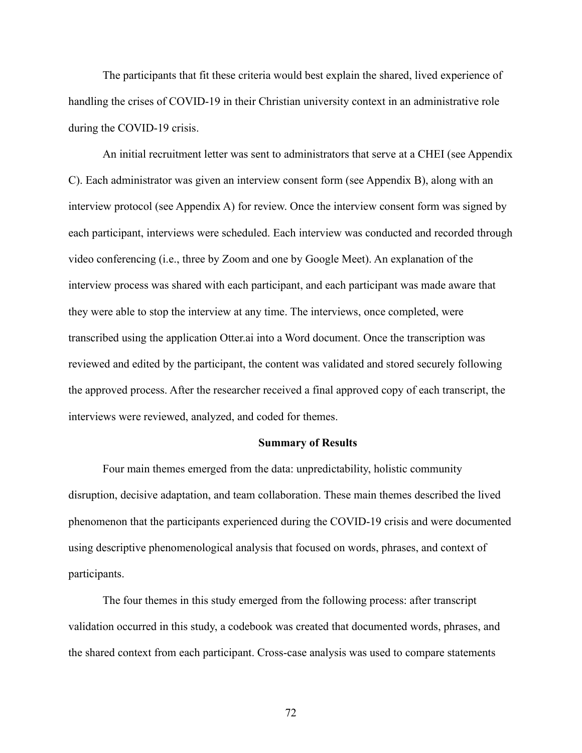The participants that fit these criteria would best explain the shared, lived experience of handling the crises of COVID-19 in their Christian university context in an administrative role during the COVID-19 crisis.

An initial recruitment letter was sent to administrators that serve at a CHEI (see Appendix C). Each administrator was given an interview consent form (see Appendix B), along with an interview protocol (see Appendix A) for review. Once the interview consent form was signed by each participant, interviews were scheduled. Each interview was conducted and recorded through video conferencing (i.e., three by Zoom and one by Google Meet). An explanation of the interview process was shared with each participant, and each participant was made aware that they were able to stop the interview at any time. The interviews, once completed, were transcribed using the application Otter.ai into a Word document. Once the transcription was reviewed and edited by the participant, the content was validated and stored securely following the approved process. After the researcher received a final approved copy of each transcript, the interviews were reviewed, analyzed, and coded for themes.

## Summary of Results

Four main themes emerged from the data: unpredictability, holistic community disruption, decisive adaptation, and team collaboration. These main themes described the lived phenomenon that the participants experienced during the COVID-19 crisis and were documented using descriptive phenomenological analysis that focused on words, phrases, and context of participants.

The four themes in this study emerged from the following process: after transcript validation occurred in this study, a codebook was created that documented words, phrases, and the shared context from each participant. Cross-case analysis was used to compare statements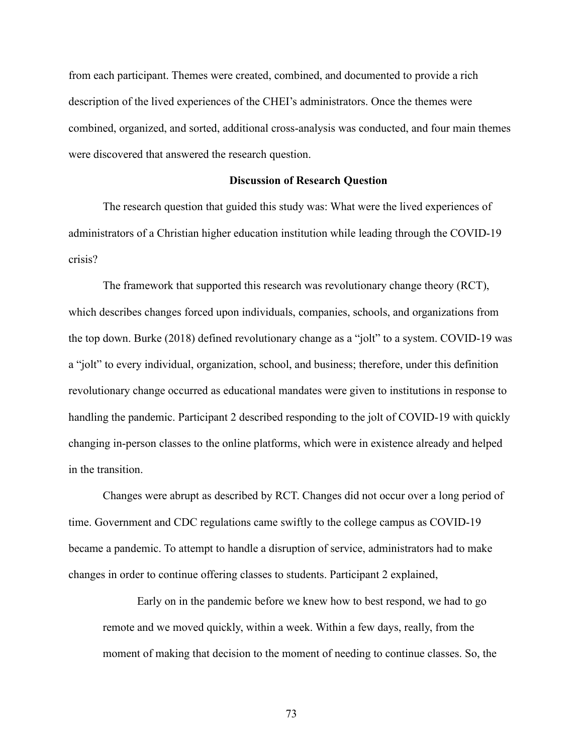from each participant. Themes were created, combined, and documented to provide a rich description of the lived experiences of the CHEI's administrators. Once the themes were combined, organized, and sorted, additional cross-analysis was conducted, and four main themes were discovered that answered the research question.

**Discussion of Research Question**

The research question that guided this study was: What were the lived experiences of administrators of a Christian higher education institution while leading through the COVID-19 crisis?

The framework that supported this research was revolutionary change theory (RCT), which describes changes forced upon individuals, companies, schools, and organizations from the top down. Burke (2018) defined revolutionary change as a "jolt" to a system. COVID-19 was a "jolt" to every individual, organization, school, and business; therefore, under this definition revolutionary change occurred as educational mandates were given to institutions in response to handling the pandemic. Participant 2 described responding to the jolt of COVID-19 with quickly changing in-person classes to the online platforms, which were in existence already and helped in the transition.

Changes were abrupt as described by RCT. Changes did not occur over a long period of time. Government and CDC regulations came swiftly to the college campus as COVID-19 became a pandemic. To attempt to handle a disruption of service, administrators had to make changes in order to continue offering classes to students. Participant 2 explained,

> Early on in the pandemic before we knew how to best respond, we had to go remote and we moved quickly, within a week. Within a few days, really, from the moment of making that decision to the moment of needing to continue classes. So, the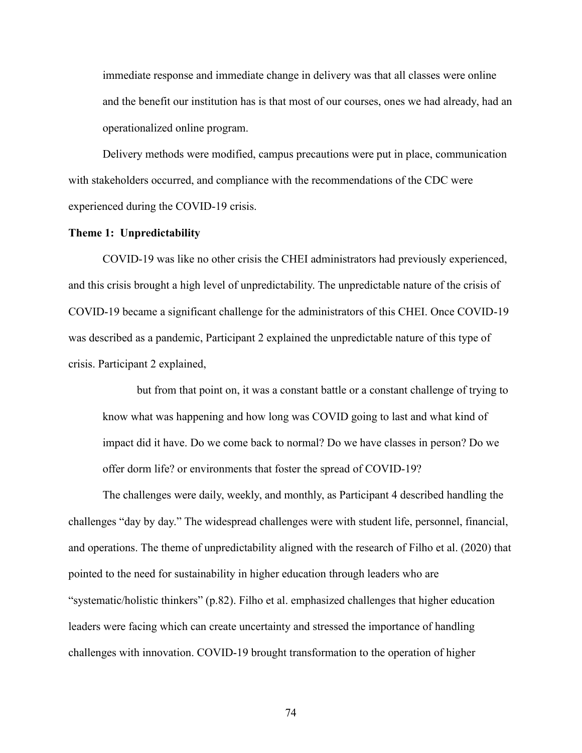immediate response and immediate change in delivery was that all classes were online and the benefit our institution has is that most of our courses, ones we had already, had an operationalized online program.

Delivery methods were modified, campus precautions were put in place, communication with stakeholders occurred, and compliance with the recommendations of the CDC were experienced during the COVID-19 crisis.

**Theme 1: Unpredictability**

COVID-19 was like no other crisis the CHEI administrators had previously experienced, and this crisis brought a high level of unpredictability. The unpredictable nature of the crisis of COVID-19 became a significant challenge for the administrators of this CHEI. Once COVID-19 was described as a pandemic, Participant 2 explained the unpredictable nature of this type of crisis. Participant 2 explained,

> but from that point on, it was a constant battle or a constant challenge of trying to know what was happening and how long was COVID going to last and what kind of impact did it have. Do we come back to normal? Do we have classes in person? Do we offer dorm life? or environments that foster the spread of COVID-19?

The challenges were daily, weekly, and monthly, as Participant 4 described handling the challenges "day by day." The widespread challenges were with student life, personnel, financial, and operations. The theme of unpredictability aligned with the research of Filho et al. (2020) that pointed to the need for sustainability in higher education through leaders who are "systematic/holistic thinkers" (p.82). Filho et al. emphasized challenges that higher education leaders were facing which can create uncertainty and stressed the importance of handling challenges with innovation. COVID-19 brought transformation to the operation of higher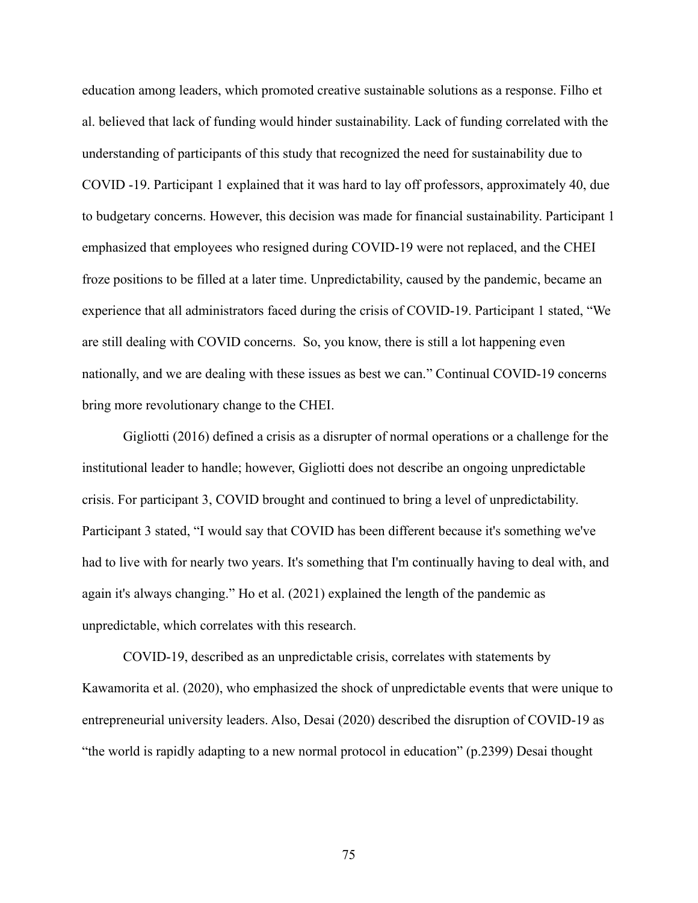education among leaders, which promoted creative sustainable solutions as a response. Filho et al. believed that lack of funding would hinder sustainability. Lack of funding correlated with the understanding of participants of this study that recognized the need for sustainability due to COVID -19. Participant 1 explained that it was hard to lay off professors, approximately 40, due to budgetary concerns. However, this decision was made for financial sustainability. Participant 1 emphasized that employees who resigned during COVID-19 were not replaced, and the CHEI froze positions to be filled at a later time. Unpredictability, caused by the pandemic, became an experience that all administrators faced during the crisis of COVID-19. Participant 1 stated, "We are still dealing with COVID concerns. So, you know, there is still a lot happening even nationally, and we are dealing with these issues as best we can." Continual COVID-19 concerns bring more revolutionary change to the CHEI.

Gigliotti (2016) defined a crisis as a disrupter of normal operations or a challenge for the institutional leader to handle; however, Gigliotti does not describe an ongoing unpredictable crisis. For participant 3, COVID brought and continued to bring a level of unpredictability. Participant 3 stated, "I would say that COVID has been different because it's something we've had to live with for nearly two years. It's something that I'm continually having to deal with, and again it's always changing." Ho et al. (2021) explained the length of the pandemic as unpredictable, which correlates with this research.

COVID-19, described as an unpredictable crisis, correlates with statements by Kawamorita et al. (2020), who emphasized the shock of unpredictable events that were unique to entrepreneurial university leaders. Also, Desai (2020) described the disruption of COVID-19 as "the world is rapidly adapting to a new normal protocol in education" (p.2399) Desai thought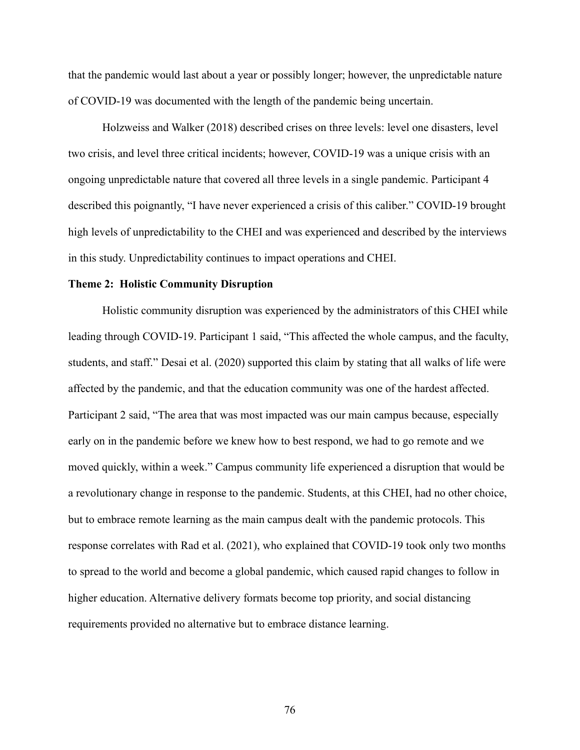that the pandemic would last about a year or possibly longer; however, the unpredictable nature of COVID-19 was documented with the length of the pandemic being uncertain.

Holzweiss and Walker (2018) described crises on three levels: level one disasters, level two crisis, and level three critical incidents; however, COVID-19 was a unique crisis with an ongoing unpredictable nature that covered all three levels in a single pandemic. Participant 4 described this poignantly, "I have never experienced a crisis of this caliber." COVID-19 brought high levels of unpredictability to the CHEI and was experienced and described by the interviews in this study. Unpredictability continues to impact operations and CHEI.

**Theme 2: Holistic Community Disruption**

Holistic community disruption was experienced by the administrators of this CHEI while leading through COVID-19. Participant 1 said, "This affected the whole campus, and the faculty, students, and staff." Desai et al. (2020) supported this claim by stating that all walks of life were affected by the pandemic, and that the education community was one of the hardest affected. Participant 2 said, "The area that was most impacted was our main campus because, especially early on in the pandemic before we knew how to best respond, we had to go remote and we moved quickly, within a week." Campus community life experienced a disruption that would be a revolutionary change in response to the pandemic. Students, at this CHEI, had no other choice, but to embrace remote learning as the main campus dealt with the pandemic protocols. This response correlates with Rad et al. (2021), who explained that COVID-19 took only two months to spread to the world and become a global pandemic, which caused rapid changes to follow in higher education. Alternative delivery formats become top priority, and social distancing requirements provided no alternative but to embrace distance learning.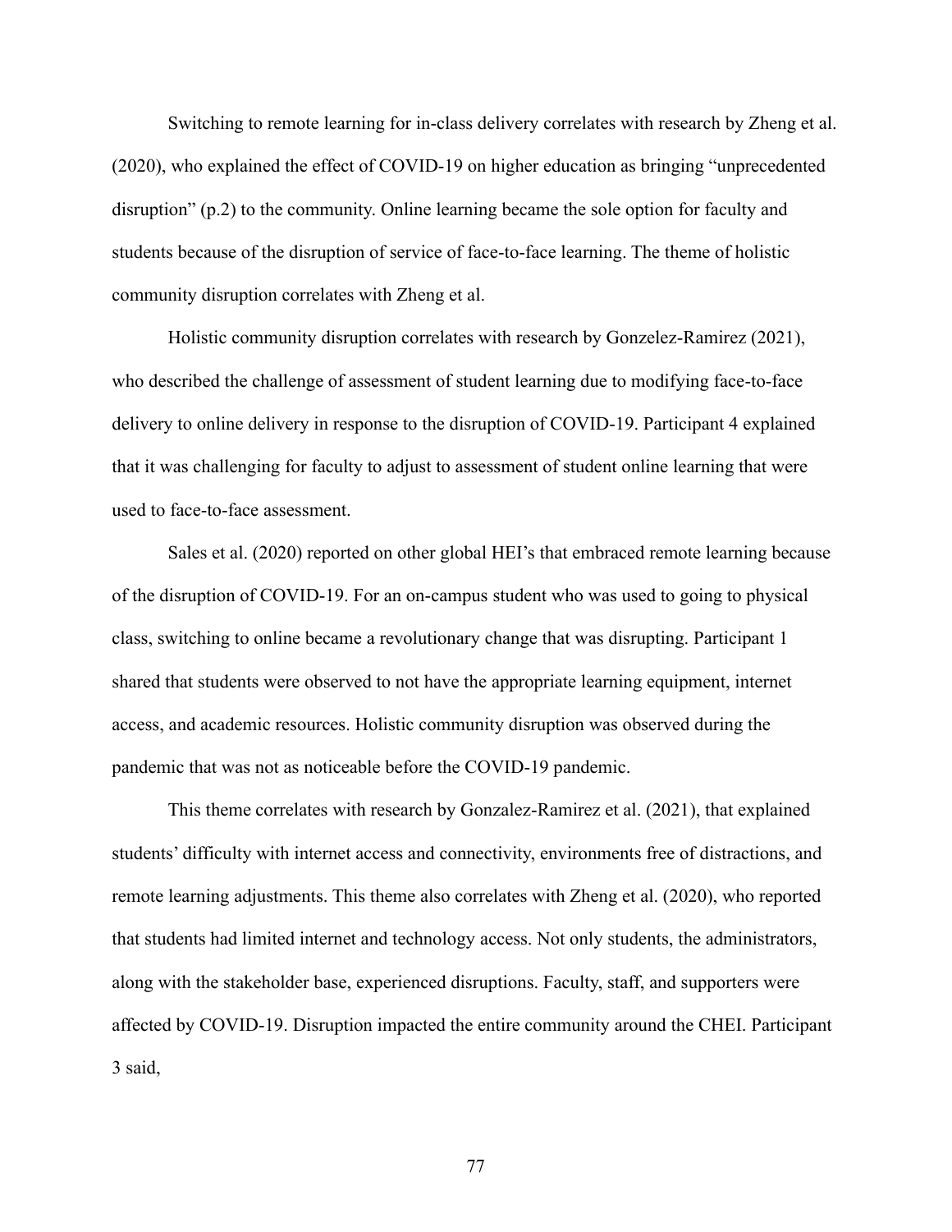Switching to remote learning for in-class delivery correlates with research by Zheng et al. (2020), who explained the effect of COVID-19 on higher education as bringing "unprecedented disruption" (p.2) to the community. Online learning became the sole option for faculty and students because of the disruption of service of face-to-face learning. The theme of holistic community disruption correlates with Zheng et al.

Holistic community disruption correlates with research by Gonzelez-Ramirez (2021), who described the challenge of assessment of student learning due to modifying face-to-face delivery to online delivery in response to the disruption of COVID-19. Participant 4 explained that it was challenging for faculty to adjust to assessment of student online learning that were used to face-to-face assessment.

Sales et al. (2020) reported on other global HEI's that embraced remote learning because of the disruption of COVID-19. For an on-campus student who was used to going to physical class, switching to online became a revolutionary change that was disrupting. Participant 1 shared that students were observed to not have the appropriate learning equipment, internet access, and academic resources. Holistic community disruption was observed during the pandemic that was not as noticeable before the COVID-19 pandemic.

This theme correlates with research by Gonzalez-Ramirez et al. (2021), that explained students' difficulty with internet access and connectivity, environments free of distractions, and remote learning adjustments. This theme also correlates with Zheng et al. (2020), who reported that students had limited internet and technology access. Not only students, the administrators, along with the stakeholder base, experienced disruptions. Faculty, staff, and supporters were affected by COVID-19. Disruption impacted the entire community around the CHEI. Participant 3 said,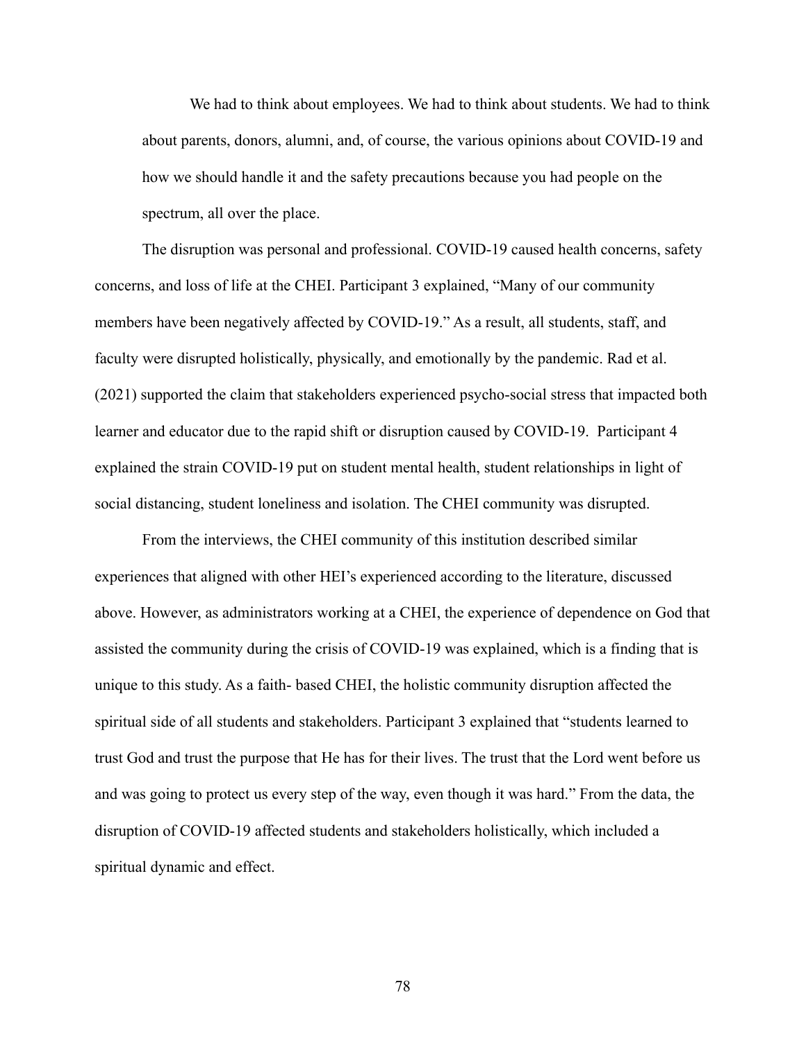> We had to think about employees. We had to think about students. We had to think about parents, donors, alumni, and, of course, the various opinions about COVID-19 and how we should handle it and the safety precautions because you had people on the spectrum, all over the place.

The disruption was personal and professional. COVID-19 caused health concerns, safety concerns, and loss of life at the CHEI. Participant 3 explained, "Many of our community members have been negatively affected by COVID-19." As a result, all students, staff, and faculty were disrupted holistically, physically, and emotionally by the pandemic. Rad et al. (2021) supported the claim that stakeholders experienced psycho-social stress that impacted both learner and educator due to the rapid shift or disruption caused by COVID-19. Participant 4 explained the strain COVID-19 put on student mental health, student relationships in light of social distancing, student loneliness and isolation. The CHEI community was disrupted.

From the interviews, the CHEI community of this institution described similar experiences that aligned with other HEI's experienced according to the literature, discussed above. However, as administrators working at a CHEI, the experience of dependence on God that assisted the community during the crisis of COVID-19 was explained, which is a finding that is unique to this study. As a faith- based CHEI, the holistic community disruption affected the spiritual side of all students and stakeholders. Participant 3 explained that "students learned to trust God and trust the purpose that He has for their lives. The trust that the Lord went before us and was going to protect us every step of the way, even though it was hard." From the data, the disruption of COVID-19 affected students and stakeholders holistically, which included a spiritual dynamic and effect.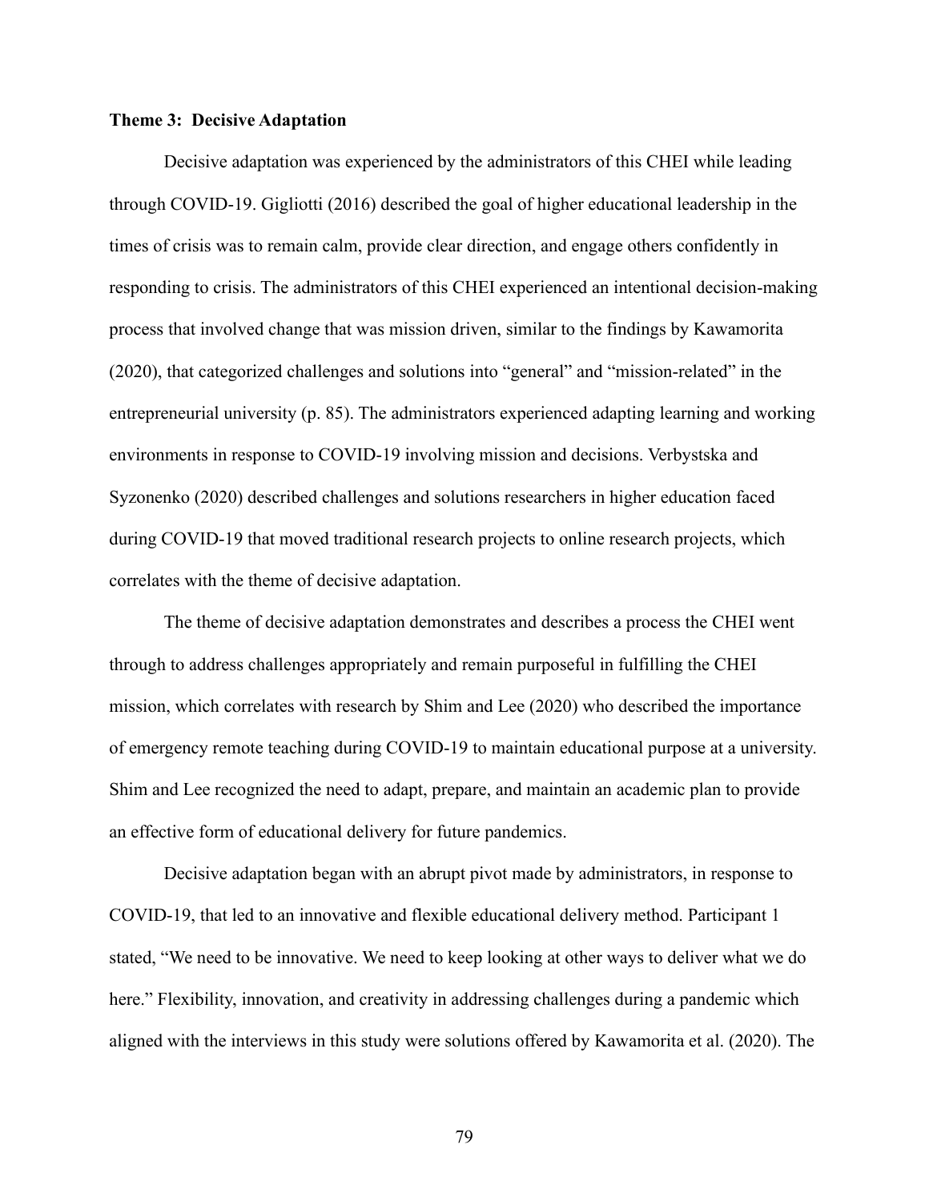**Theme 3: Decisive Adaptation**

Decisive adaptation was experienced by the administrators of this CHEI while leading through COVID-19. Gigliotti (2016) described the goal of higher educational leadership in the times of crisis was to remain calm, provide clear direction, and engage others confidently in responding to crisis. The administrators of this CHEI experienced an intentional decision-making process that involved change that was mission driven, similar to the findings by Kawamorita (2020), that categorized challenges and solutions into "general" and "mission-related" in the entrepreneurial university (p. 85). The administrators experienced adapting learning and working environments in response to COVID-19 involving mission and decisions. Verbystska and Syzonenko (2020) described challenges and solutions researchers in higher education faced during COVID-19 that moved traditional research projects to online research projects, which correlates with the theme of decisive adaptation.

The theme of decisive adaptation demonstrates and describes a process the CHEI went through to address challenges appropriately and remain purposeful in fulfilling the CHEI mission, which correlates with research by Shim and Lee (2020) who described the importance of emergency remote teaching during COVID-19 to maintain educational purpose at a university. Shim and Lee recognized the need to adapt, prepare, and maintain an academic plan to provide an effective form of educational delivery for future pandemics.

Decisive adaptation began with an abrupt pivot made by administrators, in response to COVID-19, that led to an innovative and flexible educational delivery method. Participant 1 stated, "We need to be innovative. We need to keep looking at other ways to deliver what we do here." Flexibility, innovation, and creativity in addressing challenges during a pandemic which aligned with the interviews in this study were solutions offered by Kawamorita et al. (2020). The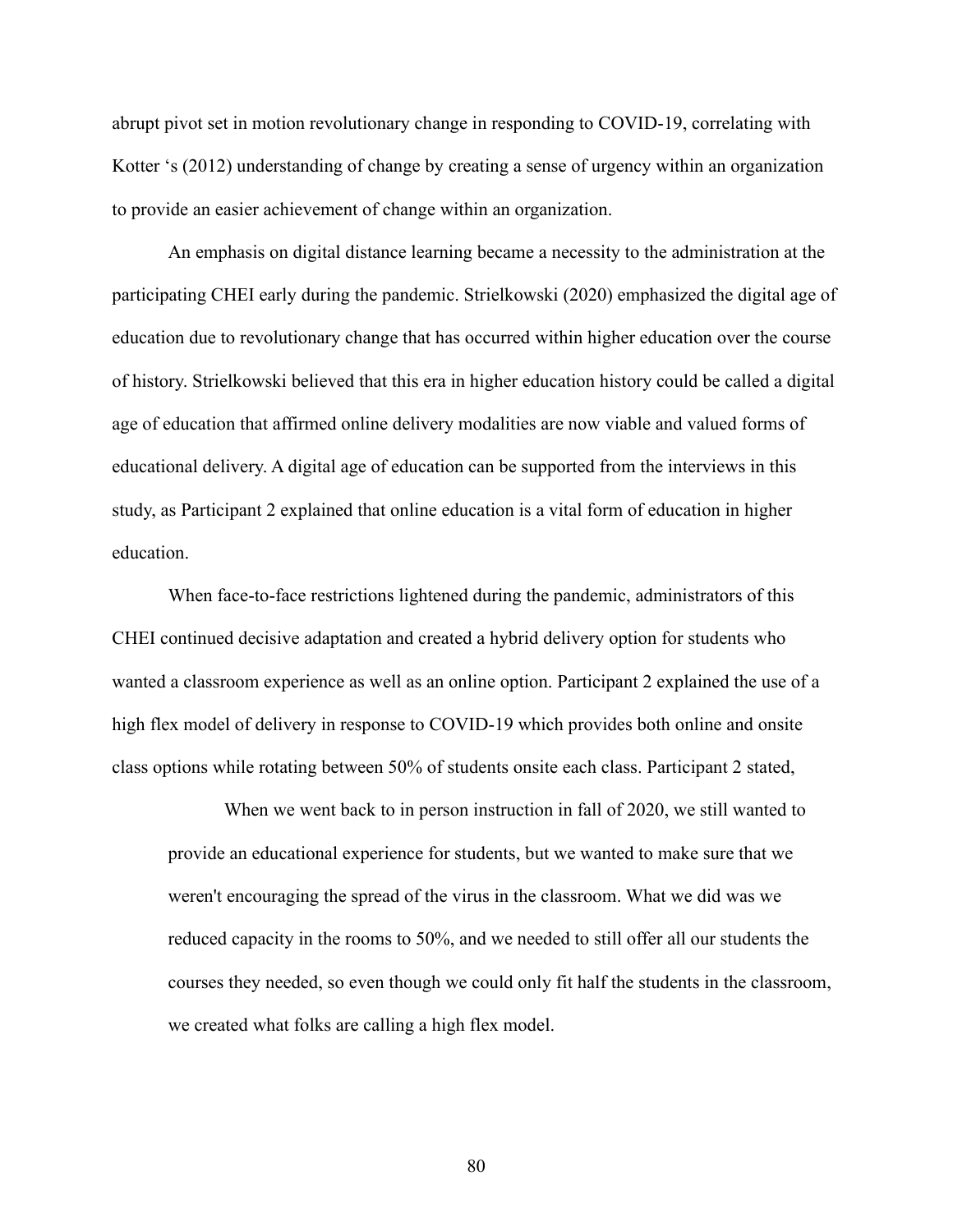abrupt pivot set in motion revolutionary change in responding to COVID-19, correlating with Kotter 's (2012) understanding of change by creating a sense of urgency within an organization to provide an easier achievement of change within an organization.

An emphasis on digital distance learning became a necessity to the administration at the participating CHEI early during the pandemic. Strielkowski (2020) emphasized the digital age of education due to revolutionary change that has occurred within higher education over the course of history. Strielkowski believed that this era in higher education history could be called a digital age of education that affirmed online delivery modalities are now viable and valued forms of educational delivery. A digital age of education can be supported from the interviews in this study, as Participant 2 explained that online education is a vital form of education in higher education.

When face-to-face restrictions lightened during the pandemic, administrators of this CHEI continued decisive adaptation and created a hybrid delivery option for students who wanted a classroom experience as well as an online option. Participant 2 explained the use of a high flex model of delivery in response to COVID-19 which provides both online and onsite class options while rotating between 50% of students onsite each class. Participant 2 stated,

> When we went back to in person instruction in fall of 2020, we still wanted to provide an educational experience for students, but we wanted to make sure that we weren't encouraging the spread of the virus in the classroom. What we did was we reduced capacity in the rooms to 50%, and we needed to still offer all our students the courses they needed, so even though we could only fit half the students in the classroom, we created what folks are calling a high flex model.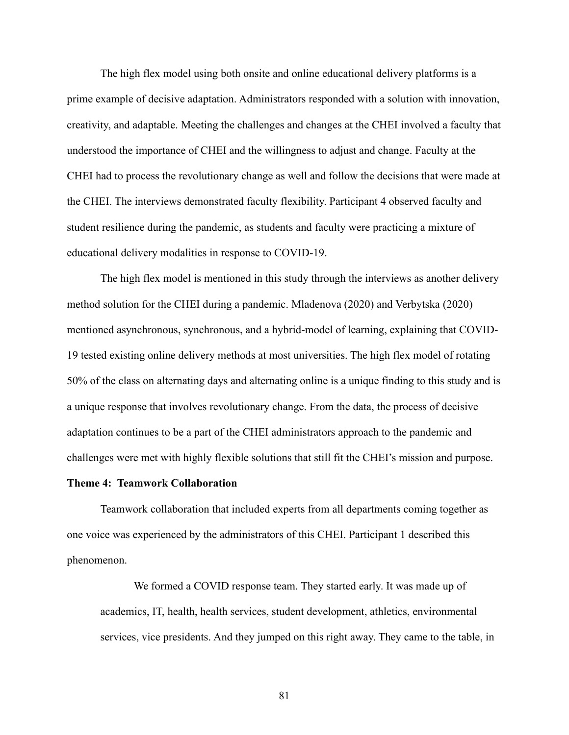The high flex model using both onsite and online educational delivery platforms is a prime example of decisive adaptation. Administrators responded with a solution with innovation, creativity, and adaptable. Meeting the challenges and changes at the CHEI involved a faculty that understood the importance of CHEI and the willingness to adjust and change. Faculty at the CHEI had to process the revolutionary change as well and follow the decisions that were made at the CHEI. The interviews demonstrated faculty flexibility. Participant 4 observed faculty and student resilience during the pandemic, as students and faculty were practicing a mixture of educational delivery modalities in response to COVID-19.

The high flex model is mentioned in this study through the interviews as another delivery method solution for the CHEI during a pandemic. Mladenova (2020) and Verbytska (2020) mentioned asynchronous, synchronous, and a hybrid-model of learning, explaining that COVID-19 tested existing online delivery methods at most universities. The high flex model of rotating 50% of the class on alternating days and alternating online is a unique finding to this study and is a unique response that involves revolutionary change. From the data, the process of decisive adaptation continues to be a part of the CHEI administrators approach to the pandemic and challenges were met with highly flexible solutions that still fit the CHEI's mission and purpose.

**Theme 4: Teamwork Collaboration**

Teamwork collaboration that included experts from all departments coming together as one voice was experienced by the administrators of this CHEI. Participant 1 described this phenomenon.

> We formed a COVID response team. They started early. It was made up of academics, IT, health, health services, student development, athletics, environmental services, vice presidents. And they jumped on this right away. They came to the table, in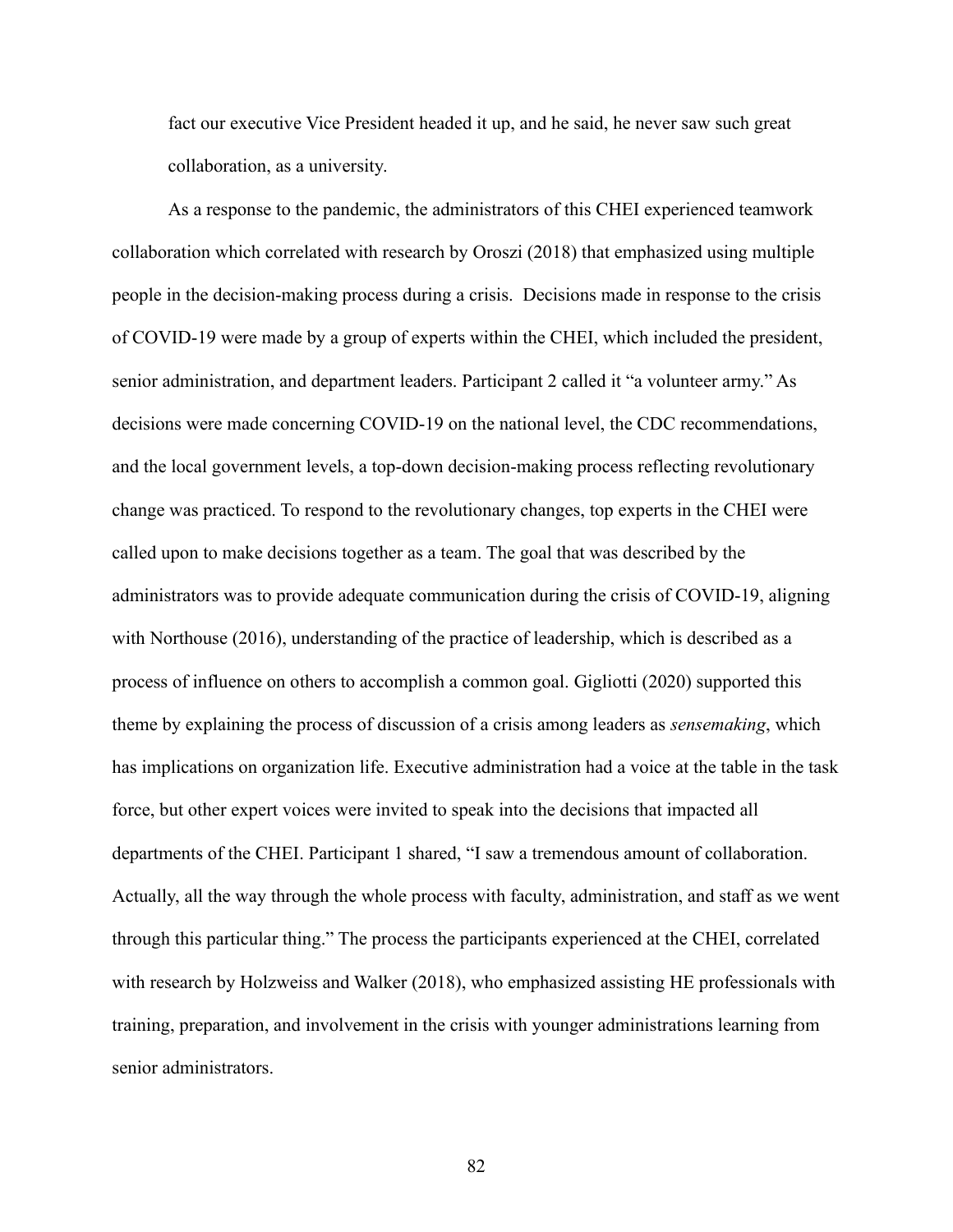> fact our executive Vice President headed it up, and he said, he never saw such great collaboration, as a university.

As a response to the pandemic, the administrators of this CHEI experienced teamwork collaboration which correlated with research by Oroszi (2018) that emphasized using multiple people in the decision-making process during a crisis. Decisions made in response to the crisis of COVID-19 were made by a group of experts within the CHEI, which included the president, senior administration, and department leaders. Participant 2 called it "a volunteer army." As decisions were made concerning COVID-19 on the national level, the CDC recommendations, and the local government levels, a top-down decision-making process reflecting revolutionary change was practiced. To respond to the revolutionary changes, top experts in the CHEI were called upon to make decisions together as a team. The goal that was described by the administrators was to provide adequate communication during the crisis of COVID-19, aligning with Northouse (2016), understanding of the practice of leadership, which is described as a process of influence on others to accomplish a common goal. Gigliotti (2020) supported this theme by explaining the process of discussion of a crisis among leaders as *sensemaking*, which has implications on organization life. Executive administration had a voice at the table in the task force, but other expert voices were invited to speak into the decisions that impacted all departments of the CHEI. Participant 1 shared, "I saw a tremendous amount of collaboration. Actually, all the way through the whole process with faculty, administration, and staff as we went through this particular thing." The process the participants experienced at the CHEI, correlated with research by Holzweiss and Walker (2018), who emphasized assisting HE professionals with training, preparation, and involvement in the crisis with younger administrations learning from senior administrators.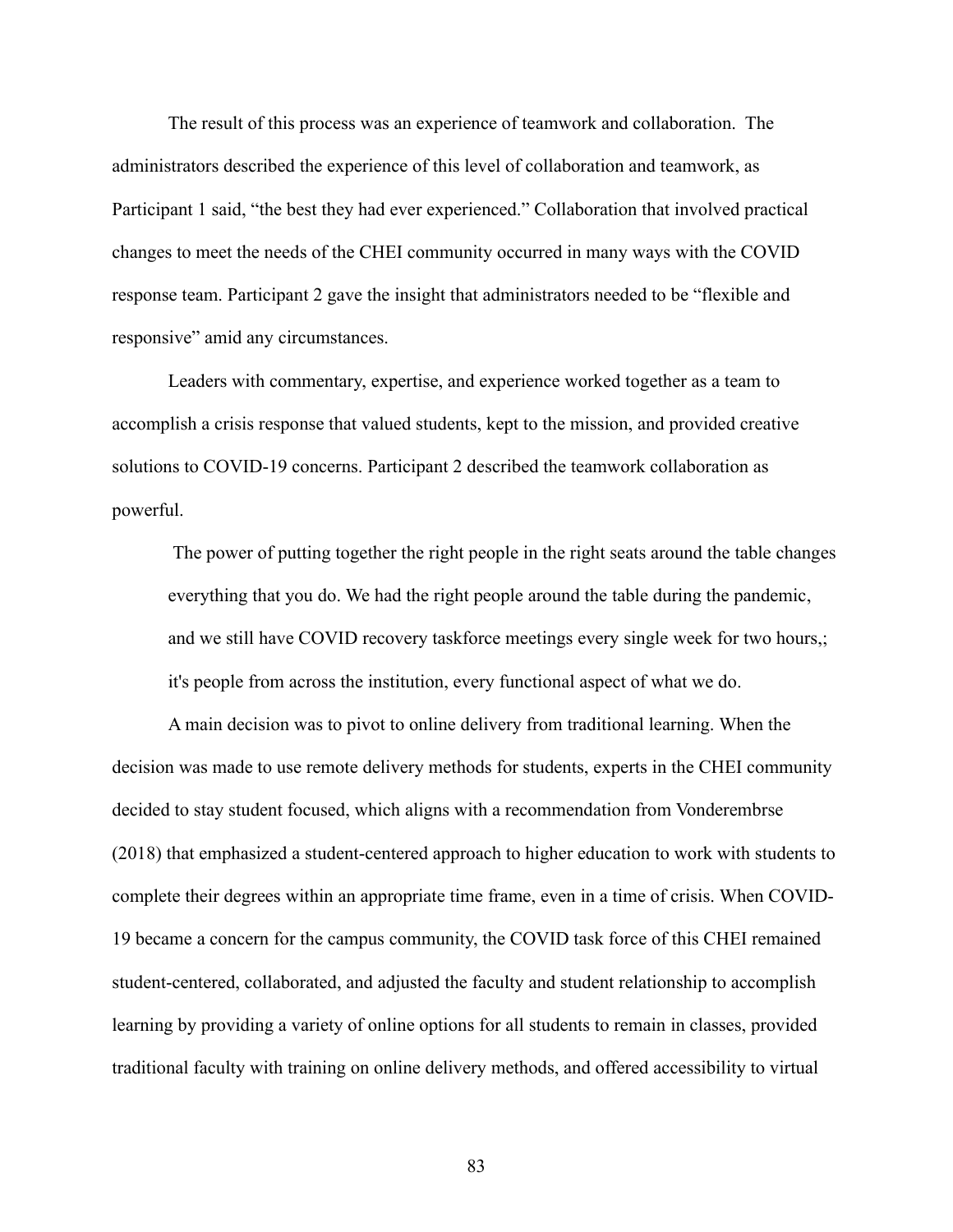The result of this process was an experience of teamwork and collaboration. The administrators described the experience of this level of collaboration and teamwork, as Participant 1 said, "the best they had ever experienced." Collaboration that involved practical changes to meet the needs of the CHEI community occurred in many ways with the COVID response team. Participant 2 gave the insight that administrators needed to be "flexible and responsive" amid any circumstances.

Leaders with commentary, expertise, and experience worked together as a team to accomplish a crisis response that valued students, kept to the mission, and provided creative solutions to COVID-19 concerns. Participant 2 described the teamwork collaboration as powerful.

> The power of putting together the right people in the right seats around the table changes everything that you do. We had the right people around the table during the pandemic, and we still have COVID recovery taskforce meetings every single week for two hours,; it's people from across the institution, every functional aspect of what we do.

A main decision was to pivot to online delivery from traditional learning. When the decision was made to use remote delivery methods for students, experts in the CHEI community decided to stay student focused, which aligns with a recommendation from Vonderembrse (2018) that emphasized a student-centered approach to higher education to work with students to complete their degrees within an appropriate time frame, even in a time of crisis. When COVID-19 became a concern for the campus community, the COVID task force of this CHEI remained student-centered, collaborated, and adjusted the faculty and student relationship to accomplish learning by providing a variety of online options for all students to remain in classes, provided traditional faculty with training on online delivery methods, and offered accessibility to virtual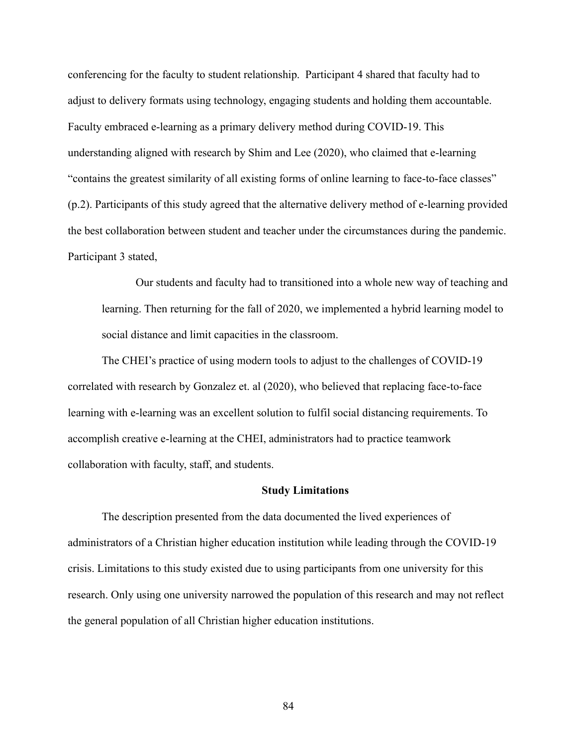conferencing for the faculty to student relationship.  Participant 4 shared that faculty had to adjust to delivery formats using technology, engaging students and holding them accountable. Faculty embraced e-learning as a primary delivery method during COVID-19. This understanding aligned with research by Shim and Lee (2020), who claimed that e-learning "contains the greatest similarity of all existing forms of online learning to face-to-face classes" (p.2). Participants of this study agreed that the alternative delivery method of e-learning provided the best collaboration between student and teacher under the circumstances during the pandemic. Participant 3 stated,

> Our students and faculty had to transitioned into a whole new way of teaching and learning. Then returning for the fall of 2020, we implemented a hybrid learning model to social distance and limit capacities in the classroom.

The CHEI's practice of using modern tools to adjust to the challenges of COVID-19 correlated with research by Gonzalez et. al (2020), who believed that replacing face-to-face learning with e-learning was an excellent solution to fulfil social distancing requirements. To accomplish creative e-learning at the CHEI, administrators had to practice teamwork collaboration with faculty, staff, and students.

## Study Limitations

The description presented from the data documented the lived experiences of administrators of a Christian higher education institution while leading through the COVID-19 crisis. Limitations to this study existed due to using participants from one university for this research. Only using one university narrowed the population of this research and may not reflect the general population of all Christian higher education institutions.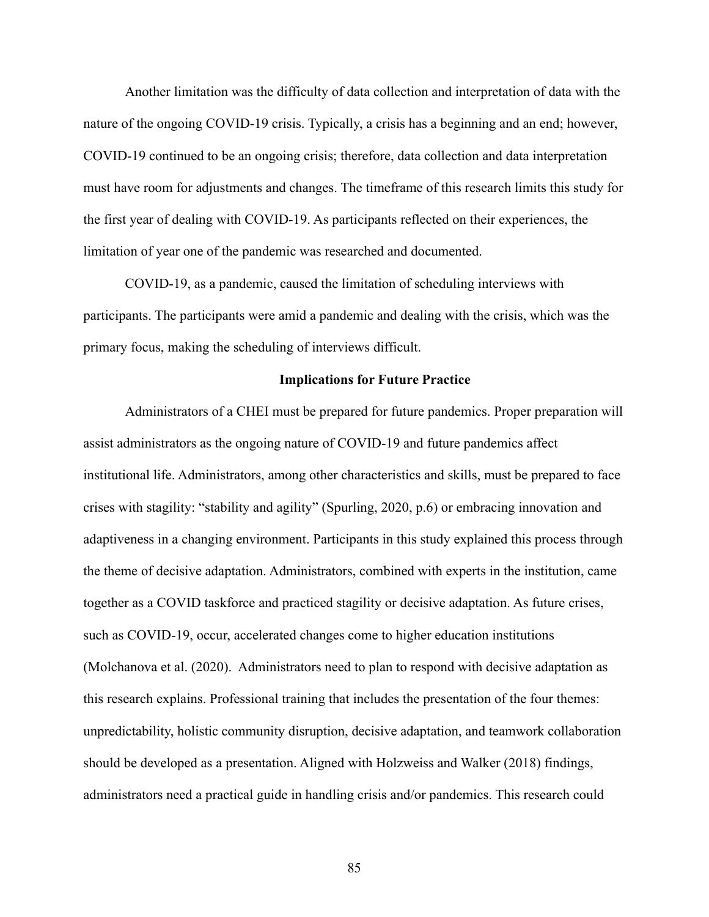Another limitation was the difficulty of data collection and interpretation of data with the nature of the ongoing COVID-19 crisis. Typically, a crisis has a beginning and an end; however, COVID-19 continued to be an ongoing crisis; therefore, data collection and data interpretation must have room for adjustments and changes. The timeframe of this research limits this study for the first year of dealing with COVID-19. As participants reflected on their experiences, the limitation of year one of the pandemic was researched and documented.

COVID-19, as a pandemic, caused the limitation of scheduling interviews with participants. The participants were amid a pandemic and dealing with the crisis, which was the primary focus, making the scheduling of interviews difficult.

## Implications for Future Practice

Administrators of a CHEI must be prepared for future pandemics. Proper preparation will assist administrators as the ongoing nature of COVID-19 and future pandemics affect institutional life. Administrators, among other characteristics and skills, must be prepared to face crises with stagility: "stability and agility" (Spurling, 2020, p.6) or embracing innovation and adaptiveness in a changing environment. Participants in this study explained this process through the theme of decisive adaptation. Administrators, combined with experts in the institution, came together as a COVID taskforce and practiced stagility or decisive adaptation. As future crises, such as COVID-19, occur, accelerated changes come to higher education institutions (Molchanova et al. (2020). Administrators need to plan to respond with decisive adaptation as this research explains. Professional training that includes the presentation of the four themes: unpredictability, holistic community disruption, decisive adaptation, and teamwork collaboration should be developed as a presentation. Aligned with Holzweiss and Walker (2018) findings, administrators need a practical guide in handling crisis and/or pandemics. This research could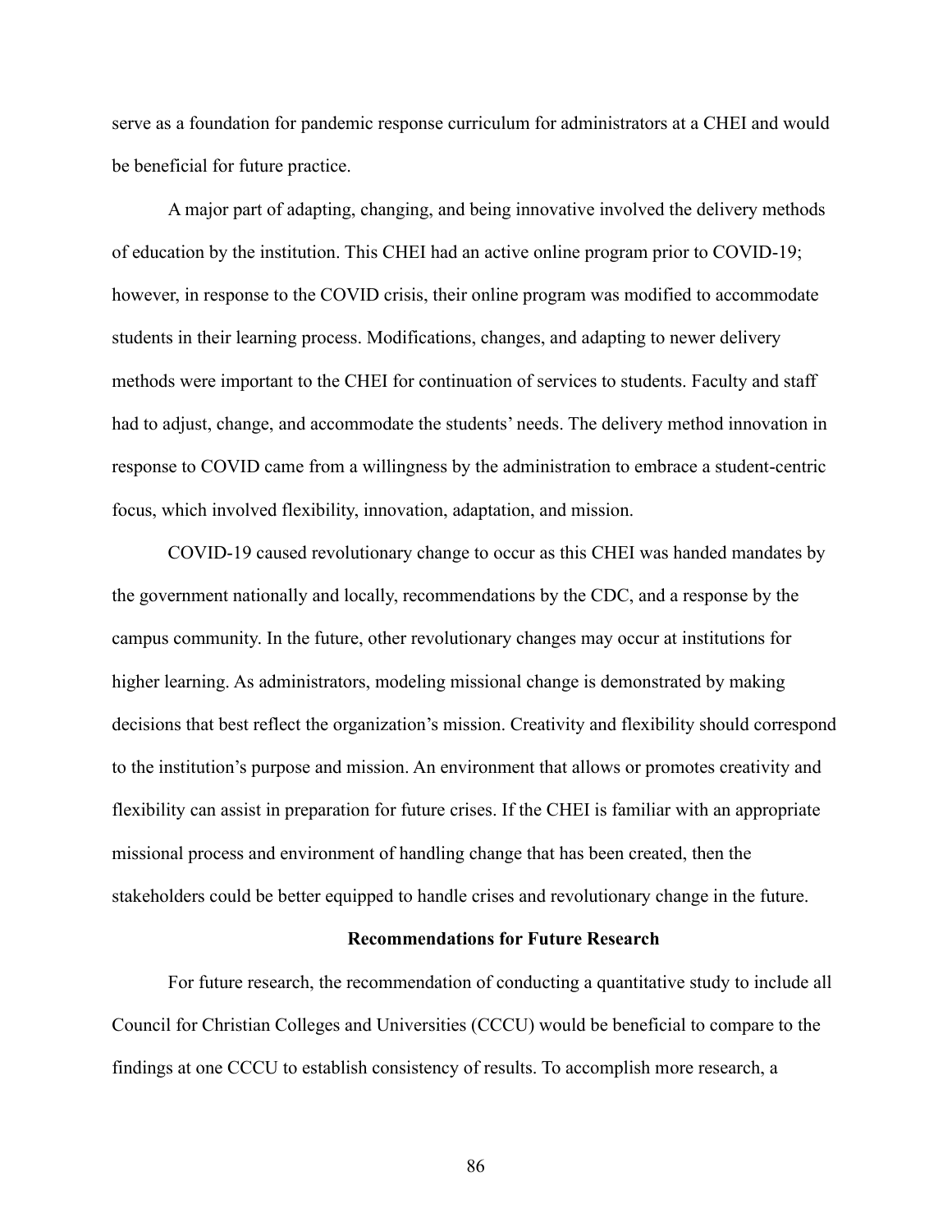serve as a foundation for pandemic response curriculum for administrators at a CHEI and would be beneficial for future practice.

A major part of adapting, changing, and being innovative involved the delivery methods of education by the institution. This CHEI had an active online program prior to COVID-19; however, in response to the COVID crisis, their online program was modified to accommodate students in their learning process. Modifications, changes, and adapting to newer delivery methods were important to the CHEI for continuation of services to students. Faculty and staff had to adjust, change, and accommodate the students' needs. The delivery method innovation in response to COVID came from a willingness by the administration to embrace a student-centric focus, which involved flexibility, innovation, adaptation, and mission.

COVID-19 caused revolutionary change to occur as this CHEI was handed mandates by the government nationally and locally, recommendations by the CDC, and a response by the campus community. In the future, other revolutionary changes may occur at institutions for higher learning. As administrators, modeling missional change is demonstrated by making decisions that best reflect the organization's mission. Creativity and flexibility should correspond to the institution's purpose and mission. An environment that allows or promotes creativity and flexibility can assist in preparation for future crises. If the CHEI is familiar with an appropriate missional process and environment of handling change that has been created, then the stakeholders could be better equipped to handle crises and revolutionary change in the future.

## Recommendations for Future Research

For future research, the recommendation of conducting a quantitative study to include all Council for Christian Colleges and Universities (CCCU) would be beneficial to compare to the findings at one CCCU to establish consistency of results. To accomplish more research, a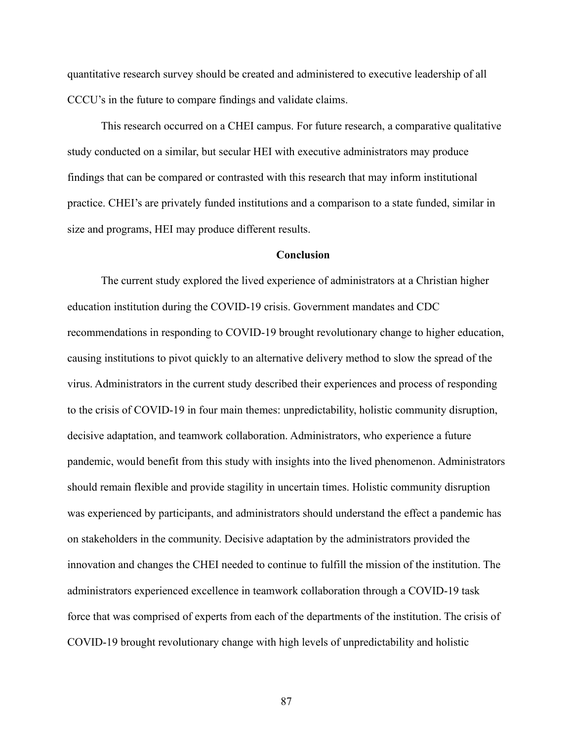quantitative research survey should be created and administered to executive leadership of all CCCU's in the future to compare findings and validate claims.

This research occurred on a CHEI campus. For future research, a comparative qualitative study conducted on a similar, but secular HEI with executive administrators may produce findings that can be compared or contrasted with this research that may inform institutional practice. CHEI's are privately funded institutions and a comparison to a state funded, similar in size and programs, HEI may produce different results.

## Conclusion

The current study explored the lived experience of administrators at a Christian higher education institution during the COVID-19 crisis. Government mandates and CDC recommendations in responding to COVID-19 brought revolutionary change to higher education, causing institutions to pivot quickly to an alternative delivery method to slow the spread of the virus. Administrators in the current study described their experiences and process of responding to the crisis of COVID-19 in four main themes: unpredictability, holistic community disruption, decisive adaptation, and teamwork collaboration. Administrators, who experience a future pandemic, would benefit from this study with insights into the lived phenomenon. Administrators should remain flexible and provide stagility in uncertain times. Holistic community disruption was experienced by participants, and administrators should understand the effect a pandemic has on stakeholders in the community. Decisive adaptation by the administrators provided the innovation and changes the CHEI needed to continue to fulfill the mission of the institution. The administrators experienced excellence in teamwork collaboration through a COVID-19 task force that was comprised of experts from each of the departments of the institution. The crisis of COVID-19 brought revolutionary change with high levels of unpredictability and holistic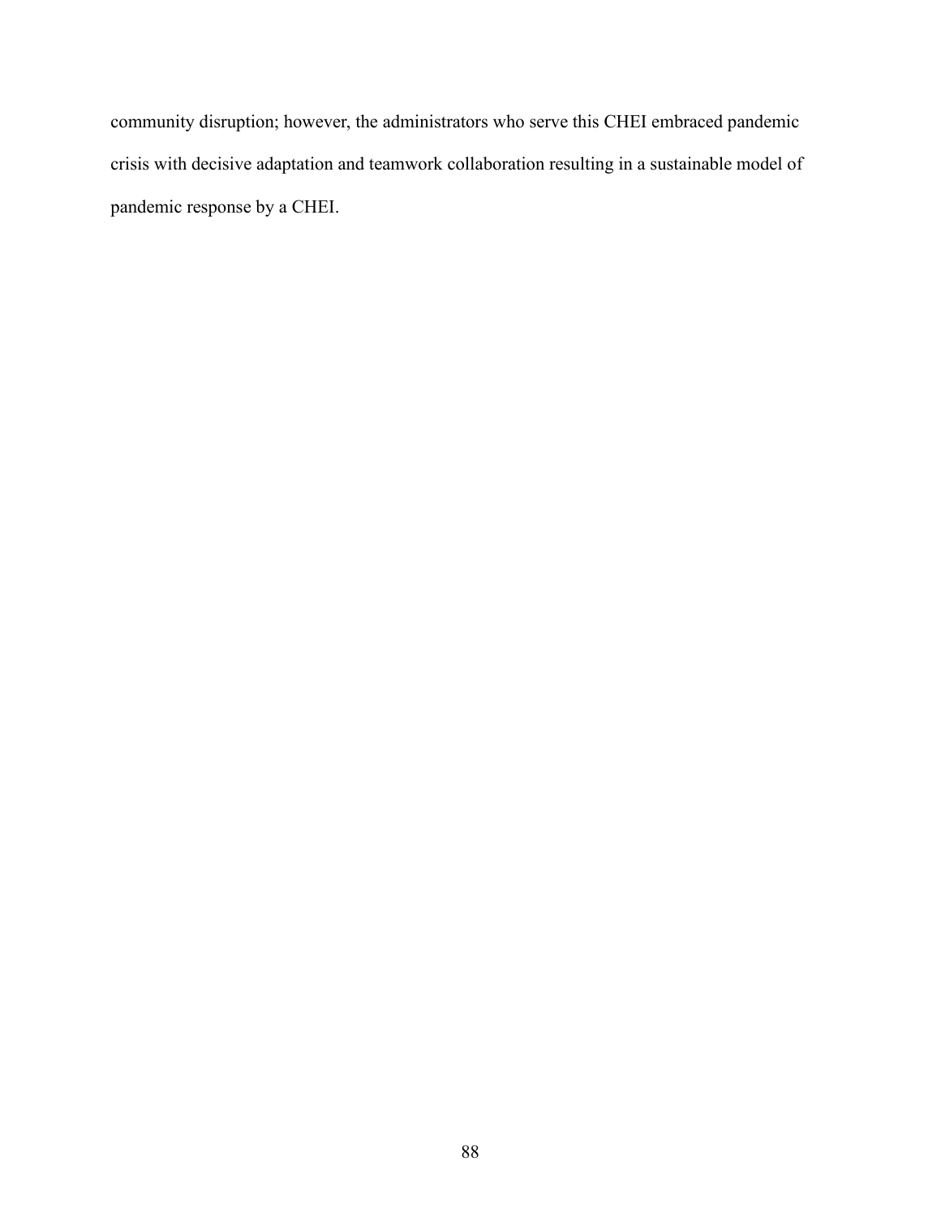community disruption; however, the administrators who serve this CHEI embraced pandemic crisis with decisive adaptation and teamwork collaboration resulting in a sustainable model of pandemic response by a CHEI.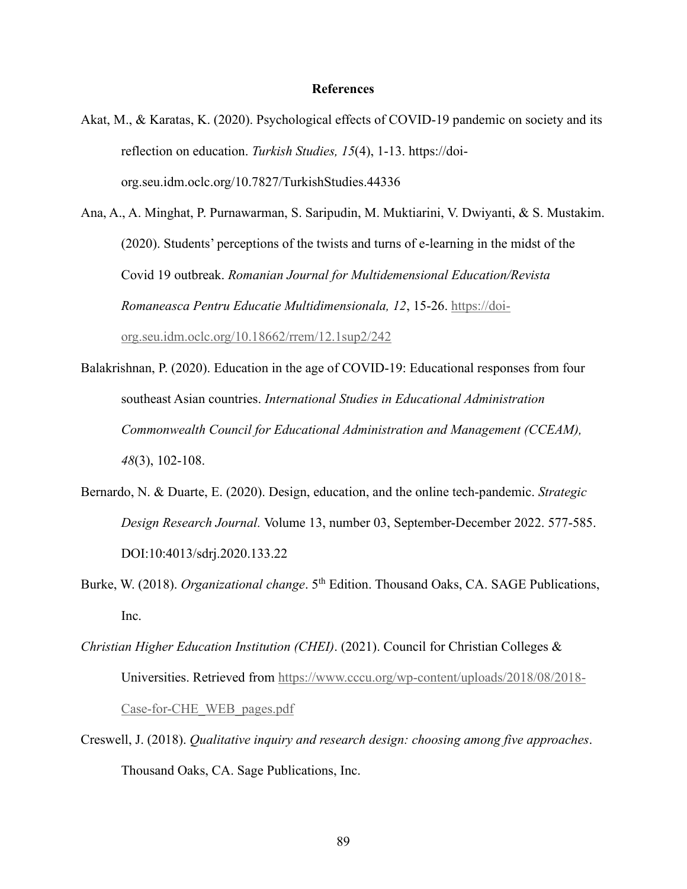# References

Akat, M., & Karatas, K. (2020). Psychological effects of COVID-19 pandemic on society and its reflection on education. *Turkish Studies, 15*(4), 1-13. https://doi-org.seu.idm.oclc.org/10.7827/TurkishStudies.44336

Ana, A., A. Minghat, P. Purnawarman, S. Saripudin, M. Muktiarini, V. Dwiyanti, & S. Mustakim. (2020). Students' perceptions of the twists and turns of e-learning in the midst of the Covid 19 outbreak. *Romanian Journal for Multidemensional Education/Revista Romaneasca Pentru Educatie Multidimensionala, 12*, 15-26. https://doi-org.seu.idm.oclc.org/10.18662/rrem/12.1sup2/242

Balakrishnan, P. (2020). Education in the age of COVID-19: Educational responses from four southeast Asian countries. *International Studies in Educational Administration Commonwealth Council for Educational Administration and Management (CCEAM), 48*(3), 102-108.

Bernardo, N. & Duarte, E. (2020). Design, education, and the online tech-pandemic. *Strategic Design Research Journal*. Volume 13, number 03, September-December 2022. 577-585. DOI:10:4013/sdrj.2020.133.22

Burke, W. (2018). *Organizational change*. 5th Edition. Thousand Oaks, CA. SAGE Publications, Inc.

*Christian Higher Education Institution (CHEI)*. (2021). Council for Christian Colleges & Universities. Retrieved from https://www.cccu.org/wp-content/uploads/2018/08/2018-Case-for-CHE_WEB_pages.pdf

Creswell, J. (2018). *Qualitative inquiry and research design: choosing among five approaches*. Thousand Oaks, CA. Sage Publications, Inc.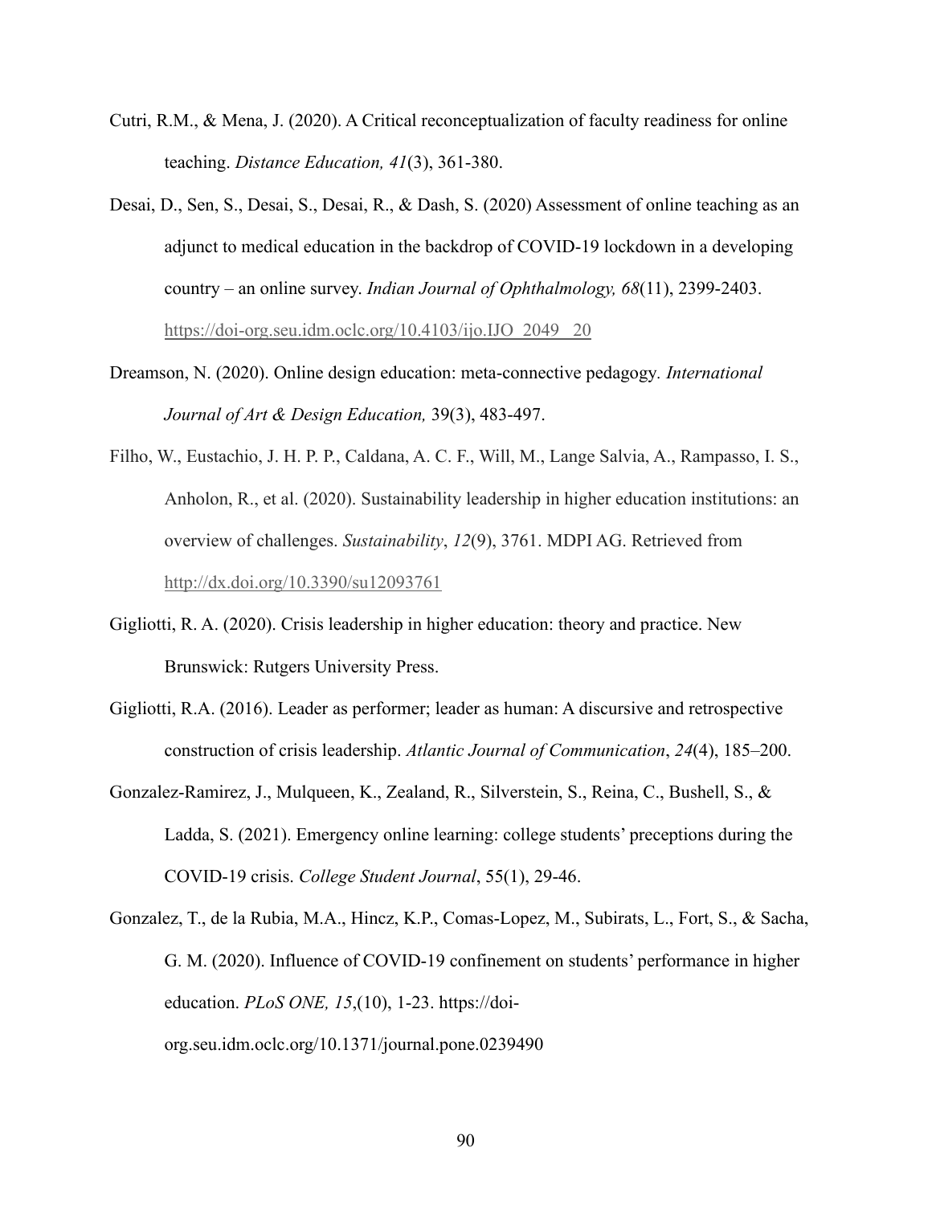Cutri, R.M., & Mena, J. (2020). A Critical reconceptualization of faculty readiness for online teaching. *Distance Education, 41*(3), 361-380.

Desai, D., Sen, S., Desai, S., Desai, R., & Dash, S. (2020) Assessment of online teaching as an adjunct to medical education in the backdrop of COVID-19 lockdown in a developing country – an online survey. *Indian Journal of Ophthalmology, 68*(11), 2399-2403. https://doi-org.seu.idm.oclc.org/10.4103/ijo.IJO_2049_20

Dreamson, N. (2020). Online design education: meta-connective pedagogy. *International Journal of Art & Design Education,* 39(3), 483-497.

Filho, W., Eustachio, J. H. P. P., Caldana, A. C. F., Will, M., Lange Salvia, A., Rampasso, I. S., Anholon, R., et al. (2020). Sustainability leadership in higher education institutions: an overview of challenges. *Sustainability*, *12*(9), 3761. MDPI AG. Retrieved from http://dx.doi.org/10.3390/su12093761

Gigliotti, R. A. (2020). Crisis leadership in higher education: theory and practice. New Brunswick: Rutgers University Press.

Gigliotti, R.A. (2016). Leader as performer; leader as human: A discursive and retrospective construction of crisis leadership. *Atlantic Journal of Communication*, *24*(4), 185–200.

Gonzalez-Ramirez, J., Mulqueen, K., Zealand, R., Silverstein, S., Reina, C., Bushell, S., & Ladda, S. (2021). Emergency online learning: college students' preceptions during the COVID-19 crisis. *College Student Journal*, 55(1), 29-46.

Gonzalez, T., de la Rubia, M.A., Hincz, K.P., Comas-Lopez, M., Subirats, L., Fort, S., & Sacha, G. M. (2020). Influence of COVID-19 confinement on students' performance in higher education. *PLoS ONE, 15*,(10), 1-23. https://doi-org.seu.idm.oclc.org/10.1371/journal.pone.0239490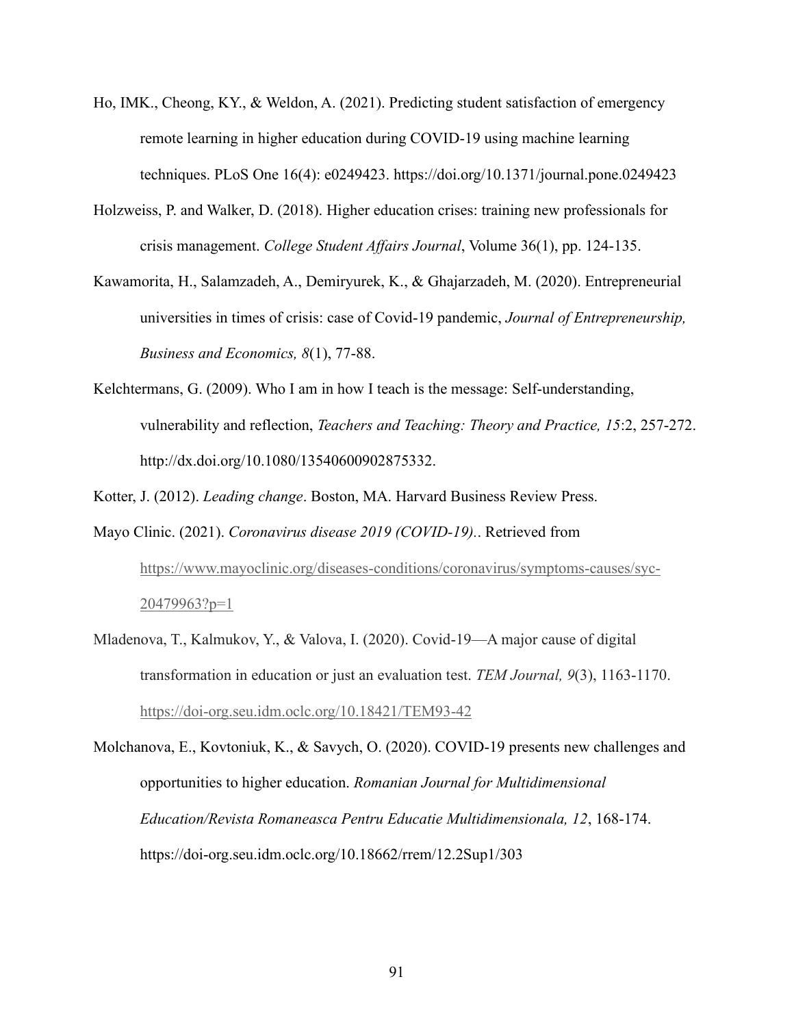Ho, IMK., Cheong, KY., & Weldon, A. (2021). Predicting student satisfaction of emergency remote learning in higher education during COVID-19 using machine learning techniques. PLoS One 16(4): e0249423. https://doi.org/10.1371/journal.pone.0249423

Holzweiss, P. and Walker, D. (2018). Higher education crises: training new professionals for crisis management. *College Student Affairs Journal*, Volume 36(1), pp. 124-135.

Kawamorita, H., Salamzadeh, A., Demiryurek, K., & Ghajarzadeh, M. (2020). Entrepreneurial universities in times of crisis: case of Covid-19 pandemic, *Journal of Entrepreneurship, Business and Economics, 8*(1), 77-88.

Kelchtermans, G. (2009). Who I am in how I teach is the message: Self-understanding, vulnerability and reflection, *Teachers and Teaching: Theory and Practice, 15*:2, 257-272. http://dx.doi.org/10.1080/13540600902875332.

Kotter, J. (2012). *Leading change*. Boston, MA. Harvard Business Review Press.

Mayo Clinic. (2021). *Coronavirus disease 2019 (COVID-19).*. Retrieved from https://www.mayoclinic.org/diseases-conditions/coronavirus/symptoms-causes/syc-20479963?p=1

Mladenova, T., Kalmukov, Y., & Valova, I. (2020). Covid-19—A major cause of digital transformation in education or just an evaluation test. *TEM Journal, 9*(3), 1163-1170. https://doi-org.seu.idm.oclc.org/10.18421/TEM93-42

Molchanova, E., Kovtoniuk, K., & Savych, O. (2020). COVID-19 presents new challenges and opportunities to higher education. *Romanian Journal for Multidimensional Education/Revista Romaneasca Pentru Educatie Multidimensionala, 12*, 168-174. https://doi-org.seu.idm.oclc.org/10.18662/rrem/12.2Sup1/303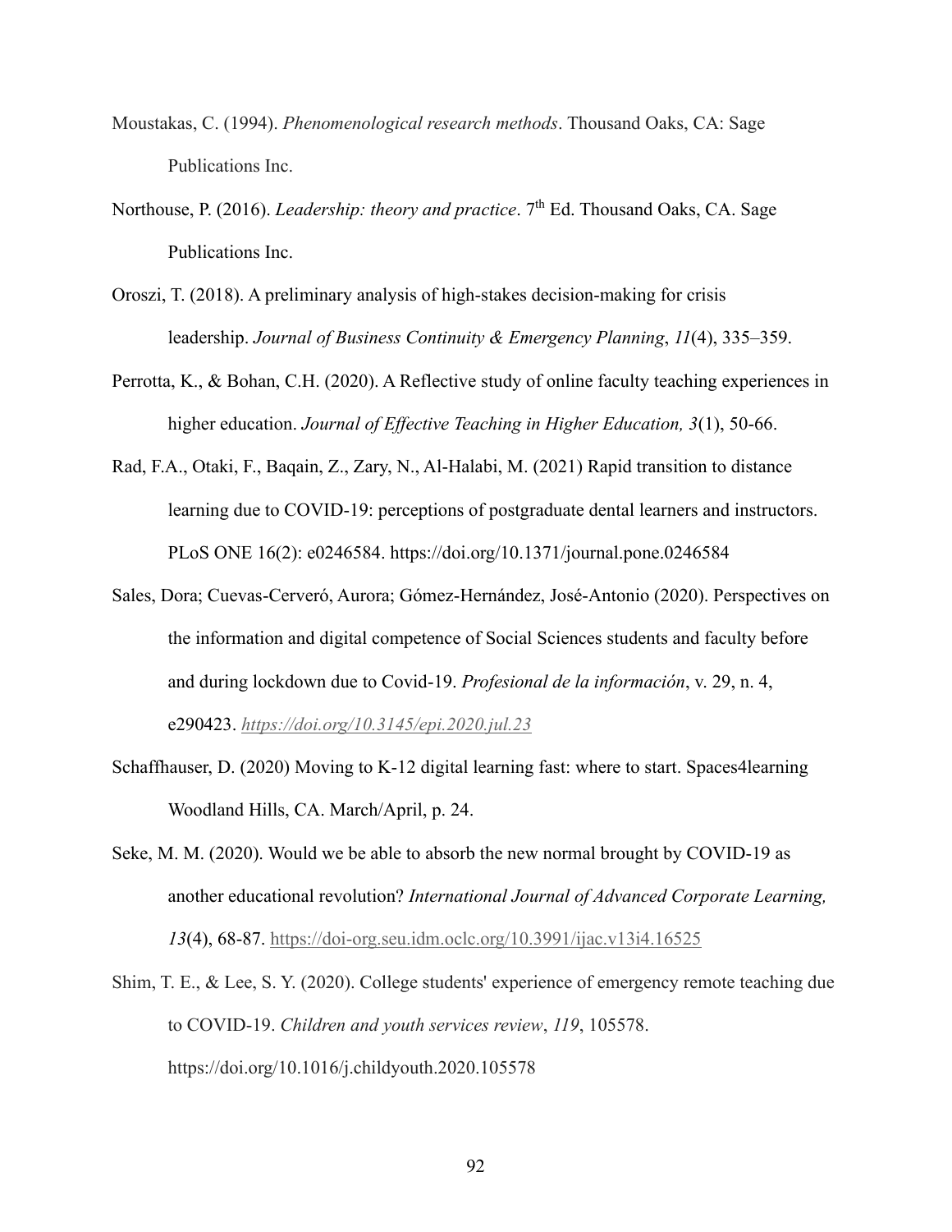Moustakas, C. (1994). *Phenomenological research methods*. Thousand Oaks, CA: Sage Publications Inc.

Northouse, P. (2016). *Leadership: theory and practice*. 7th Ed. Thousand Oaks, CA. Sage Publications Inc.

Oroszi, T. (2018). A preliminary analysis of high-stakes decision-making for crisis leadership. *Journal of Business Continuity & Emergency Planning*, *11*(4), 335–359.

Perrotta, K., & Bohan, C.H. (2020). A Reflective study of online faculty teaching experiences in higher education. *Journal of Effective Teaching in Higher Education, 3*(1), 50-66.

Rad, F.A., Otaki, F., Baqain, Z., Zary, N., Al-Halabi, M. (2021) Rapid transition to distance learning due to COVID-19: perceptions of postgraduate dental learners and instructors. PLoS ONE 16(2): e0246584. https://doi.org/10.1371/journal.pone.0246584

Sales, Dora; Cuevas-Cerveró, Aurora; Gómez-Hernández, José-Antonio (2020). Perspectives on the information and digital competence of Social Sciences students and faculty before and during lockdown due to Covid-19. *Profesional de la información*, v. 29, n. 4, e290423. *https://doi.org/10.3145/epi.2020.jul.23*

Schaffhauser, D. (2020) Moving to K-12 digital learning fast: where to start. Spaces4learning Woodland Hills, CA. March/April, p. 24.

Seke, M. M. (2020). Would we be able to absorb the new normal brought by COVID-19 as another educational revolution? *International Journal of Advanced Corporate Learning, 13*(4), 68-87. https://doi-org.seu.idm.oclc.org/10.3991/ijac.v13i4.16525

Shim, T. E., & Lee, S. Y. (2020). College students' experience of emergency remote teaching due to COVID-19. *Children and youth services review*, *119*, 105578. https://doi.org/10.1016/j.childyouth.2020.105578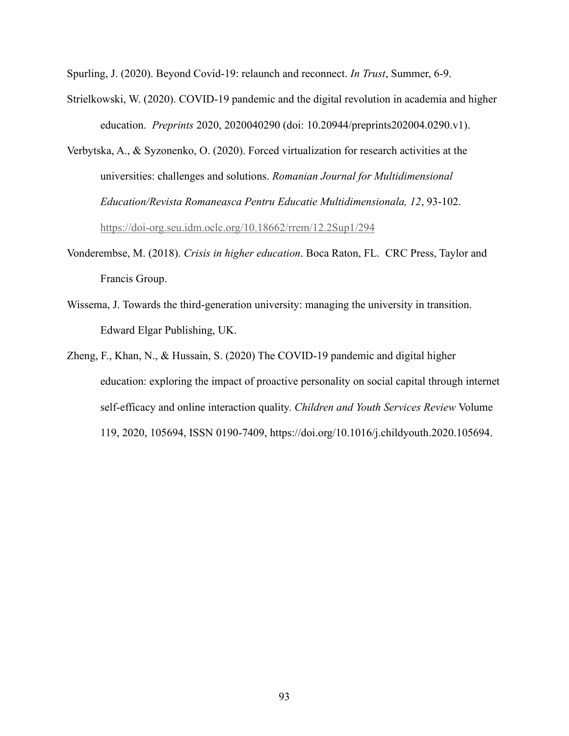Spurling, J. (2020). Beyond Covid-19: relaunch and reconnect. *In Trust*, Summer, 6-9.

Strielkowski, W. (2020). COVID-19 pandemic and the digital revolution in academia and higher education. *Preprints* 2020, 2020040290 (doi: 10.20944/preprints202004.0290.v1).

Verbytska, A., & Syzonenko, O. (2020). Forced virtualization for research activities at the universities: challenges and solutions. *Romanian Journal for Multidimensional Education/Revista Romaneasca Pentru Educatie Multidimensionala, 12*, 93-102. https://doi-org.seu.idm.oclc.org/10.18662/rrem/12.2Sup1/294

Vonderembse, M. (2018). *Crisis in higher education*. Boca Raton, FL. CRC Press, Taylor and Francis Group.

Wissema, J. Towards the third-generation university: managing the university in transition. Edward Elgar Publishing, UK.

Zheng, F., Khan, N., & Hussain, S. (2020) The COVID-19 pandemic and digital higher education: exploring the impact of proactive personality on social capital through internet self-efficacy and online interaction quality. *Children and Youth Services Review* Volume 119, 2020, 105694, ISSN 0190-7409, https://doi.org/10.1016/j.childyouth.2020.105694.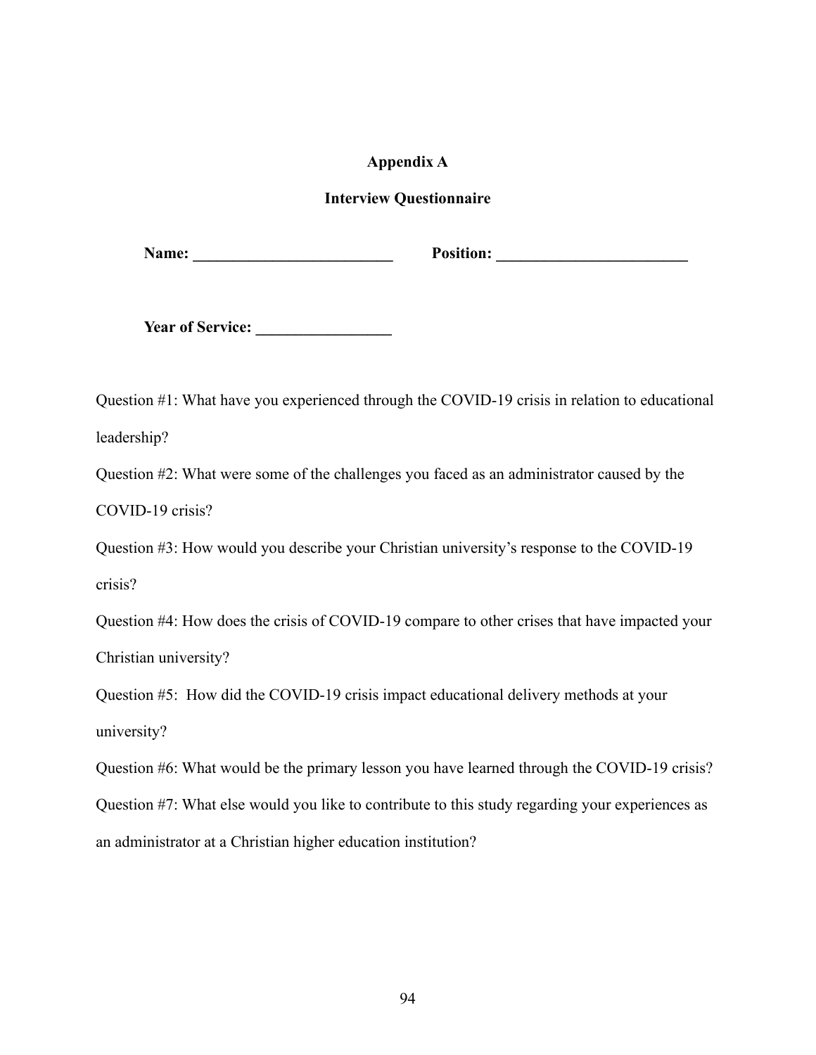# Appendix A

## Interview Questionnaire

**Name: _________________________ Position: ________________________**

**Year of Service: _________________**

Question #1: What have you experienced through the COVID-19 crisis in relation to educational leadership?

Question #2: What were some of the challenges you faced as an administrator caused by the COVID-19 crisis?

Question #3: How would you describe your Christian university's response to the COVID-19 crisis?

Question #4: How does the crisis of COVID-19 compare to other crises that have impacted your Christian university?

Question #5: How did the COVID-19 crisis impact educational delivery methods at your university?

Question #6: What would be the primary lesson you have learned through the COVID-19 crisis?

Question #7: What else would you like to contribute to this study regarding your experiences as an administrator at a Christian higher education institution?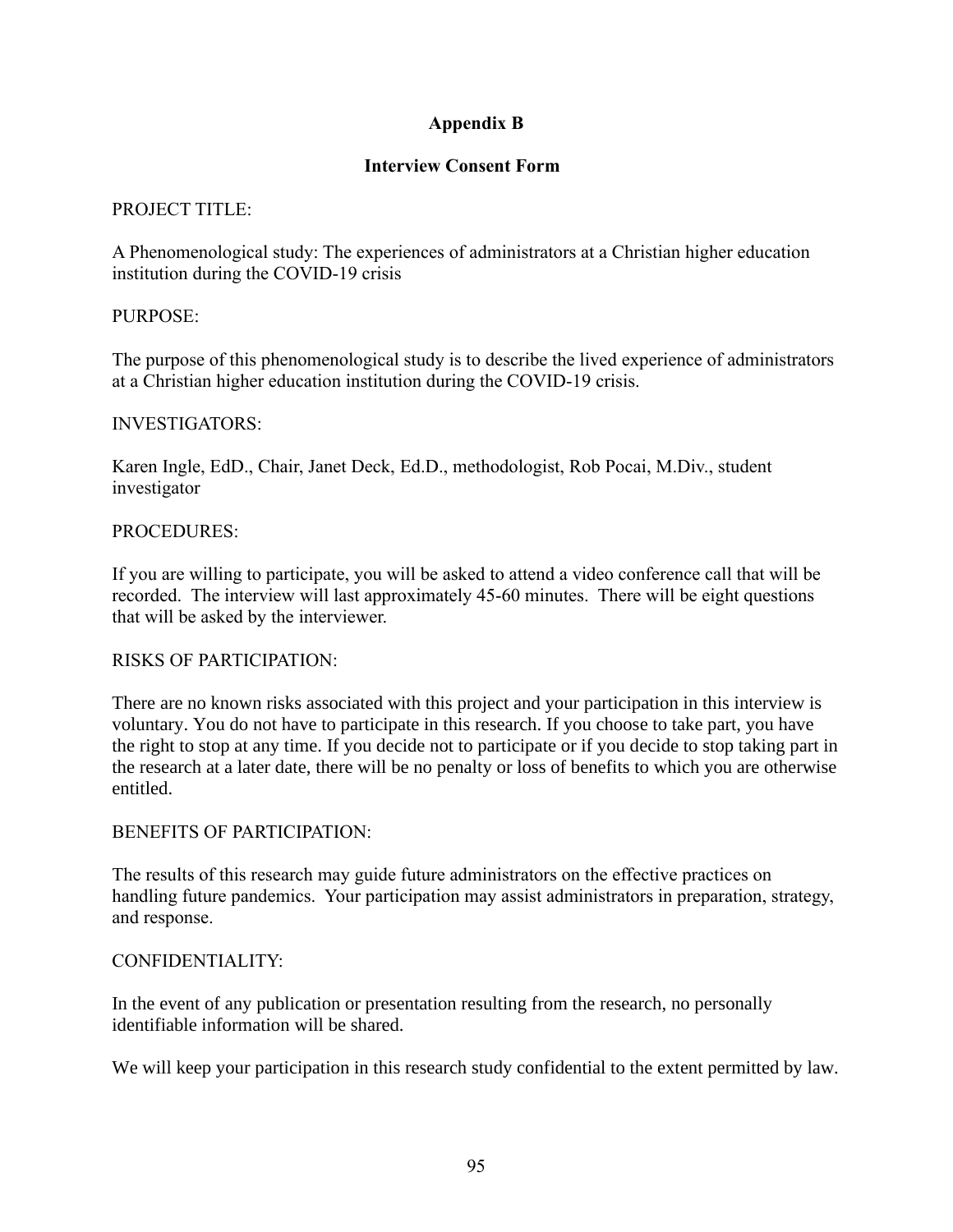## Appendix B

### Interview Consent Form

PROJECT TITLE:

A Phenomenological study: The experiences of administrators at a Christian higher education institution during the COVID-19 crisis

PURPOSE:

The purpose of this phenomenological study is to describe the lived experience of administrators at a Christian higher education institution during the COVID-19 crisis.

INVESTIGATORS:

Karen Ingle, EdD., Chair, Janet Deck, Ed.D., methodologist, Rob Pocai, M.Div., student investigator

PROCEDURES:

If you are willing to participate, you will be asked to attend a video conference call that will be recorded. The interview will last approximately 45-60 minutes. There will be eight questions that will be asked by the interviewer.

RISKS OF PARTICIPATION:

There are no known risks associated with this project and your participation in this interview is voluntary. You do not have to participate in this research. If you choose to take part, you have the right to stop at any time. If you decide not to participate or if you decide to stop taking part in the research at a later date, there will be no penalty or loss of benefits to which you are otherwise entitled.

BENEFITS OF PARTICIPATION:

The results of this research may guide future administrators on the effective practices on handling future pandemics. Your participation may assist administrators in preparation, strategy, and response.

CONFIDENTIALITY:

In the event of any publication or presentation resulting from the research, no personally identifiable information will be shared.

We will keep your participation in this research study confidential to the extent permitted by law.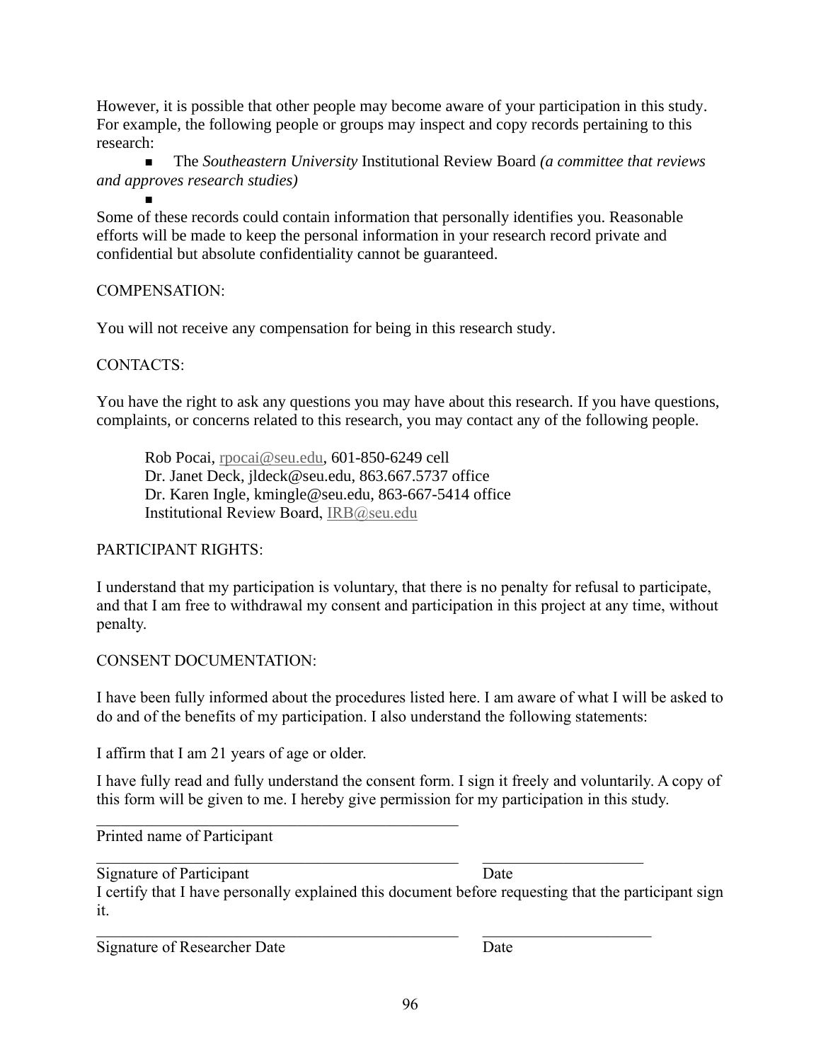However, it is possible that other people may become aware of your participation in this study. For example, the following people or groups may inspect and copy records pertaining to this research:

- The *Southeastern University* Institutional Review Board *(a committee that reviews and approves research studies)*
- 

Some of these records could contain information that personally identifies you. Reasonable efforts will be made to keep the personal information in your research record private and confidential but absolute confidentiality cannot be guaranteed.

COMPENSATION:

You will not receive any compensation for being in this research study.

CONTACTS:

You have the right to ask any questions you may have about this research. If you have questions, complaints, or concerns related to this research, you may contact any of the following people.

Rob Pocai, rpocai@seu.edu, 601-850-6249 cell
Dr. Janet Deck, jldeck@seu.edu, 863.667.5737 office
Dr. Karen Ingle, kmingle@seu.edu, 863-667-5414 office
Institutional Review Board, IRB@seu.edu

PARTICIPANT RIGHTS:

I understand that my participation is voluntary, that there is no penalty for refusal to participate, and that I am free to withdrawal my consent and participation in this project at any time, without penalty.

CONSENT DOCUMENTATION:

I have been fully informed about the procedures listed here. I am aware of what I will be asked to do and of the benefits of my participation. I also understand the following statements:

I affirm that I am 21 years of age or older.

I have fully read and fully understand the consent form. I sign it freely and voluntarily. A copy of this form will be given to me. I hereby give permission for my participation in this study.

\_\_\_\_\_\_\_\_\_\_\_\_\_\_\_\_\_\_\_\_\_\_\_\_\_\_\_\_\_\_\_\_\_\_\_\_\_\_\_\_\_\_\_\_\_\_
Printed name of Participant

\_\_\_\_\_\_\_\_\_\_\_\_\_\_\_\_\_\_\_\_\_\_\_\_\_\_\_\_\_\_\_\_\_\_\_\_\_\_\_\_\_\_\_\_\_\_ \_\_\_\_\_\_\_\_\_\_\_\_\_\_\_\_\_\_\_\_
Signature of Participant Date

I certify that I have personally explained this document before requesting that the participant sign it.

\_\_\_\_\_\_\_\_\_\_\_\_\_\_\_\_\_\_\_\_\_\_\_\_\_\_\_\_\_\_\_\_\_\_\_\_\_\_\_\_\_\_\_\_\_\_ \_\_\_\_\_\_\_\_\_\_\_\_\_\_\_\_\_\_\_\_
Signature of Researcher Date Date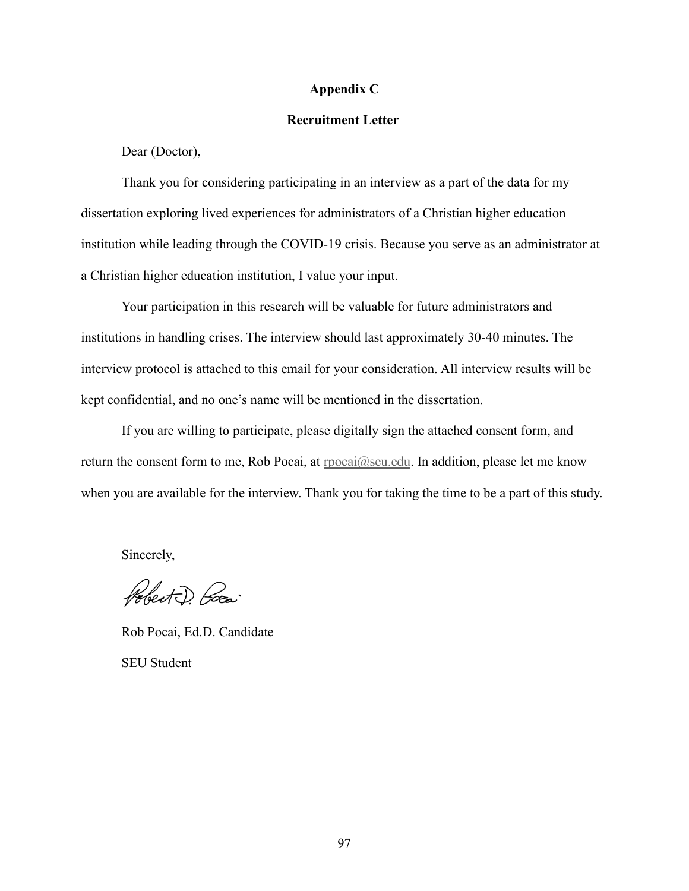# Appendix C

## Recruitment Letter

Dear (Doctor),

Thank you for considering participating in an interview as a part of the data for my dissertation exploring lived experiences for administrators of a Christian higher education institution while leading through the COVID-19 crisis. Because you serve as an administrator at a Christian higher education institution, I value your input.

Your participation in this research will be valuable for future administrators and institutions in handling crises. The interview should last approximately 30-40 minutes. The interview protocol is attached to this email for your consideration. All interview results will be kept confidential, and no one's name will be mentioned in the dissertation.

If you are willing to participate, please digitally sign the attached consent form, and return the consent form to me, Rob Pocai, at rpocai@seu.edu. In addition, please let me know when you are available for the interview. Thank you for taking the time to be a part of this study.

Sincerely,

Robert D. Pocai

Rob Pocai, Ed.D. Candidate

SEU Student